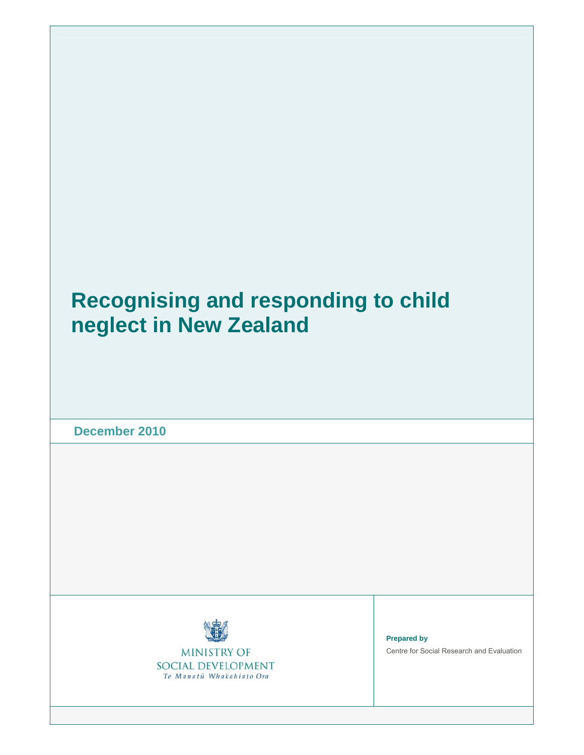# Recognising and responding to child neglect in New Zealand

**December 2010**

MINISTRY OF SOCIAL DEVELOPMENT
*Te Manatū Whakahiato Ora*

**Prepared by**

Centre for Social Research and Evaluation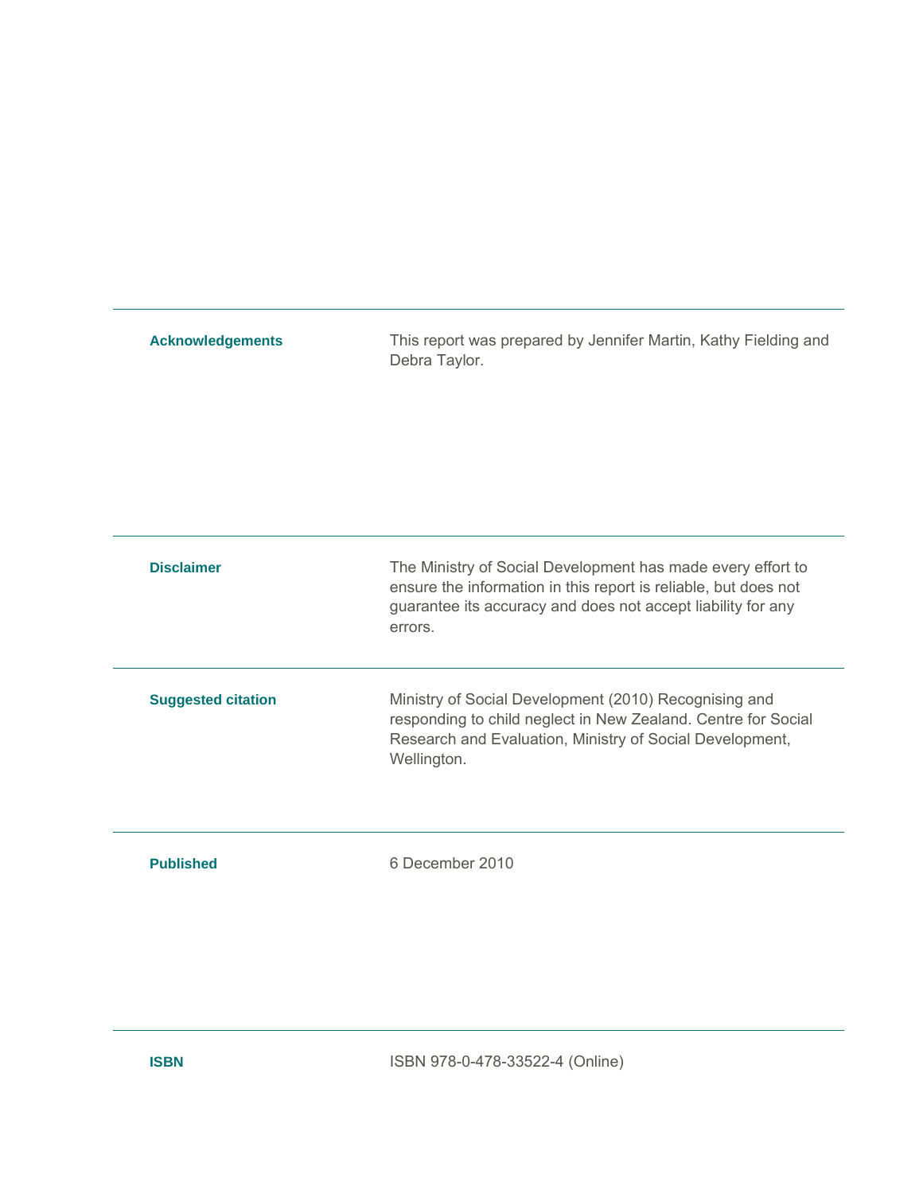**Acknowledgements**

This report was prepared by Jennifer Martin, Kathy Fielding and Debra Taylor.

**Disclaimer**

The Ministry of Social Development has made every effort to ensure the information in this report is reliable, but does not guarantee its accuracy and does not accept liability for any errors.

**Suggested citation**

Ministry of Social Development (2010) Recognising and responding to child neglect in New Zealand. Centre for Social Research and Evaluation, Ministry of Social Development, Wellington.

**Published**

6 December 2010

**ISBN**

ISBN 978-0-478-33522-4 (Online)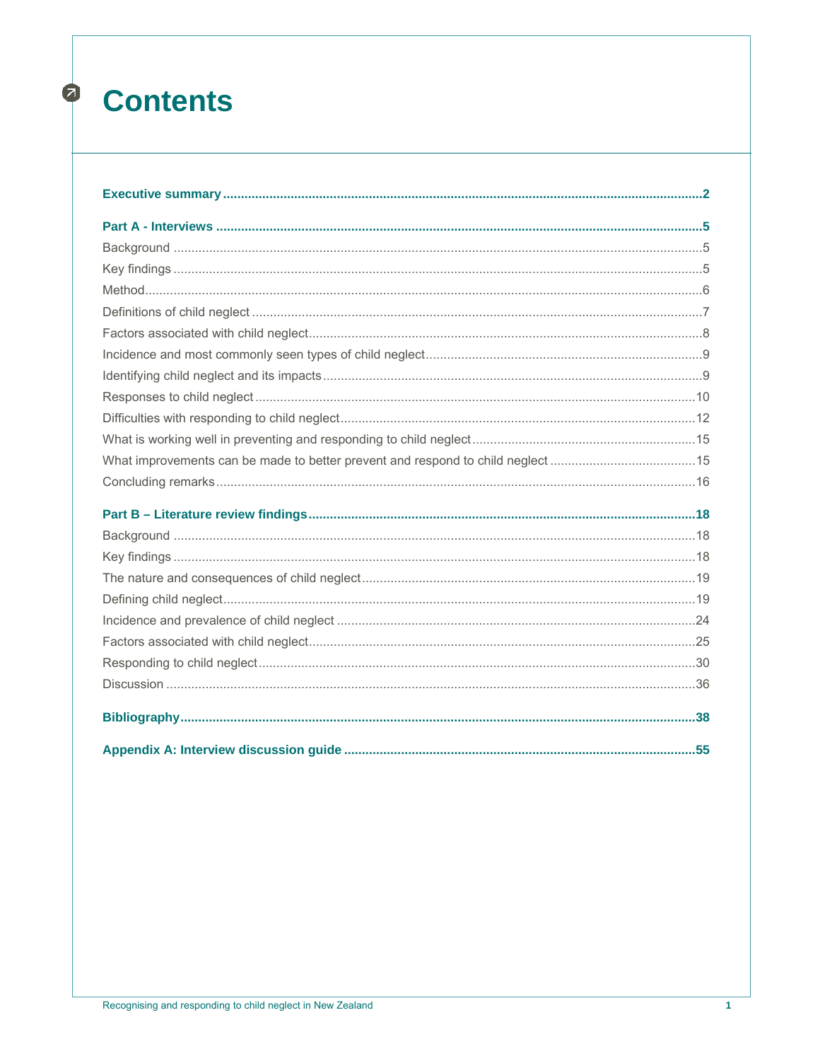# Contents

**Executive summary** ..... **2**

**Part A - Interviews** ..... **5**

Background ..... 5

Key findings ..... 5

Method ..... 6

Definitions of child neglect ..... 7

Factors associated with child neglect ..... 8

Incidence and most commonly seen types of child neglect ..... 9

Identifying child neglect and its impacts ..... 9

Responses to child neglect ..... 10

Difficulties with responding to child neglect ..... 12

What is working well in preventing and responding to child neglect ..... 15

What improvements can be made to better prevent and respond to child neglect ..... 15

Concluding remarks ..... 16

**Part B – Literature review findings** ..... **18**

Background ..... 18

Key findings ..... 18

The nature and consequences of child neglect ..... 19

Defining child neglect ..... 19

Incidence and prevalence of child neglect ..... 24

Factors associated with child neglect ..... 25

Responding to child neglect ..... 30

Discussion ..... 36

**Bibliography** ..... **38**

**Appendix A: Interview discussion guide** ..... **55**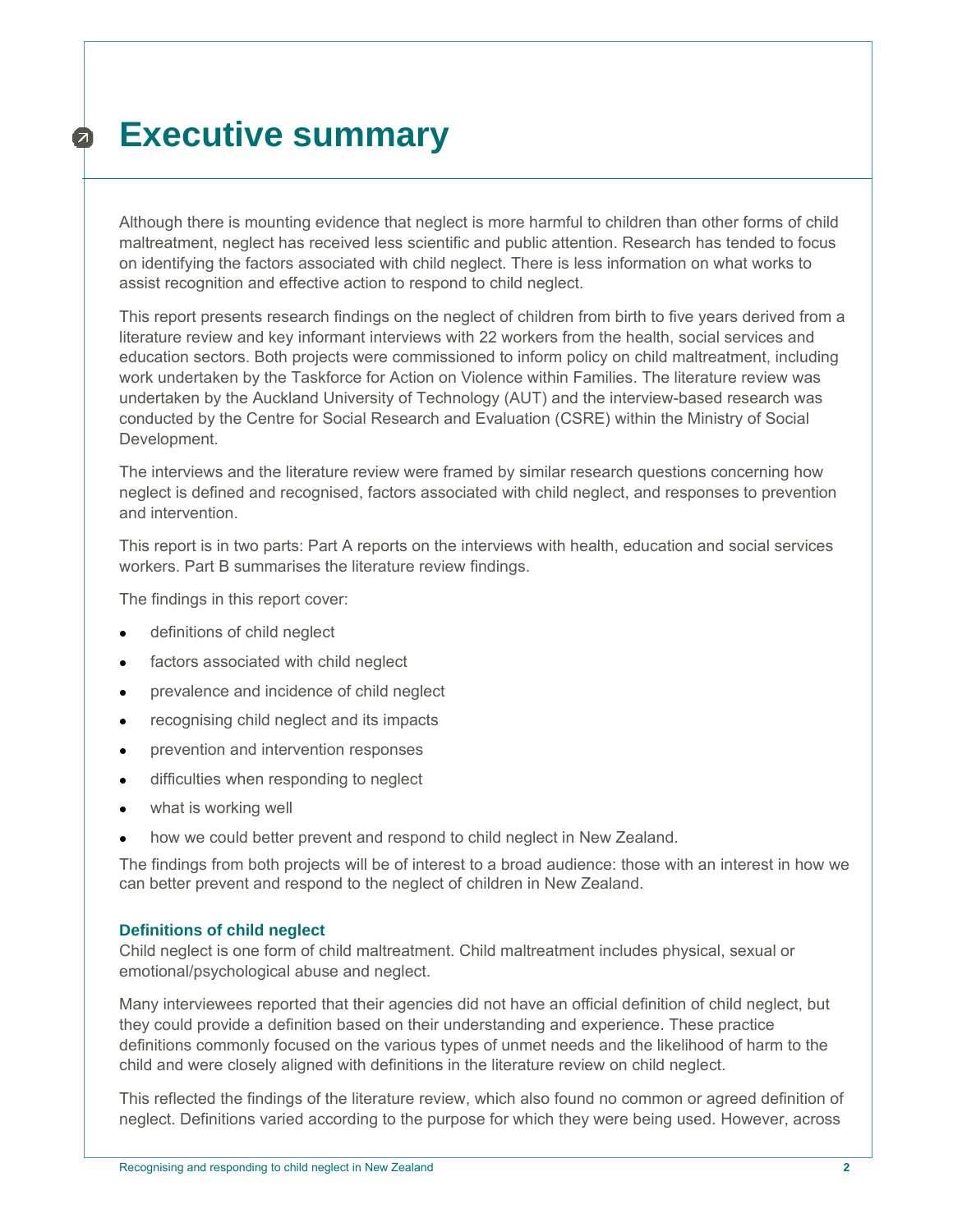# Executive summary

Although there is mounting evidence that neglect is more harmful to children than other forms of child maltreatment, neglect has received less scientific and public attention. Research has tended to focus on identifying the factors associated with child neglect. There is less information on what works to assist recognition and effective action to respond to child neglect.

This report presents research findings on the neglect of children from birth to five years derived from a literature review and key informant interviews with 22 workers from the health, social services and education sectors. Both projects were commissioned to inform policy on child maltreatment, including work undertaken by the Taskforce for Action on Violence within Families. The literature review was undertaken by the Auckland University of Technology (AUT) and the interview-based research was conducted by the Centre for Social Research and Evaluation (CSRE) within the Ministry of Social Development.

The interviews and the literature review were framed by similar research questions concerning how neglect is defined and recognised, factors associated with child neglect, and responses to prevention and intervention.

This report is in two parts: Part A reports on the interviews with health, education and social services workers. Part B summarises the literature review findings.

The findings in this report cover:

- definitions of child neglect
- factors associated with child neglect
- prevalence and incidence of child neglect
- recognising child neglect and its impacts
- prevention and intervention responses
- difficulties when responding to neglect
- what is working well
- how we could better prevent and respond to child neglect in New Zealand.

The findings from both projects will be of interest to a broad audience: those with an interest in how we can better prevent and respond to the neglect of children in New Zealand.

### Definitions of child neglect

Child neglect is one form of child maltreatment. Child maltreatment includes physical, sexual or emotional/psychological abuse and neglect.

Many interviewees reported that their agencies did not have an official definition of child neglect, but they could provide a definition based on their understanding and experience. These practice definitions commonly focused on the various types of unmet needs and the likelihood of harm to the child and were closely aligned with definitions in the literature review on child neglect.

This reflected the findings of the literature review, which also found no common or agreed definition of neglect. Definitions varied according to the purpose for which they were being used. However, across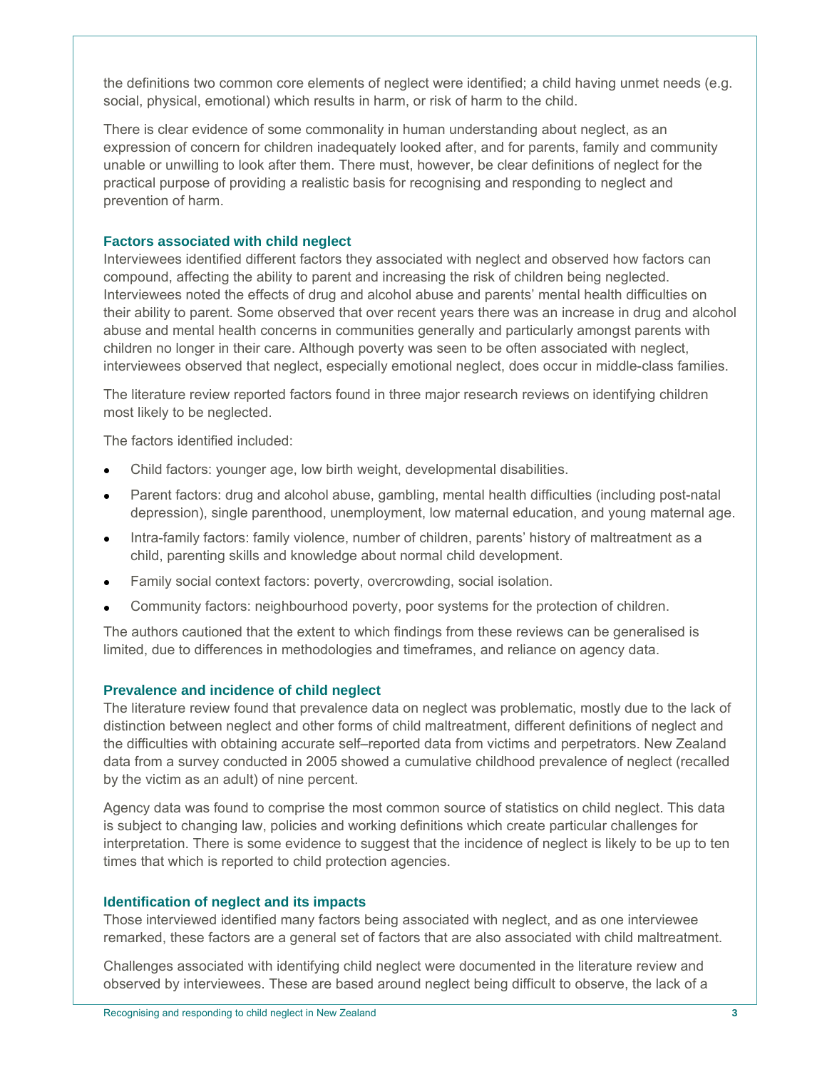the definitions two common core elements of neglect were identified; a child having unmet needs (e.g. social, physical, emotional) which results in harm, or risk of harm to the child.

There is clear evidence of some commonality in human understanding about neglect, as an expression of concern for children inadequately looked after, and for parents, family and community unable or unwilling to look after them. There must, however, be clear definitions of neglect for the practical purpose of providing a realistic basis for recognising and responding to neglect and prevention of harm.

### Factors associated with child neglect

Interviewees identified different factors they associated with neglect and observed how factors can compound, affecting the ability to parent and increasing the risk of children being neglected. Interviewees noted the effects of drug and alcohol abuse and parents' mental health difficulties on their ability to parent. Some observed that over recent years there was an increase in drug and alcohol abuse and mental health concerns in communities generally and particularly amongst parents with children no longer in their care. Although poverty was seen to be often associated with neglect, interviewees observed that neglect, especially emotional neglect, does occur in middle-class families.

The literature review reported factors found in three major research reviews on identifying children most likely to be neglected.

The factors identified included:

- Child factors: younger age, low birth weight, developmental disabilities.
- Parent factors: drug and alcohol abuse, gambling, mental health difficulties (including post-natal depression), single parenthood, unemployment, low maternal education, and young maternal age.
- Intra-family factors: family violence, number of children, parents' history of maltreatment as a child, parenting skills and knowledge about normal child development.
- Family social context factors: poverty, overcrowding, social isolation.
- Community factors: neighbourhood poverty, poor systems for the protection of children.

The authors cautioned that the extent to which findings from these reviews can be generalised is limited, due to differences in methodologies and timeframes, and reliance on agency data.

### Prevalence and incidence of child neglect

The literature review found that prevalence data on neglect was problematic, mostly due to the lack of distinction between neglect and other forms of child maltreatment, different definitions of neglect and the difficulties with obtaining accurate self–reported data from victims and perpetrators. New Zealand data from a survey conducted in 2005 showed a cumulative childhood prevalence of neglect (recalled by the victim as an adult) of nine percent.

Agency data was found to comprise the most common source of statistics on child neglect. This data is subject to changing law, policies and working definitions which create particular challenges for interpretation. There is some evidence to suggest that the incidence of neglect is likely to be up to ten times that which is reported to child protection agencies.

### Identification of neglect and its impacts

Those interviewed identified many factors being associated with neglect, and as one interviewee remarked, these factors are a general set of factors that are also associated with child maltreatment.

Challenges associated with identifying child neglect were documented in the literature review and observed by interviewees. These are based around neglect being difficult to observe, the lack of a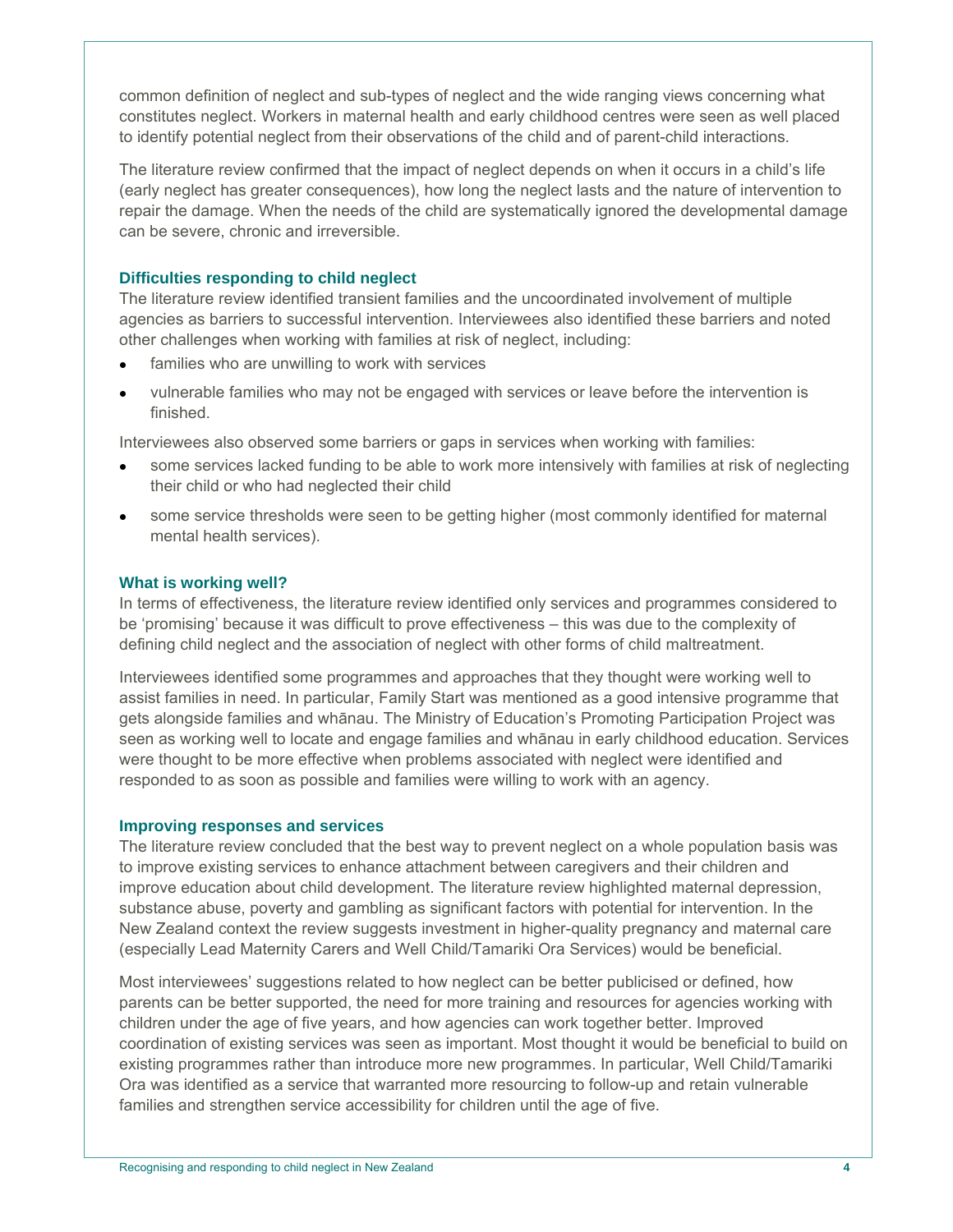common definition of neglect and sub-types of neglect and the wide ranging views concerning what constitutes neglect. Workers in maternal health and early childhood centres were seen as well placed to identify potential neglect from their observations of the child and of parent-child interactions.

The literature review confirmed that the impact of neglect depends on when it occurs in a child's life (early neglect has greater consequences), how long the neglect lasts and the nature of intervention to repair the damage. When the needs of the child are systematically ignored the developmental damage can be severe, chronic and irreversible.

### Difficulties responding to child neglect

The literature review identified transient families and the uncoordinated involvement of multiple agencies as barriers to successful intervention. Interviewees also identified these barriers and noted other challenges when working with families at risk of neglect, including:

- families who are unwilling to work with services
- vulnerable families who may not be engaged with services or leave before the intervention is finished.

Interviewees also observed some barriers or gaps in services when working with families:

- some services lacked funding to be able to work more intensively with families at risk of neglecting their child or who had neglected their child
- some service thresholds were seen to be getting higher (most commonly identified for maternal mental health services).

### What is working well?

In terms of effectiveness, the literature review identified only services and programmes considered to be 'promising' because it was difficult to prove effectiveness – this was due to the complexity of defining child neglect and the association of neglect with other forms of child maltreatment.

Interviewees identified some programmes and approaches that they thought were working well to assist families in need. In particular, Family Start was mentioned as a good intensive programme that gets alongside families and whānau. The Ministry of Education's Promoting Participation Project was seen as working well to locate and engage families and whānau in early childhood education. Services were thought to be more effective when problems associated with neglect were identified and responded to as soon as possible and families were willing to work with an agency.

### Improving responses and services

The literature review concluded that the best way to prevent neglect on a whole population basis was to improve existing services to enhance attachment between caregivers and their children and improve education about child development. The literature review highlighted maternal depression, substance abuse, poverty and gambling as significant factors with potential for intervention. In the New Zealand context the review suggests investment in higher-quality pregnancy and maternal care (especially Lead Maternity Carers and Well Child/Tamariki Ora Services) would be beneficial.

Most interviewees' suggestions related to how neglect can be better publicised or defined, how parents can be better supported, the need for more training and resources for agencies working with children under the age of five years, and how agencies can work together better. Improved coordination of existing services was seen as important. Most thought it would be beneficial to build on existing programmes rather than introduce more new programmes. In particular, Well Child/Tamariki Ora was identified as a service that warranted more resourcing to follow-up and retain vulnerable families and strengthen service accessibility for children until the age of five.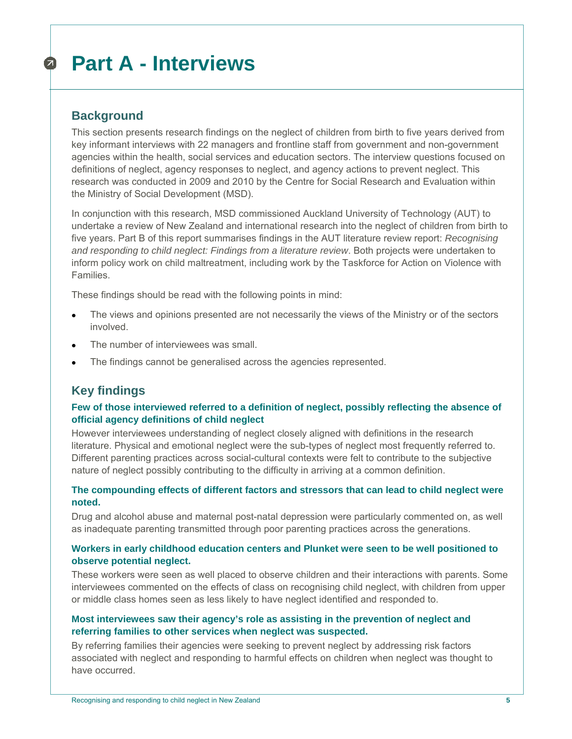# Part A - Interviews

## Background

This section presents research findings on the neglect of children from birth to five years derived from key informant interviews with 22 managers and frontline staff from government and non-government agencies within the health, social services and education sectors. The interview questions focused on definitions of neglect, agency responses to neglect, and agency actions to prevent neglect. This research was conducted in 2009 and 2010 by the Centre for Social Research and Evaluation within the Ministry of Social Development (MSD).

In conjunction with this research, MSD commissioned Auckland University of Technology (AUT) to undertake a review of New Zealand and international research into the neglect of children from birth to five years. Part B of this report summarises findings in the AUT literature review report: *Recognising and responding to child neglect: Findings from a literature review*. Both projects were undertaken to inform policy work on child maltreatment, including work by the Taskforce for Action on Violence with Families.

These findings should be read with the following points in mind:

- The views and opinions presented are not necessarily the views of the Ministry or of the sectors involved.
- The number of interviewees was small.
- The findings cannot be generalised across the agencies represented.

## Key findings

### Few of those interviewed referred to a definition of neglect, possibly reflecting the absence of official agency definitions of child neglect

However interviewees understanding of neglect closely aligned with definitions in the research literature. Physical and emotional neglect were the sub-types of neglect most frequently referred to. Different parenting practices across social-cultural contexts were felt to contribute to the subjective nature of neglect possibly contributing to the difficulty in arriving at a common definition.

### The compounding effects of different factors and stressors that can lead to child neglect were noted.

Drug and alcohol abuse and maternal post-natal depression were particularly commented on, as well as inadequate parenting transmitted through poor parenting practices across the generations.

### Workers in early childhood education centers and Plunket were seen to be well positioned to observe potential neglect.

These workers were seen as well placed to observe children and their interactions with parents. Some interviewees commented on the effects of class on recognising child neglect, with children from upper or middle class homes seen as less likely to have neglect identified and responded to.

### Most interviewees saw their agency's role as assisting in the prevention of neglect and referring families to other services when neglect was suspected.

By referring families their agencies were seeking to prevent neglect by addressing risk factors associated with neglect and responding to harmful effects on children when neglect was thought to have occurred.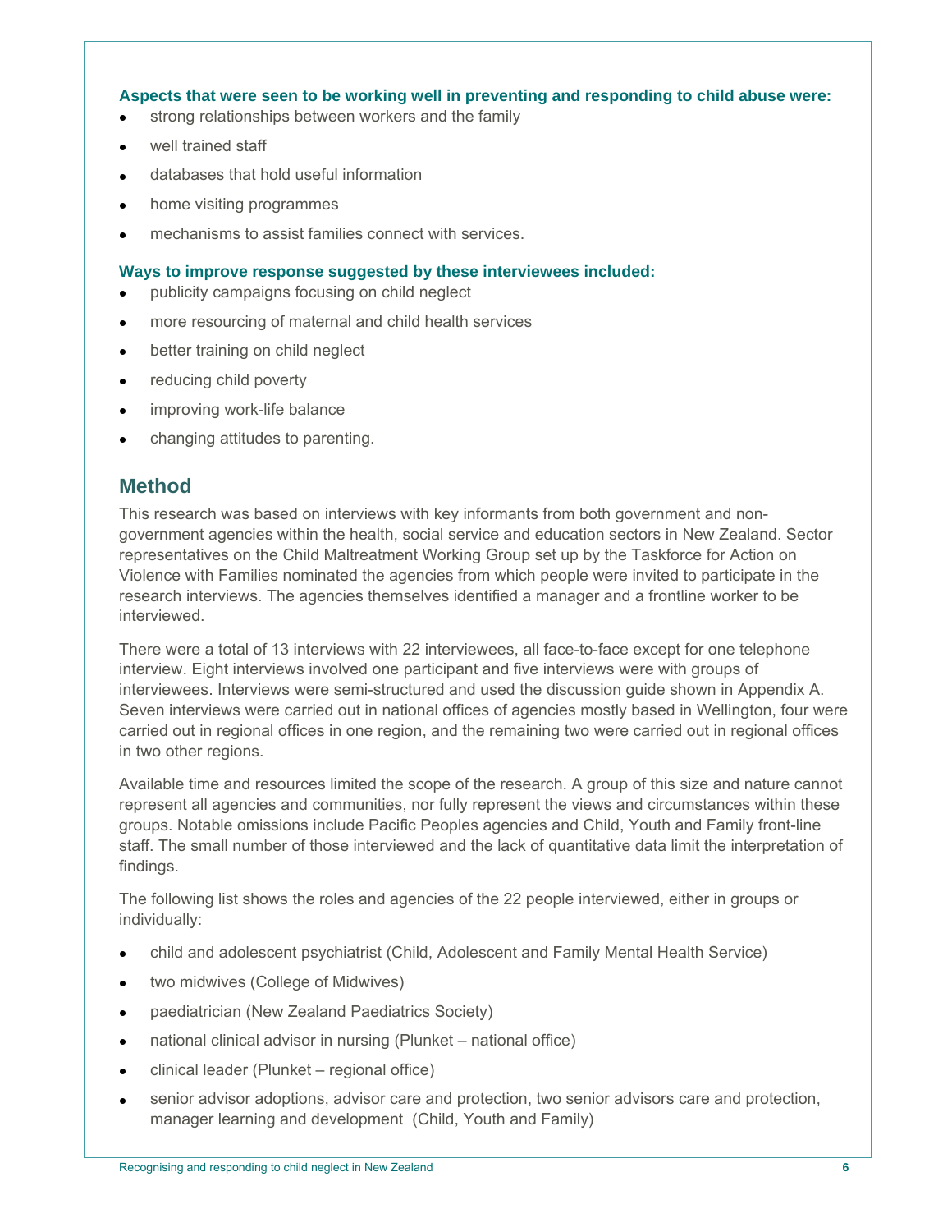**Aspects that were seen to be working well in preventing and responding to child abuse were:**

- strong relationships between workers and the family
- well trained staff
- databases that hold useful information
- home visiting programmes
- mechanisms to assist families connect with services.

**Ways to improve response suggested by these interviewees included:**

- publicity campaigns focusing on child neglect
- more resourcing of maternal and child health services
- better training on child neglect
- reducing child poverty
- improving work-life balance
- changing attitudes to parenting.

## Method

This research was based on interviews with key informants from both government and non-government agencies within the health, social service and education sectors in New Zealand. Sector representatives on the Child Maltreatment Working Group set up by the Taskforce for Action on Violence with Families nominated the agencies from which people were invited to participate in the research interviews. The agencies themselves identified a manager and a frontline worker to be interviewed.

There were a total of 13 interviews with 22 interviewees, all face-to-face except for one telephone interview. Eight interviews involved one participant and five interviews were with groups of interviewees. Interviews were semi-structured and used the discussion guide shown in Appendix A. Seven interviews were carried out in national offices of agencies mostly based in Wellington, four were carried out in regional offices in one region, and the remaining two were carried out in regional offices in two other regions.

Available time and resources limited the scope of the research. A group of this size and nature cannot represent all agencies and communities, nor fully represent the views and circumstances within these groups. Notable omissions include Pacific Peoples agencies and Child, Youth and Family front-line staff. The small number of those interviewed and the lack of quantitative data limit the interpretation of findings.

The following list shows the roles and agencies of the 22 people interviewed, either in groups or individually:

- child and adolescent psychiatrist (Child, Adolescent and Family Mental Health Service)
- two midwives (College of Midwives)
- paediatrician (New Zealand Paediatrics Society)
- national clinical advisor in nursing (Plunket – national office)
- clinical leader (Plunket – regional office)
- senior advisor adoptions, advisor care and protection, two senior advisors care and protection, manager learning and development (Child, Youth and Family)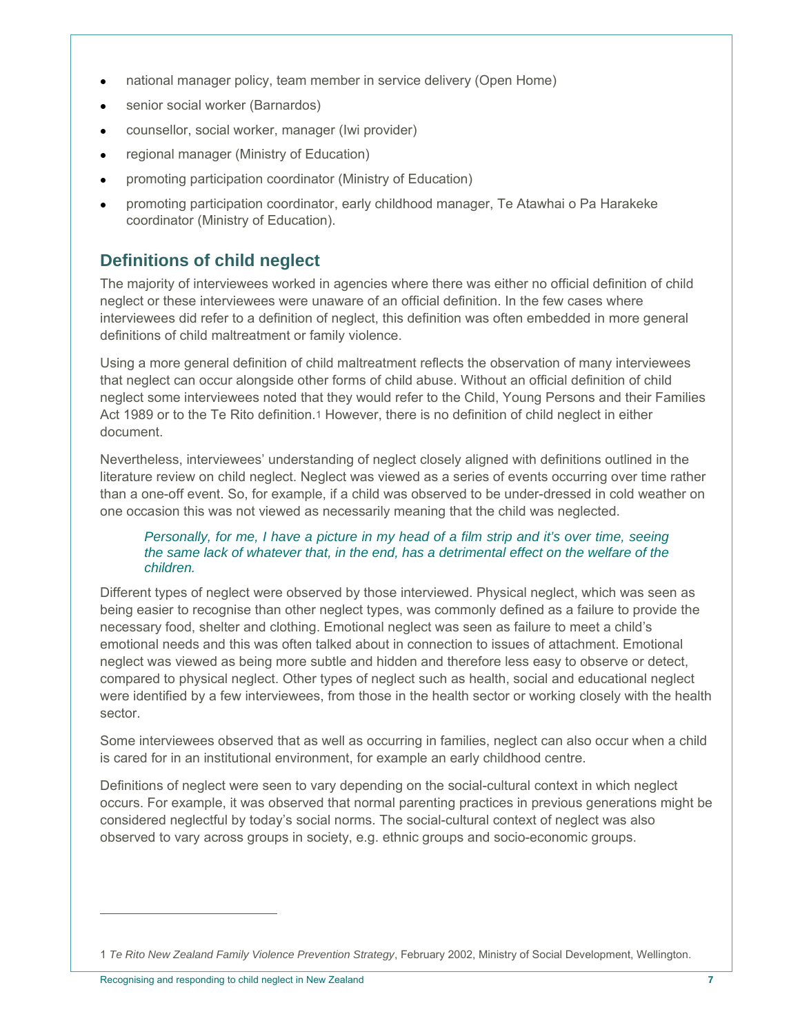- national manager policy, team member in service delivery (Open Home)
- senior social worker (Barnardos)
- counsellor, social worker, manager (Iwi provider)
- regional manager (Ministry of Education)
- promoting participation coordinator (Ministry of Education)
- promoting participation coordinator, early childhood manager, Te Atawhai o Pa Harakeke coordinator (Ministry of Education).

## Definitions of child neglect

The majority of interviewees worked in agencies where there was either no official definition of child neglect or these interviewees were unaware of an official definition. In the few cases where interviewees did refer to a definition of neglect, this definition was often embedded in more general definitions of child maltreatment or family violence.

Using a more general definition of child maltreatment reflects the observation of many interviewees that neglect can occur alongside other forms of child abuse. Without an official definition of child neglect some interviewees noted that they would refer to the Child, Young Persons and their Families Act 1989 or to the Te Rito definition.[1] However, there is no definition of child neglect in either document.

Nevertheless, interviewees' understanding of neglect closely aligned with definitions outlined in the literature review on child neglect. Neglect was viewed as a series of events occurring over time rather than a one-off event. So, for example, if a child was observed to be under-dressed in cold weather on one occasion this was not viewed as necessarily meaning that the child was neglected.

> *Personally, for me, I have a picture in my head of a film strip and it's over time, seeing the same lack of whatever that, in the end, has a detrimental effect on the welfare of the children.*

Different types of neglect were observed by those interviewed. Physical neglect, which was seen as being easier to recognise than other neglect types, was commonly defined as a failure to provide the necessary food, shelter and clothing. Emotional neglect was seen as failure to meet a child's emotional needs and this was often talked about in connection to issues of attachment. Emotional neglect was viewed as being more subtle and hidden and therefore less easy to observe or detect, compared to physical neglect. Other types of neglect such as health, social and educational neglect were identified by a few interviewees, from those in the health sector or working closely with the health sector.

Some interviewees observed that as well as occurring in families, neglect can also occur when a child is cared for in an institutional environment, for example an early childhood centre.

Definitions of neglect were seen to vary depending on the social-cultural context in which neglect occurs. For example, it was observed that normal parenting practices in previous generations might be considered neglectful by today's social norms. The social-cultural context of neglect was also observed to vary across groups in society, e.g. ethnic groups and socio-economic groups.

---

1 *Te Rito New Zealand Family Violence Prevention Strategy*, February 2002, Ministry of Social Development, Wellington.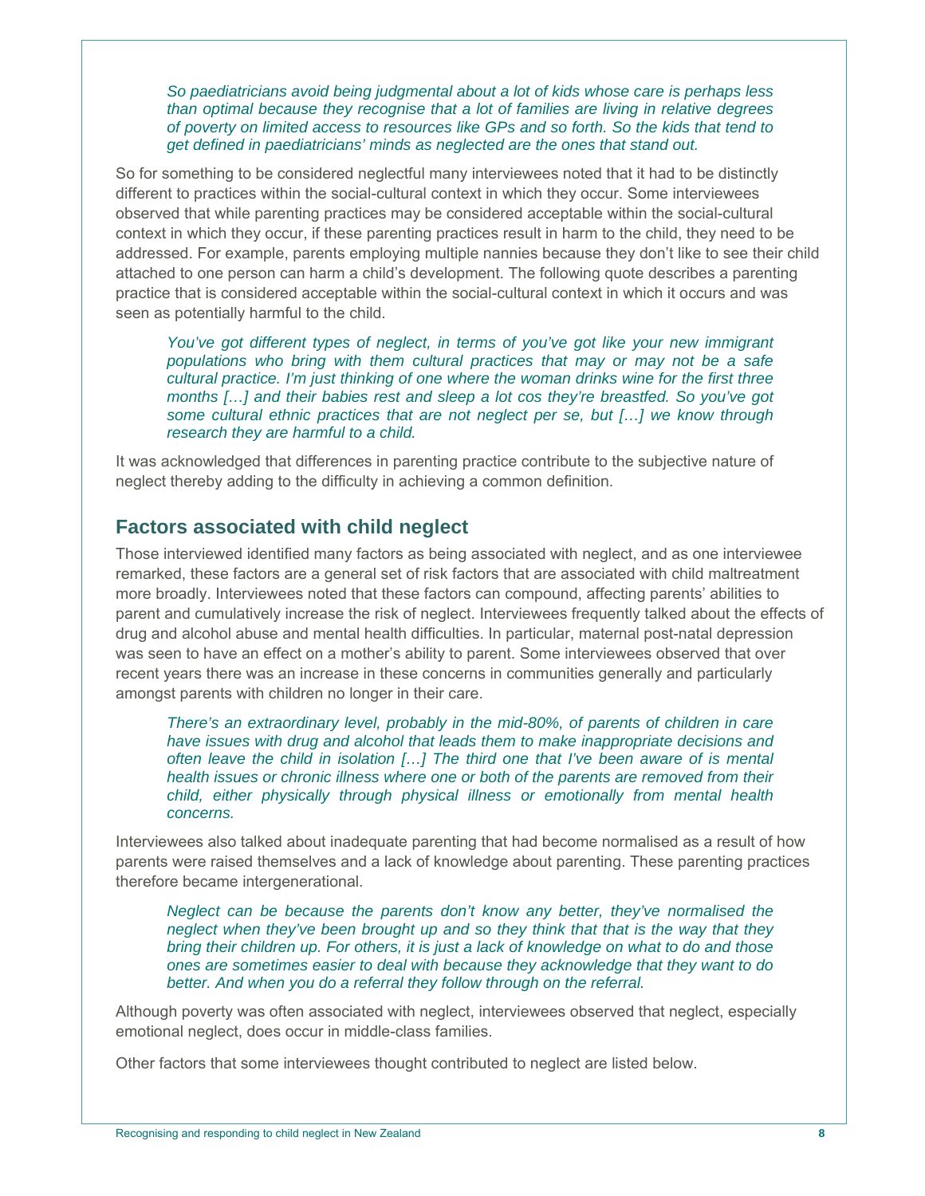> *So paediatricians avoid being judgmental about a lot of kids whose care is perhaps less than optimal because they recognise that a lot of families are living in relative degrees of poverty on limited access to resources like GPs and so forth. So the kids that tend to get defined in paediatricians' minds as neglected are the ones that stand out.*

So for something to be considered neglectful many interviewees noted that it had to be distinctly different to practices within the social-cultural context in which they occur. Some interviewees observed that while parenting practices may be considered acceptable within the social-cultural context in which they occur, if these parenting practices result in harm to the child, they need to be addressed. For example, parents employing multiple nannies because they don't like to see their child attached to one person can harm a child's development. The following quote describes a parenting practice that is considered acceptable within the social-cultural context in which it occurs and was seen as potentially harmful to the child.

> *You've got different types of neglect, in terms of you've got like your new immigrant populations who bring with them cultural practices that may or may not be a safe cultural practice. I'm just thinking of one where the woman drinks wine for the first three months […] and their babies rest and sleep a lot cos they're breastfed. So you've got some cultural ethnic practices that are not neglect per se, but […] we know through research they are harmful to a child.*

It was acknowledged that differences in parenting practice contribute to the subjective nature of neglect thereby adding to the difficulty in achieving a common definition.

## Factors associated with child neglect

Those interviewed identified many factors as being associated with neglect, and as one interviewee remarked, these factors are a general set of risk factors that are associated with child maltreatment more broadly. Interviewees noted that these factors can compound, affecting parents' abilities to parent and cumulatively increase the risk of neglect. Interviewees frequently talked about the effects of drug and alcohol abuse and mental health difficulties. In particular, maternal post-natal depression was seen to have an effect on a mother's ability to parent. Some interviewees observed that over recent years there was an increase in these concerns in communities generally and particularly amongst parents with children no longer in their care.

> *There's an extraordinary level, probably in the mid-80%, of parents of children in care have issues with drug and alcohol that leads them to make inappropriate decisions and often leave the child in isolation […] The third one that I've been aware of is mental health issues or chronic illness where one or both of the parents are removed from their child, either physically through physical illness or emotionally from mental health concerns.*

Interviewees also talked about inadequate parenting that had become normalised as a result of how parents were raised themselves and a lack of knowledge about parenting. These parenting practices therefore became intergenerational.

> *Neglect can be because the parents don't know any better, they've normalised the neglect when they've been brought up and so they think that that is the way that they bring their children up. For others, it is just a lack of knowledge on what to do and those ones are sometimes easier to deal with because they acknowledge that they want to do better. And when you do a referral they follow through on the referral.*

Although poverty was often associated with neglect, interviewees observed that neglect, especially emotional neglect, does occur in middle-class families.

Other factors that some interviewees thought contributed to neglect are listed below.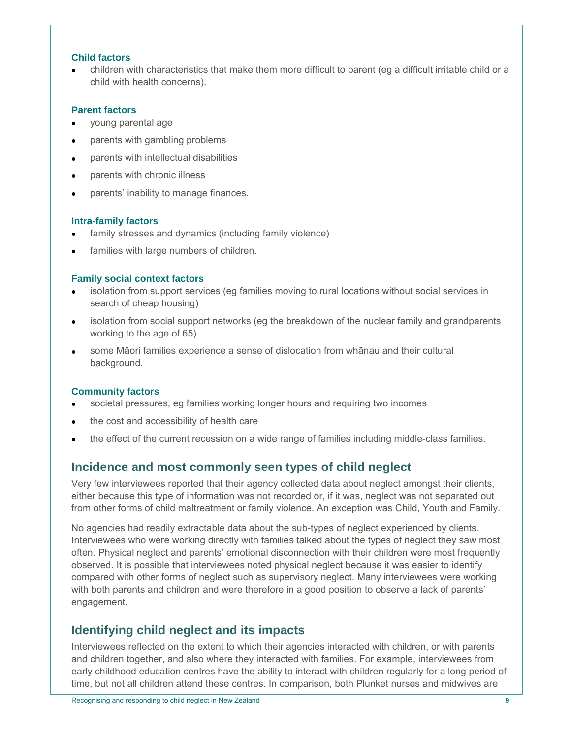#### Child factors

- children with characteristics that make them more difficult to parent (eg a difficult irritable child or a child with health concerns).

#### Parent factors

- young parental age
- parents with gambling problems
- parents with intellectual disabilities
- parents with chronic illness
- parents' inability to manage finances.

#### Intra-family factors

- family stresses and dynamics (including family violence)
- families with large numbers of children.

#### Family social context factors

- isolation from support services (eg families moving to rural locations without social services in search of cheap housing)
- isolation from social support networks (eg the breakdown of the nuclear family and grandparents working to the age of 65)
- some Māori families experience a sense of dislocation from whānau and their cultural background.

#### Community factors

- societal pressures, eg families working longer hours and requiring two incomes
- the cost and accessibility of health care
- the effect of the current recession on a wide range of families including middle-class families.

## Incidence and most commonly seen types of child neglect

Very few interviewees reported that their agency collected data about neglect amongst their clients, either because this type of information was not recorded or, if it was, neglect was not separated out from other forms of child maltreatment or family violence. An exception was Child, Youth and Family.

No agencies had readily extractable data about the sub-types of neglect experienced by clients. Interviewees who were working directly with families talked about the types of neglect they saw most often. Physical neglect and parents' emotional disconnection with their children were most frequently observed. It is possible that interviewees noted physical neglect because it was easier to identify compared with other forms of neglect such as supervisory neglect. Many interviewees were working with both parents and children and were therefore in a good position to observe a lack of parents' engagement.

## Identifying child neglect and its impacts

Interviewees reflected on the extent to which their agencies interacted with children, or with parents and children together, and also where they interacted with families. For example, interviewees from early childhood education centres have the ability to interact with children regularly for a long period of time, but not all children attend these centres. In comparison, both Plunket nurses and midwives are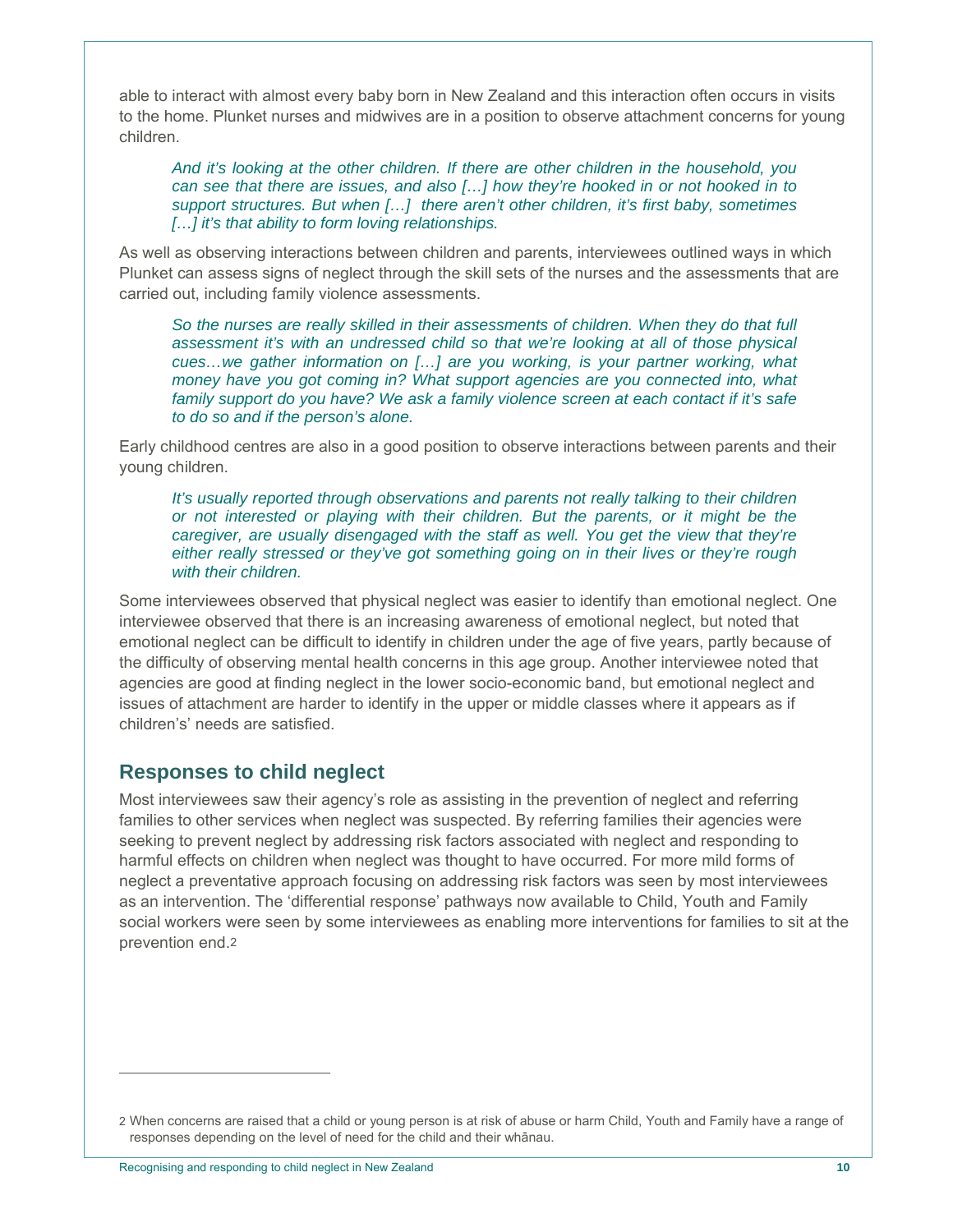able to interact with almost every baby born in New Zealand and this interaction often occurs in visits to the home. Plunket nurses and midwives are in a position to observe attachment concerns for young children.

> *And it's looking at the other children. If there are other children in the household, you can see that there are issues, and also […] how they're hooked in or not hooked in to support structures. But when […] there aren't other children, it's first baby, sometimes […] it's that ability to form loving relationships.*

As well as observing interactions between children and parents, interviewees outlined ways in which Plunket can assess signs of neglect through the skill sets of the nurses and the assessments that are carried out, including family violence assessments.

> *So the nurses are really skilled in their assessments of children. When they do that full assessment it's with an undressed child so that we're looking at all of those physical cues…we gather information on […] are you working, is your partner working, what money have you got coming in? What support agencies are you connected into, what family support do you have? We ask a family violence screen at each contact if it's safe to do so and if the person's alone.*

Early childhood centres are also in a good position to observe interactions between parents and their young children.

> *It's usually reported through observations and parents not really talking to their children or not interested or playing with their children. But the parents, or it might be the caregiver, are usually disengaged with the staff as well. You get the view that they're either really stressed or they've got something going on in their lives or they're rough with their children.*

Some interviewees observed that physical neglect was easier to identify than emotional neglect. One interviewee observed that there is an increasing awareness of emotional neglect, but noted that emotional neglect can be difficult to identify in children under the age of five years, partly because of the difficulty of observing mental health concerns in this age group. Another interviewee noted that agencies are good at finding neglect in the lower socio-economic band, but emotional neglect and issues of attachment are harder to identify in the upper or middle classes where it appears as if children's' needs are satisfied.

## Responses to child neglect

Most interviewees saw their agency's role as assisting in the prevention of neglect and referring families to other services when neglect was suspected. By referring families their agencies were seeking to prevent neglect by addressing risk factors associated with neglect and responding to harmful effects on children when neglect was thought to have occurred. For more mild forms of neglect a preventative approach focusing on addressing risk factors was seen by most interviewees as an intervention. The 'differential response' pathways now available to Child, Youth and Family social workers were seen by some interviewees as enabling more interventions for families to sit at the prevention end.[2]

---

[2] When concerns are raised that a child or young person is at risk of abuse or harm Child, Youth and Family have a range of responses depending on the level of need for the child and their whānau.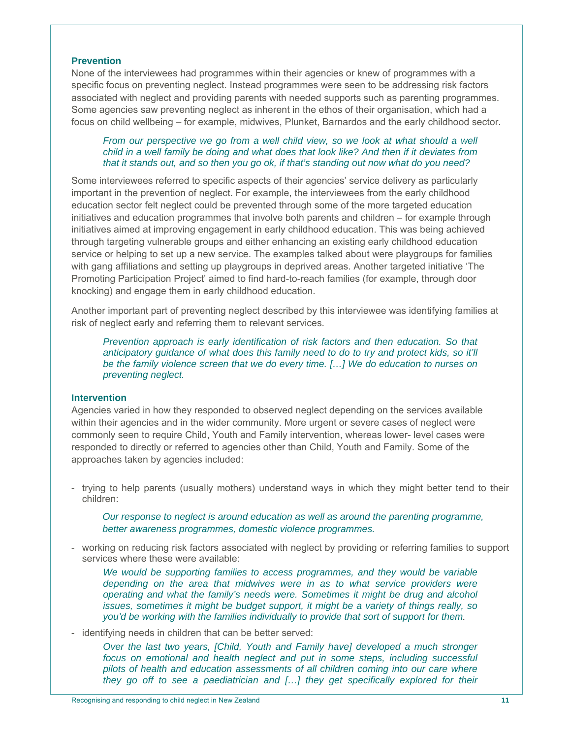### Prevention

None of the interviewees had programmes within their agencies or knew of programmes with a specific focus on preventing neglect. Instead programmes were seen to be addressing risk factors associated with neglect and providing parents with needed supports such as parenting programmes. Some agencies saw preventing neglect as inherent in the ethos of their organisation, which had a focus on child wellbeing – for example, midwives, Plunket, Barnardos and the early childhood sector.

> *From our perspective we go from a well child view, so we look at what should a well child in a well family be doing and what does that look like? And then if it deviates from that it stands out, and so then you go ok, if that's standing out now what do you need?*

Some interviewees referred to specific aspects of their agencies' service delivery as particularly important in the prevention of neglect. For example, the interviewees from the early childhood education sector felt neglect could be prevented through some of the more targeted education initiatives and education programmes that involve both parents and children – for example through initiatives aimed at improving engagement in early childhood education. This was being achieved through targeting vulnerable groups and either enhancing an existing early childhood education service or helping to set up a new service. The examples talked about were playgroups for families with gang affiliations and setting up playgroups in deprived areas. Another targeted initiative 'The Promoting Participation Project' aimed to find hard-to-reach families (for example, through door knocking) and engage them in early childhood education.

Another important part of preventing neglect described by this interviewee was identifying families at risk of neglect early and referring them to relevant services.

> *Prevention approach is early identification of risk factors and then education. So that anticipatory guidance of what does this family need to do to try and protect kids, so it'll be the family violence screen that we do every time. […] We do education to nurses on preventing neglect.*

### Intervention

Agencies varied in how they responded to observed neglect depending on the services available within their agencies and in the wider community. More urgent or severe cases of neglect were commonly seen to require Child, Youth and Family intervention, whereas lower- level cases were responded to directly or referred to agencies other than Child, Youth and Family. Some of the approaches taken by agencies included:

- trying to help parents (usually mothers) understand ways in which they might better tend to their children:

  > *Our response to neglect is around education as well as around the parenting programme, better awareness programmes, domestic violence programmes.*

- working on reducing risk factors associated with neglect by providing or referring families to support services where these were available:

  > *We would be supporting families to access programmes, and they would be variable depending on the area that midwives were in as to what service providers were operating and what the family's needs were. Sometimes it might be drug and alcohol issues, sometimes it might be budget support, it might be a variety of things really, so you'd be working with the families individually to provide that sort of support for them.*

- identifying needs in children that can be better served:

  > *Over the last two years, [Child, Youth and Family have] developed a much stronger focus on emotional and health neglect and put in some steps, including successful pilots of health and education assessments of all children coming into our care where they go off to see a paediatrician and […] they get specifically explored for their*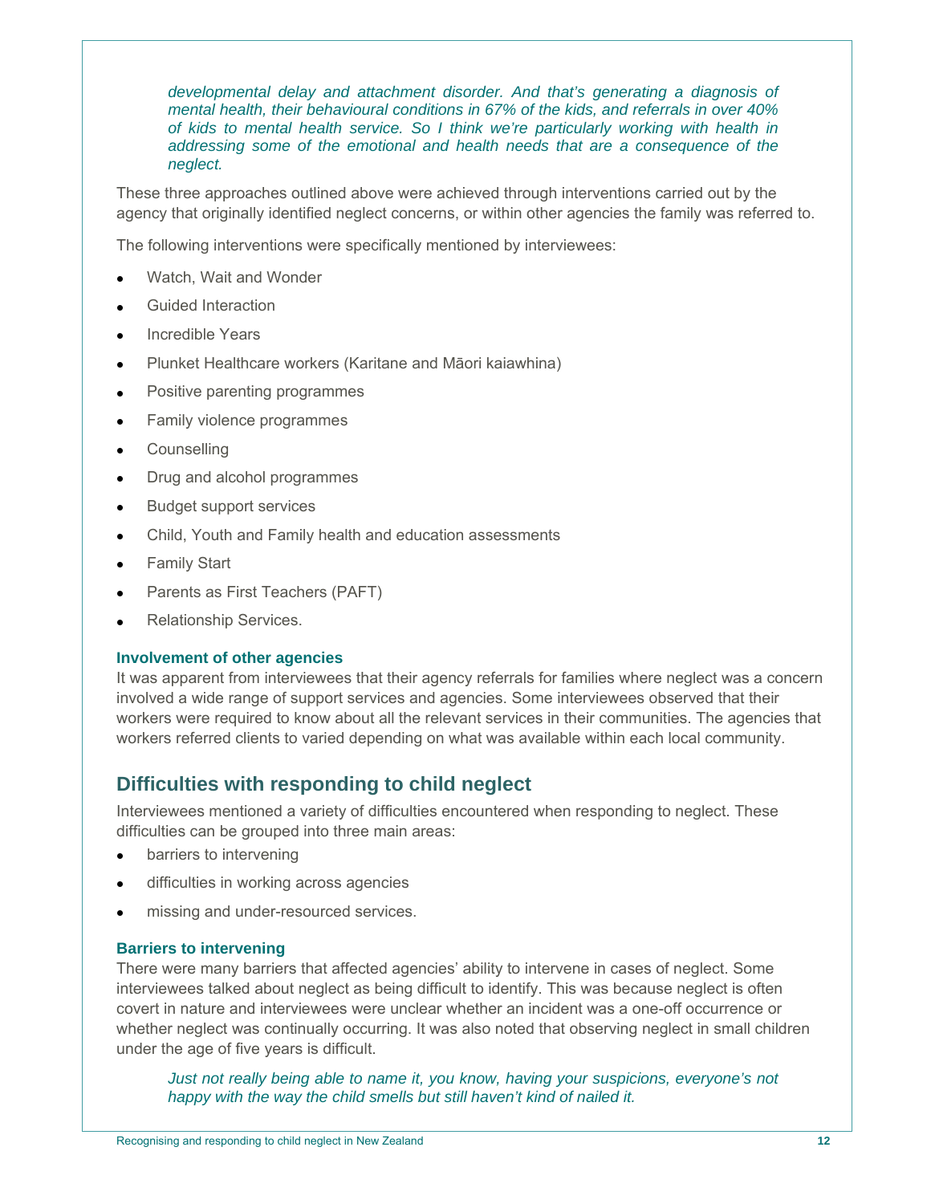*developmental delay and attachment disorder. And that's generating a diagnosis of mental health, their behavioural conditions in 67% of the kids, and referrals in over 40% of kids to mental health service. So I think we're particularly working with health in addressing some of the emotional and health needs that are a consequence of the neglect.*

These three approaches outlined above were achieved through interventions carried out by the agency that originally identified neglect concerns, or within other agencies the family was referred to.

The following interventions were specifically mentioned by interviewees:

- Watch, Wait and Wonder
- Guided Interaction
- Incredible Years
- Plunket Healthcare workers (Karitane and Māori kaiawhina)
- Positive parenting programmes
- Family violence programmes
- Counselling
- Drug and alcohol programmes
- Budget support services
- Child, Youth and Family health and education assessments
- Family Start
- Parents as First Teachers (PAFT)
- Relationship Services.

### Involvement of other agencies

It was apparent from interviewees that their agency referrals for families where neglect was a concern involved a wide range of support services and agencies. Some interviewees observed that their workers were required to know about all the relevant services in their communities. The agencies that workers referred clients to varied depending on what was available within each local community.

## Difficulties with responding to child neglect

Interviewees mentioned a variety of difficulties encountered when responding to neglect. These difficulties can be grouped into three main areas:

- barriers to intervening
- difficulties in working across agencies
- missing and under-resourced services.

### Barriers to intervening

There were many barriers that affected agencies' ability to intervene in cases of neglect. Some interviewees talked about neglect as being difficult to identify. This was because neglect is often covert in nature and interviewees were unclear whether an incident was a one-off occurrence or whether neglect was continually occurring. It was also noted that observing neglect in small children under the age of five years is difficult.

*Just not really being able to name it, you know, having your suspicions, everyone's not happy with the way the child smells but still haven't kind of nailed it.*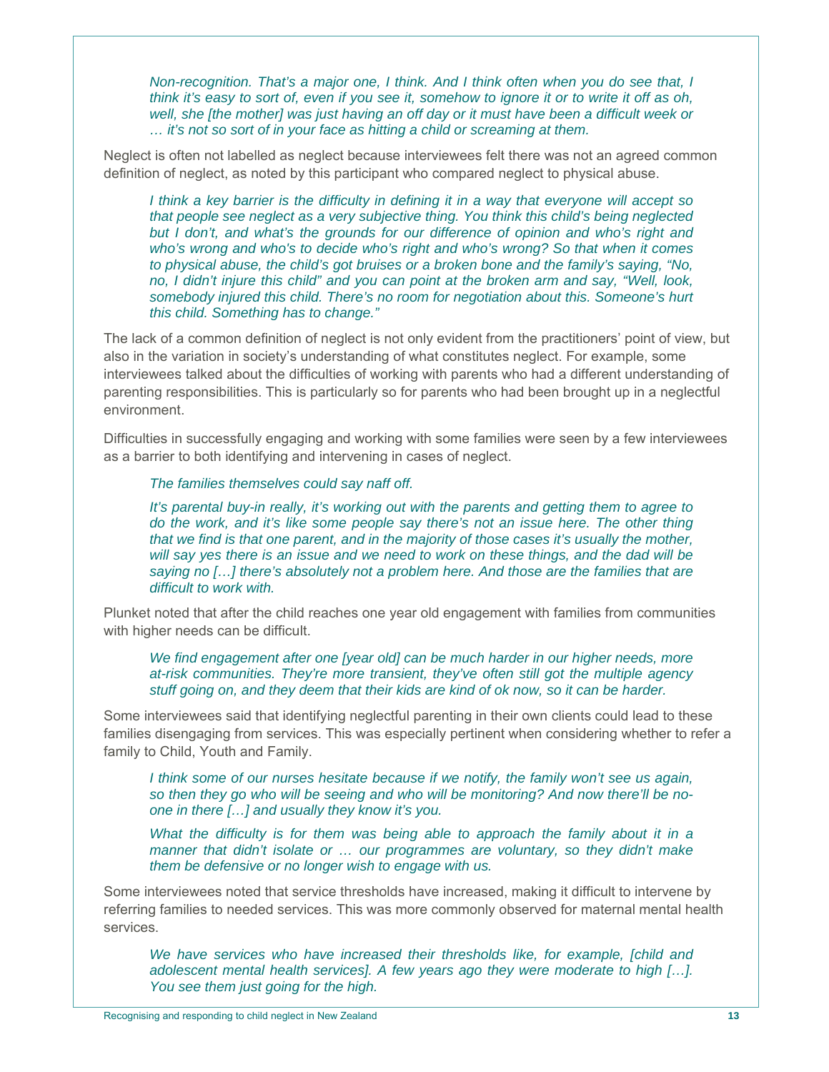> *Non-recognition. That's a major one, I think. And I think often when you do see that, I think it's easy to sort of, even if you see it, somehow to ignore it or to write it off as oh, well, she [the mother] was just having an off day or it must have been a difficult week or … it's not so sort of in your face as hitting a child or screaming at them.*

Neglect is often not labelled as neglect because interviewees felt there was not an agreed common definition of neglect, as noted by this participant who compared neglect to physical abuse.

> *I think a key barrier is the difficulty in defining it in a way that everyone will accept so that people see neglect as a very subjective thing. You think this child's being neglected but I don't, and what's the grounds for our difference of opinion and who's right and who's wrong and who's to decide who's right and who's wrong? So that when it comes to physical abuse, the child's got bruises or a broken bone and the family's saying, "No, no, I didn't injure this child" and you can point at the broken arm and say, "Well, look, somebody injured this child. There's no room for negotiation about this. Someone's hurt this child. Something has to change."*

The lack of a common definition of neglect is not only evident from the practitioners' point of view, but also in the variation in society's understanding of what constitutes neglect. For example, some interviewees talked about the difficulties of working with parents who had a different understanding of parenting responsibilities. This is particularly so for parents who had been brought up in a neglectful environment.

Difficulties in successfully engaging and working with some families were seen by a few interviewees as a barrier to both identifying and intervening in cases of neglect.

> *The families themselves could say naff off.*

> *It's parental buy-in really, it's working out with the parents and getting them to agree to do the work, and it's like some people say there's not an issue here. The other thing that we find is that one parent, and in the majority of those cases it's usually the mother, will say yes there is an issue and we need to work on these things, and the dad will be saying no […] there's absolutely not a problem here. And those are the families that are difficult to work with.*

Plunket noted that after the child reaches one year old engagement with families from communities with higher needs can be difficult.

> *We find engagement after one [year old] can be much harder in our higher needs, more at-risk communities. They're more transient, they've often still got the multiple agency stuff going on, and they deem that their kids are kind of ok now, so it can be harder.*

Some interviewees said that identifying neglectful parenting in their own clients could lead to these families disengaging from services. This was especially pertinent when considering whether to refer a family to Child, Youth and Family.

> *I think some of our nurses hesitate because if we notify, the family won't see us again, so then they go who will be seeing and who will be monitoring? And now there'll be no-one in there […] and usually they know it's you.*

> *What the difficulty is for them was being able to approach the family about it in a manner that didn't isolate or … our programmes are voluntary, so they didn't make them be defensive or no longer wish to engage with us.*

Some interviewees noted that service thresholds have increased, making it difficult to intervene by referring families to needed services. This was more commonly observed for maternal mental health services.

> *We have services who have increased their thresholds like, for example, [child and adolescent mental health services]. A few years ago they were moderate to high […]. You see them just going for the high.*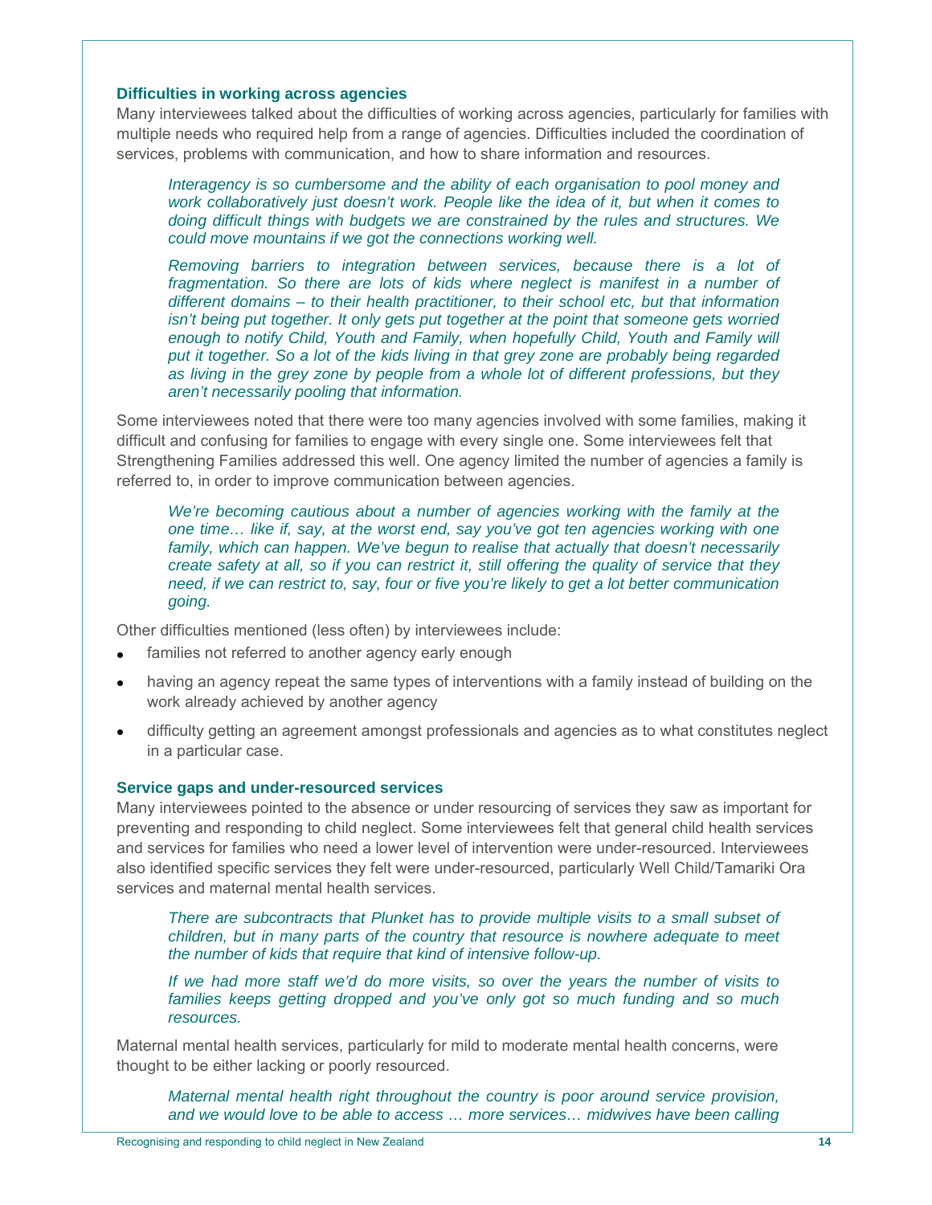### Difficulties in working across agencies

Many interviewees talked about the difficulties of working across agencies, particularly for families with multiple needs who required help from a range of agencies. Difficulties included the coordination of services, problems with communication, and how to share information and resources.

> *Interagency is so cumbersome and the ability of each organisation to pool money and work collaboratively just doesn't work. People like the idea of it, but when it comes to doing difficult things with budgets we are constrained by the rules and structures. We could move mountains if we got the connections working well.*

> *Removing barriers to integration between services, because there is a lot of fragmentation. So there are lots of kids where neglect is manifest in a number of different domains – to their health practitioner, to their school etc, but that information isn't being put together. It only gets put together at the point that someone gets worried enough to notify Child, Youth and Family, when hopefully Child, Youth and Family will put it together. So a lot of the kids living in that grey zone are probably being regarded as living in the grey zone by people from a whole lot of different professions, but they aren't necessarily pooling that information.*

Some interviewees noted that there were too many agencies involved with some families, making it difficult and confusing for families to engage with every single one. Some interviewees felt that Strengthening Families addressed this well. One agency limited the number of agencies a family is referred to, in order to improve communication between agencies.

> *We're becoming cautious about a number of agencies working with the family at the one time… like if, say, at the worst end, say you've got ten agencies working with one family, which can happen. We've begun to realise that actually that doesn't necessarily create safety at all, so if you can restrict it, still offering the quality of service that they need, if we can restrict to, say, four or five you're likely to get a lot better communication going.*

Other difficulties mentioned (less often) by interviewees include:

- families not referred to another agency early enough
- having an agency repeat the same types of interventions with a family instead of building on the work already achieved by another agency
- difficulty getting an agreement amongst professionals and agencies as to what constitutes neglect in a particular case.

### Service gaps and under-resourced services

Many interviewees pointed to the absence or under resourcing of services they saw as important for preventing and responding to child neglect. Some interviewees felt that general child health services and services for families who need a lower level of intervention were under-resourced. Interviewees also identified specific services they felt were under-resourced, particularly Well Child/Tamariki Ora services and maternal mental health services.

> *There are subcontracts that Plunket has to provide multiple visits to a small subset of children, but in many parts of the country that resource is nowhere adequate to meet the number of kids that require that kind of intensive follow-up.*

> *If we had more staff we'd do more visits, so over the years the number of visits to families keeps getting dropped and you've only got so much funding and so much resources.*

Maternal mental health services, particularly for mild to moderate mental health concerns, were thought to be either lacking or poorly resourced.

> *Maternal mental health right throughout the country is poor around service provision, and we would love to be able to access … more services… midwives have been calling*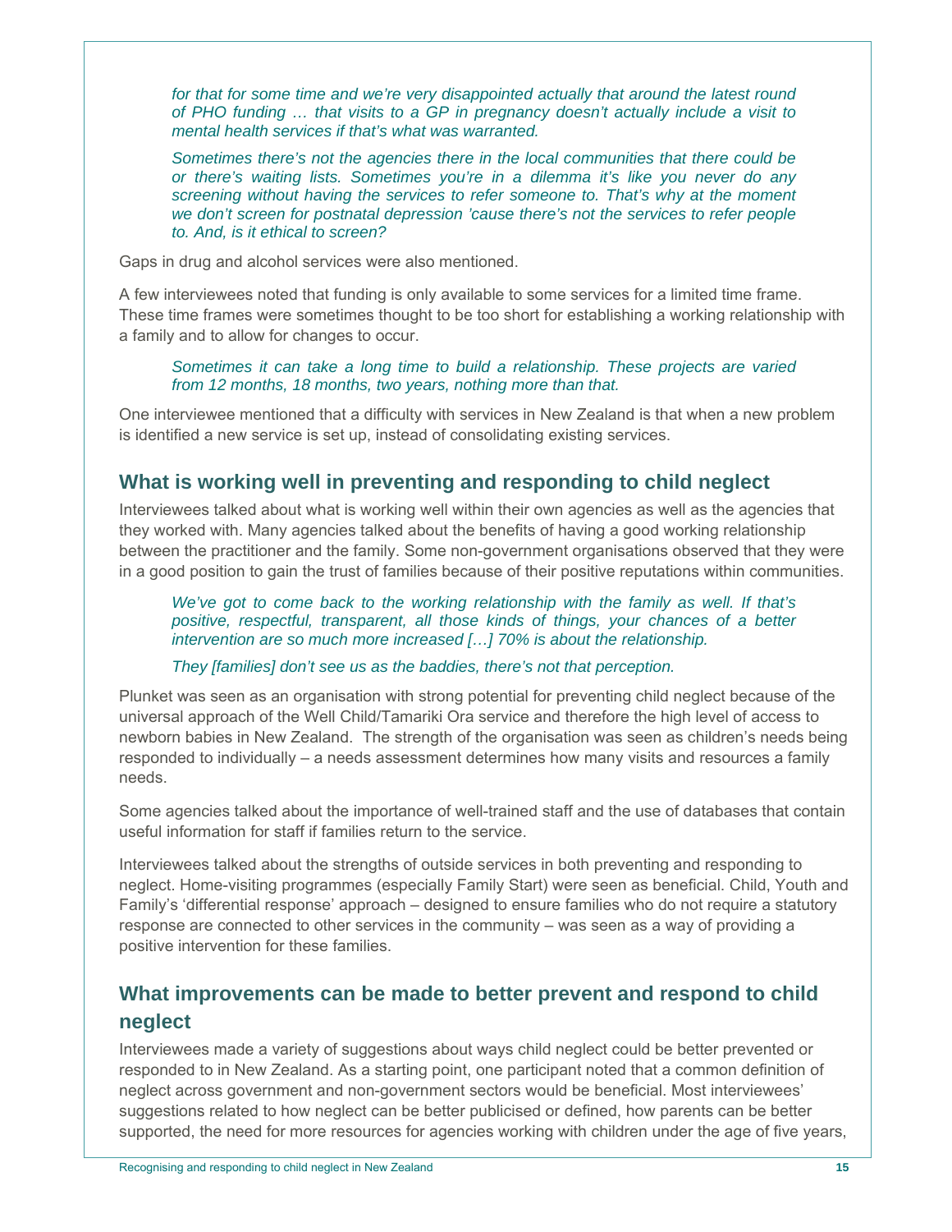*for that for some time and we're very disappointed actually that around the latest round of PHO funding … that visits to a GP in pregnancy doesn't actually include a visit to mental health services if that's what was warranted.*

*Sometimes there's not the agencies there in the local communities that there could be or there's waiting lists. Sometimes you're in a dilemma it's like you never do any screening without having the services to refer someone to. That's why at the moment we don't screen for postnatal depression 'cause there's not the services to refer people to. And, is it ethical to screen?*

Gaps in drug and alcohol services were also mentioned.

A few interviewees noted that funding is only available to some services for a limited time frame. These time frames were sometimes thought to be too short for establishing a working relationship with a family and to allow for changes to occur.

*Sometimes it can take a long time to build a relationship. These projects are varied from 12 months, 18 months, two years, nothing more than that.*

One interviewee mentioned that a difficulty with services in New Zealand is that when a new problem is identified a new service is set up, instead of consolidating existing services.

## What is working well in preventing and responding to child neglect

Interviewees talked about what is working well within their own agencies as well as the agencies that they worked with. Many agencies talked about the benefits of having a good working relationship between the practitioner and the family. Some non-government organisations observed that they were in a good position to gain the trust of families because of their positive reputations within communities.

*We've got to come back to the working relationship with the family as well. If that's positive, respectful, transparent, all those kinds of things, your chances of a better intervention are so much more increased […] 70% is about the relationship.*

*They [families] don't see us as the baddies, there's not that perception.*

Plunket was seen as an organisation with strong potential for preventing child neglect because of the universal approach of the Well Child/Tamariki Ora service and therefore the high level of access to newborn babies in New Zealand. The strength of the organisation was seen as children's needs being responded to individually – a needs assessment determines how many visits and resources a family needs.

Some agencies talked about the importance of well-trained staff and the use of databases that contain useful information for staff if families return to the service.

Interviewees talked about the strengths of outside services in both preventing and responding to neglect. Home-visiting programmes (especially Family Start) were seen as beneficial. Child, Youth and Family's 'differential response' approach – designed to ensure families who do not require a statutory response are connected to other services in the community – was seen as a way of providing a positive intervention for these families.

## What improvements can be made to better prevent and respond to child neglect

Interviewees made a variety of suggestions about ways child neglect could be better prevented or responded to in New Zealand. As a starting point, one participant noted that a common definition of neglect across government and non-government sectors would be beneficial. Most interviewees' suggestions related to how neglect can be better publicised or defined, how parents can be better supported, the need for more resources for agencies working with children under the age of five years,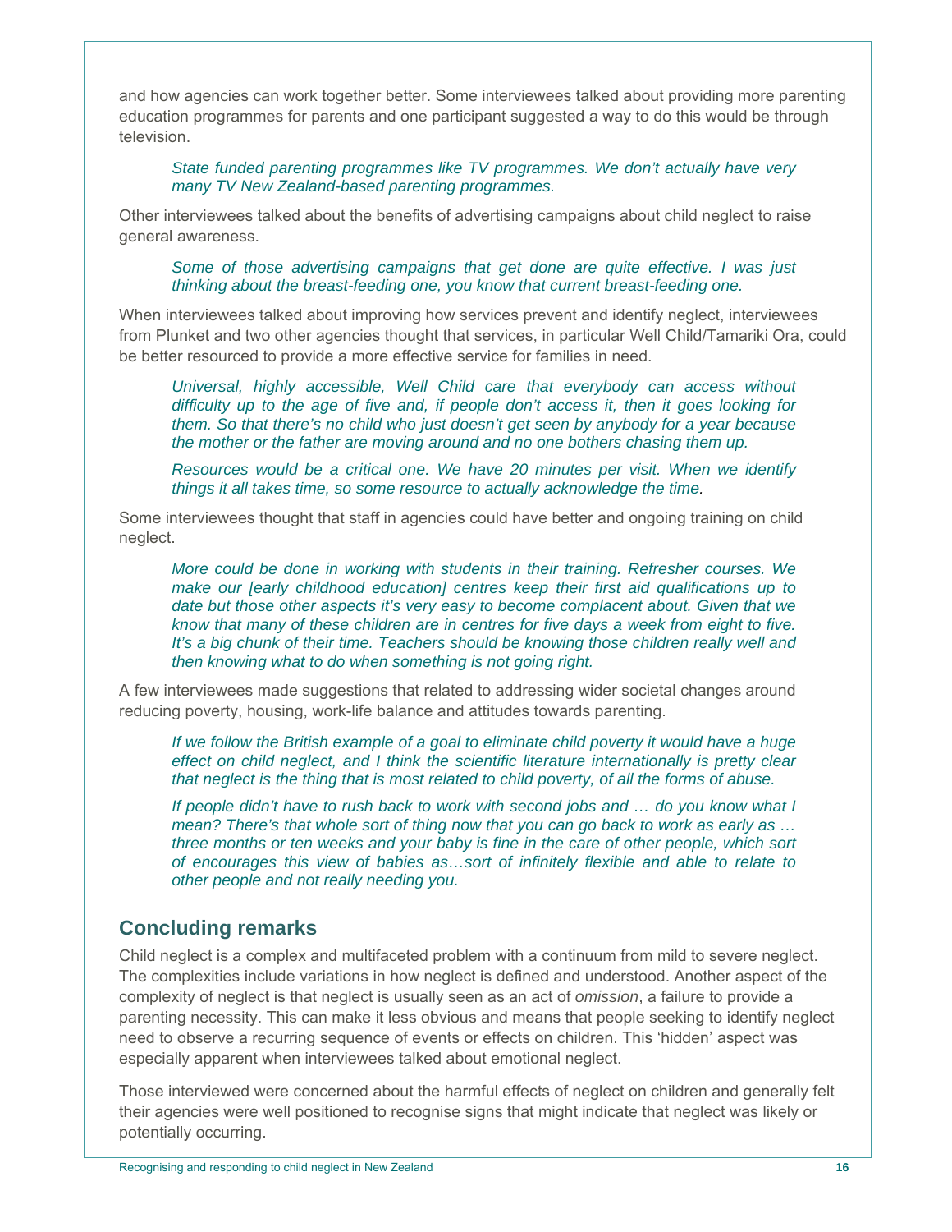and how agencies can work together better. Some interviewees talked about providing more parenting education programmes for parents and one participant suggested a way to do this would be through television.

> *State funded parenting programmes like TV programmes. We don't actually have very many TV New Zealand-based parenting programmes.*

Other interviewees talked about the benefits of advertising campaigns about child neglect to raise general awareness.

> *Some of those advertising campaigns that get done are quite effective. I was just thinking about the breast-feeding one, you know that current breast-feeding one.*

When interviewees talked about improving how services prevent and identify neglect, interviewees from Plunket and two other agencies thought that services, in particular Well Child/Tamariki Ora, could be better resourced to provide a more effective service for families in need.

> *Universal, highly accessible, Well Child care that everybody can access without difficulty up to the age of five and, if people don't access it, then it goes looking for them. So that there's no child who just doesn't get seen by anybody for a year because the mother or the father are moving around and no one bothers chasing them up.*
>
> *Resources would be a critical one. We have 20 minutes per visit. When we identify things it all takes time, so some resource to actually acknowledge the time.*

Some interviewees thought that staff in agencies could have better and ongoing training on child neglect.

> *More could be done in working with students in their training. Refresher courses. We make our [early childhood education] centres keep their first aid qualifications up to date but those other aspects it's very easy to become complacent about. Given that we know that many of these children are in centres for five days a week from eight to five. It's a big chunk of their time. Teachers should be knowing those children really well and then knowing what to do when something is not going right.*

A few interviewees made suggestions that related to addressing wider societal changes around reducing poverty, housing, work-life balance and attitudes towards parenting.

> *If we follow the British example of a goal to eliminate child poverty it would have a huge effect on child neglect, and I think the scientific literature internationally is pretty clear that neglect is the thing that is most related to child poverty, of all the forms of abuse.*
>
> *If people didn't have to rush back to work with second jobs and … do you know what I mean? There's that whole sort of thing now that you can go back to work as early as … three months or ten weeks and your baby is fine in the care of other people, which sort of encourages this view of babies as…sort of infinitely flexible and able to relate to other people and not really needing you.*

## Concluding remarks

Child neglect is a complex and multifaceted problem with a continuum from mild to severe neglect. The complexities include variations in how neglect is defined and understood. Another aspect of the complexity of neglect is that neglect is usually seen as an act of *omission*, a failure to provide a parenting necessity. This can make it less obvious and means that people seeking to identify neglect need to observe a recurring sequence of events or effects on children. This 'hidden' aspect was especially apparent when interviewees talked about emotional neglect.

Those interviewed were concerned about the harmful effects of neglect on children and generally felt their agencies were well positioned to recognise signs that might indicate that neglect was likely or potentially occurring.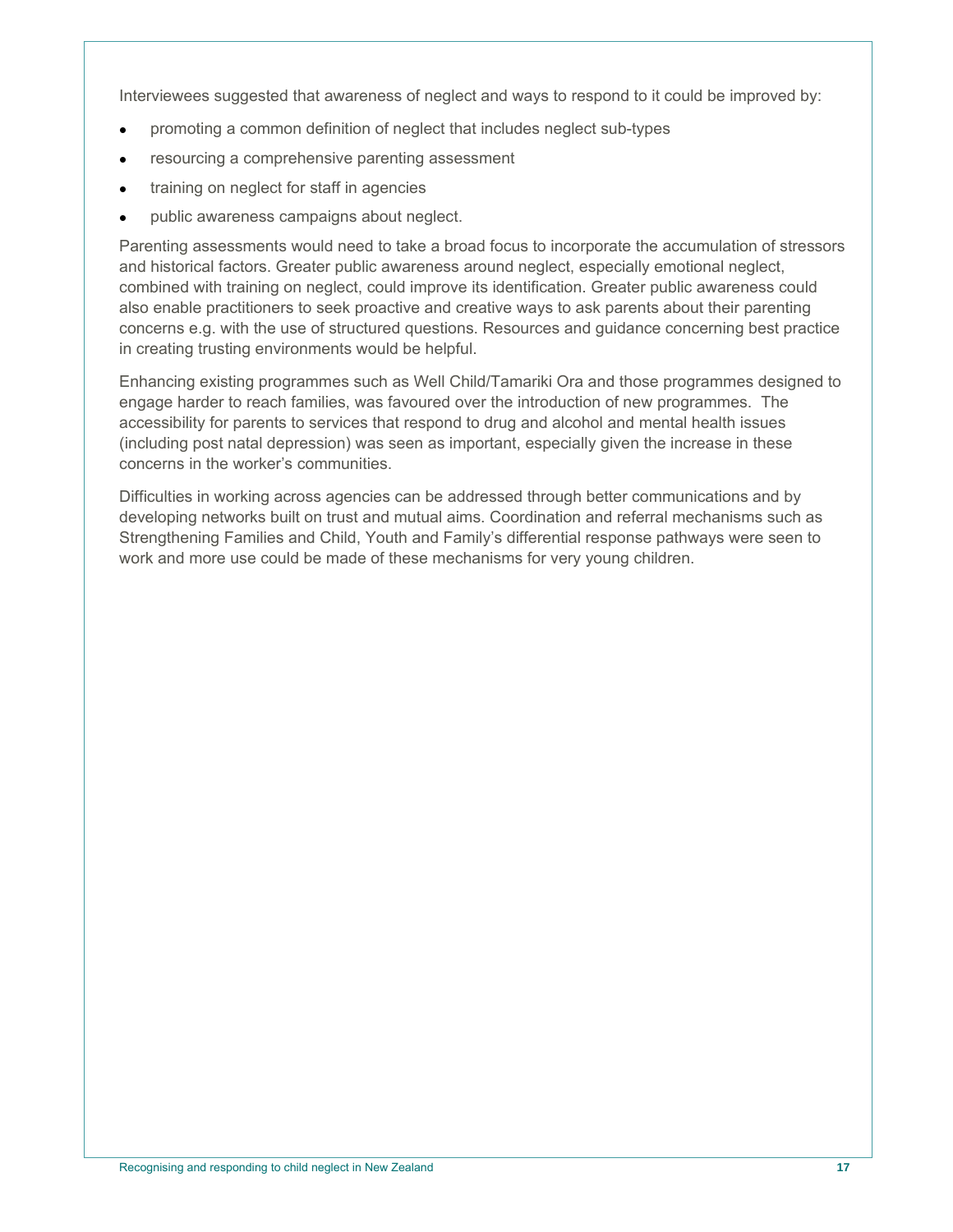Interviewees suggested that awareness of neglect and ways to respond to it could be improved by:

- promoting a common definition of neglect that includes neglect sub-types
- resourcing a comprehensive parenting assessment
- training on neglect for staff in agencies
- public awareness campaigns about neglect.

Parenting assessments would need to take a broad focus to incorporate the accumulation of stressors and historical factors. Greater public awareness around neglect, especially emotional neglect, combined with training on neglect, could improve its identification. Greater public awareness could also enable practitioners to seek proactive and creative ways to ask parents about their parenting concerns e.g. with the use of structured questions. Resources and guidance concerning best practice in creating trusting environments would be helpful.

Enhancing existing programmes such as Well Child/Tamariki Ora and those programmes designed to engage harder to reach families, was favoured over the introduction of new programmes. The accessibility for parents to services that respond to drug and alcohol and mental health issues (including post natal depression) was seen as important, especially given the increase in these concerns in the worker's communities.

Difficulties in working across agencies can be addressed through better communications and by developing networks built on trust and mutual aims. Coordination and referral mechanisms such as Strengthening Families and Child, Youth and Family's differential response pathways were seen to work and more use could be made of these mechanisms for very young children.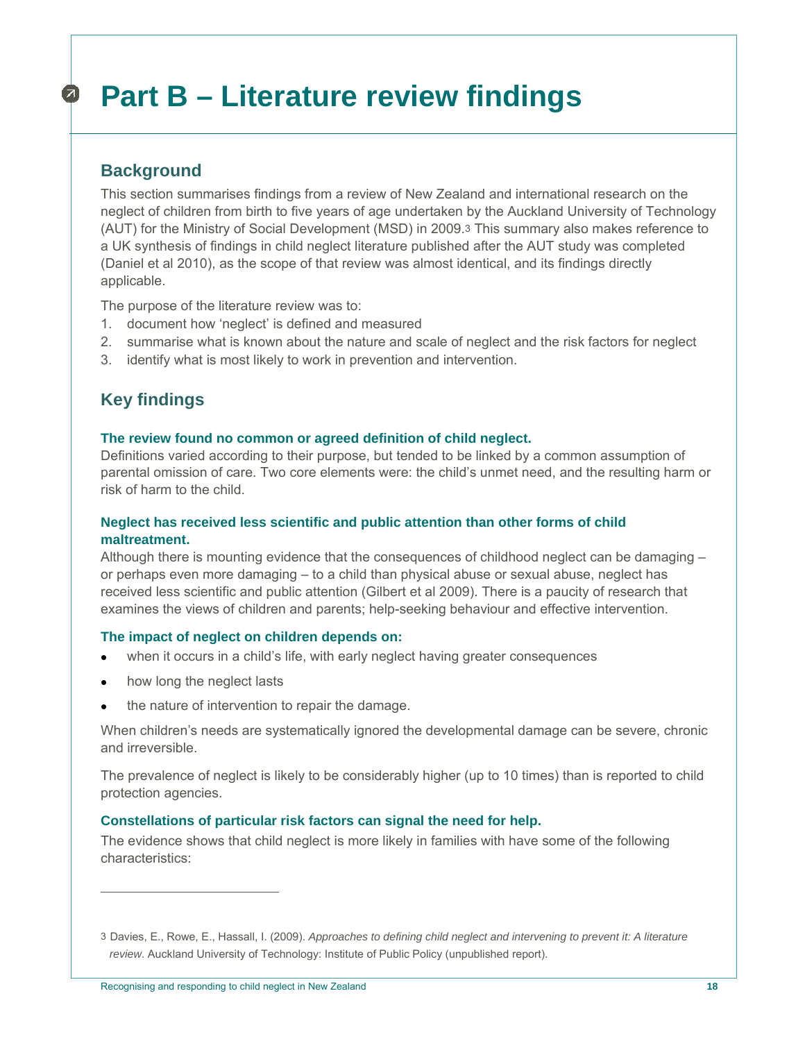# Part B – Literature review findings

## Background

This section summarises findings from a review of New Zealand and international research on the neglect of children from birth to five years of age undertaken by the Auckland University of Technology (AUT) for the Ministry of Social Development (MSD) in 2009.[3] This summary also makes reference to a UK synthesis of findings in child neglect literature published after the AUT study was completed (Daniel et al 2010), as the scope of that review was almost identical, and its findings directly applicable.

The purpose of the literature review was to:

1. document how 'neglect' is defined and measured
2. summarise what is known about the nature and scale of neglect and the risk factors for neglect
3. identify what is most likely to work in prevention and intervention.

## Key findings

#### The review found no common or agreed definition of child neglect.

Definitions varied according to their purpose, but tended to be linked by a common assumption of parental omission of care. Two core elements were: the child's unmet need, and the resulting harm or risk of harm to the child.

#### Neglect has received less scientific and public attention than other forms of child maltreatment.

Although there is mounting evidence that the consequences of childhood neglect can be damaging – or perhaps even more damaging – to a child than physical abuse or sexual abuse, neglect has received less scientific and public attention (Gilbert et al 2009). There is a paucity of research that examines the views of children and parents; help-seeking behaviour and effective intervention.

#### The impact of neglect on children depends on:

- when it occurs in a child's life, with early neglect having greater consequences
- how long the neglect lasts
- the nature of intervention to repair the damage.

When children's needs are systematically ignored the developmental damage can be severe, chronic and irreversible.

The prevalence of neglect is likely to be considerably higher (up to 10 times) than is reported to child protection agencies.

#### Constellations of particular risk factors can signal the need for help.

The evidence shows that child neglect is more likely in families with have some of the following characteristics:

---

[3] Davies, E., Rowe, E., Hassall, I. (2009). *Approaches to defining child neglect and intervening to prevent it: A literature review*. Auckland University of Technology: Institute of Public Policy (unpublished report).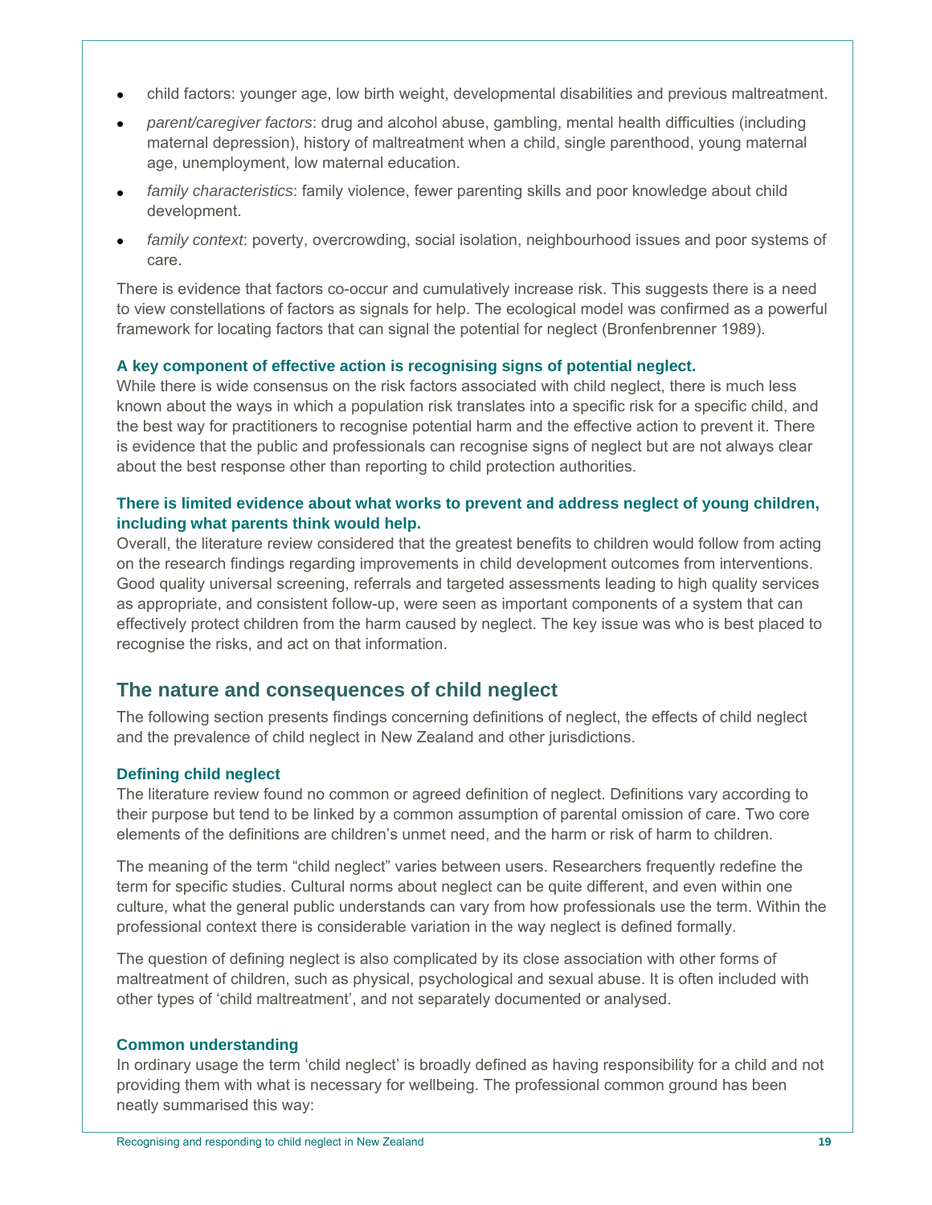- child factors: younger age, low birth weight, developmental disabilities and previous maltreatment.
- *parent/caregiver factors*: drug and alcohol abuse, gambling, mental health difficulties (including maternal depression), history of maltreatment when a child, single parenthood, young maternal age, unemployment, low maternal education.
- *family characteristics*: family violence, fewer parenting skills and poor knowledge about child development.
- *family context*: poverty, overcrowding, social isolation, neighbourhood issues and poor systems of care.

There is evidence that factors co-occur and cumulatively increase risk. This suggests there is a need to view constellations of factors as signals for help. The ecological model was confirmed as a powerful framework for locating factors that can signal the potential for neglect (Bronfenbrenner 1989).

**A key component of effective action is recognising signs of potential neglect.**

While there is wide consensus on the risk factors associated with child neglect, there is much less known about the ways in which a population risk translates into a specific risk for a specific child, and the best way for practitioners to recognise potential harm and the effective action to prevent it. There is evidence that the public and professionals can recognise signs of neglect but are not always clear about the best response other than reporting to child protection authorities.

**There is limited evidence about what works to prevent and address neglect of young children, including what parents think would help.**

Overall, the literature review considered that the greatest benefits to children would follow from acting on the research findings regarding improvements in child development outcomes from interventions. Good quality universal screening, referrals and targeted assessments leading to high quality services as appropriate, and consistent follow-up, were seen as important components of a system that can effectively protect children from the harm caused by neglect. The key issue was who is best placed to recognise the risks, and act on that information.

## The nature and consequences of child neglect

The following section presents findings concerning definitions of neglect, the effects of child neglect and the prevalence of child neglect in New Zealand and other jurisdictions.

### Defining child neglect

The literature review found no common or agreed definition of neglect. Definitions vary according to their purpose but tend to be linked by a common assumption of parental omission of care. Two core elements of the definitions are children's unmet need, and the harm or risk of harm to children.

The meaning of the term "child neglect" varies between users. Researchers frequently redefine the term for specific studies. Cultural norms about neglect can be quite different, and even within one culture, what the general public understands can vary from how professionals use the term. Within the professional context there is considerable variation in the way neglect is defined formally.

The question of defining neglect is also complicated by its close association with other forms of maltreatment of children, such as physical, psychological and sexual abuse. It is often included with other types of 'child maltreatment', and not separately documented or analysed.

### Common understanding

In ordinary usage the term 'child neglect' is broadly defined as having responsibility for a child and not providing them with what is necessary for wellbeing. The professional common ground has been neatly summarised this way: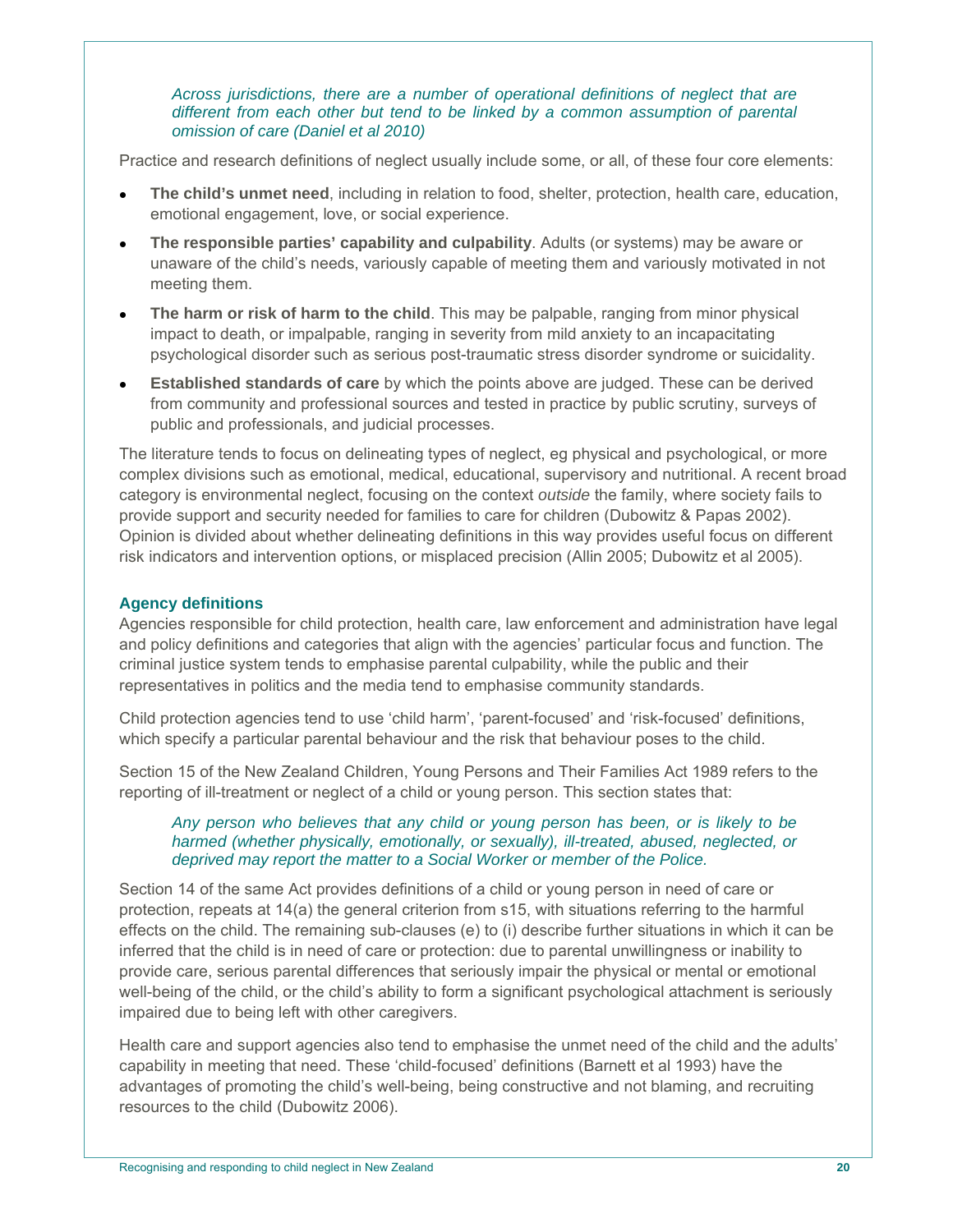*Across jurisdictions, there are a number of operational definitions of neglect that are different from each other but tend to be linked by a common assumption of parental omission of care (Daniel et al 2010)*

Practice and research definitions of neglect usually include some, or all, of these four core elements:

- **The child's unmet need**, including in relation to food, shelter, protection, health care, education, emotional engagement, love, or social experience.
- **The responsible parties' capability and culpability**. Adults (or systems) may be aware or unaware of the child's needs, variously capable of meeting them and variously motivated in not meeting them.
- **The harm or risk of harm to the child**. This may be palpable, ranging from minor physical impact to death, or impalpable, ranging in severity from mild anxiety to an incapacitating psychological disorder such as serious post-traumatic stress disorder syndrome or suicidality.
- **Established standards of care** by which the points above are judged. These can be derived from community and professional sources and tested in practice by public scrutiny, surveys of public and professionals, and judicial processes.

The literature tends to focus on delineating types of neglect, eg physical and psychological, or more complex divisions such as emotional, medical, educational, supervisory and nutritional. A recent broad category is environmental neglect, focusing on the context *outside* the family, where society fails to provide support and security needed for families to care for children (Dubowitz & Papas 2002). Opinion is divided about whether delineating definitions in this way provides useful focus on different risk indicators and intervention options, or misplaced precision (Allin 2005; Dubowitz et al 2005).

### Agency definitions

Agencies responsible for child protection, health care, law enforcement and administration have legal and policy definitions and categories that align with the agencies' particular focus and function. The criminal justice system tends to emphasise parental culpability, while the public and their representatives in politics and the media tend to emphasise community standards.

Child protection agencies tend to use 'child harm', 'parent-focused' and 'risk-focused' definitions, which specify a particular parental behaviour and the risk that behaviour poses to the child.

Section 15 of the New Zealand Children, Young Persons and Their Families Act 1989 refers to the reporting of ill-treatment or neglect of a child or young person. This section states that:

*Any person who believes that any child or young person has been, or is likely to be harmed (whether physically, emotionally, or sexually), ill-treated, abused, neglected, or deprived may report the matter to a Social Worker or member of the Police.*

Section 14 of the same Act provides definitions of a child or young person in need of care or protection, repeats at 14(a) the general criterion from s15, with situations referring to the harmful effects on the child. The remaining sub-clauses (e) to (i) describe further situations in which it can be inferred that the child is in need of care or protection: due to parental unwillingness or inability to provide care, serious parental differences that seriously impair the physical or mental or emotional well-being of the child, or the child's ability to form a significant psychological attachment is seriously impaired due to being left with other caregivers.

Health care and support agencies also tend to emphasise the unmet need of the child and the adults' capability in meeting that need. These 'child-focused' definitions (Barnett et al 1993) have the advantages of promoting the child's well-being, being constructive and not blaming, and recruiting resources to the child (Dubowitz 2006).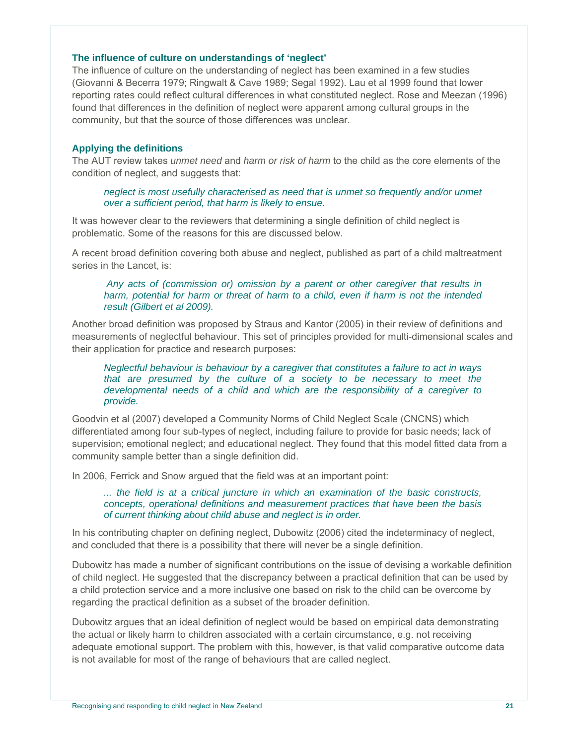### The influence of culture on understandings of 'neglect'

The influence of culture on the understanding of neglect has been examined in a few studies (Giovanni & Becerra 1979; Ringwalt & Cave 1989; Segal 1992). Lau et al 1999 found that lower reporting rates could reflect cultural differences in what constituted neglect. Rose and Meezan (1996) found that differences in the definition of neglect were apparent among cultural groups in the community, but that the source of those differences was unclear.

### Applying the definitions

The AUT review takes *unmet need* and *harm or risk of harm* to the child as the core elements of the condition of neglect, and suggests that:

> *neglect is most usefully characterised as need that is unmet so frequently and/or unmet over a sufficient period, that harm is likely to ensue.*

It was however clear to the reviewers that determining a single definition of child neglect is problematic. Some of the reasons for this are discussed below.

A recent broad definition covering both abuse and neglect, published as part of a child maltreatment series in the Lancet, is:

> *Any acts of (commission or) omission by a parent or other caregiver that results in harm, potential for harm or threat of harm to a child, even if harm is not the intended result (Gilbert et al 2009).*

Another broad definition was proposed by Straus and Kantor (2005) in their review of definitions and measurements of neglectful behaviour. This set of principles provided for multi-dimensional scales and their application for practice and research purposes:

> *Neglectful behaviour is behaviour by a caregiver that constitutes a failure to act in ways that are presumed by the culture of a society to be necessary to meet the developmental needs of a child and which are the responsibility of a caregiver to provide.*

Goodvin et al (2007) developed a Community Norms of Child Neglect Scale (CNCNS) which differentiated among four sub-types of neglect, including failure to provide for basic needs; lack of supervision; emotional neglect; and educational neglect. They found that this model fitted data from a community sample better than a single definition did.

In 2006, Ferrick and Snow argued that the field was at an important point:

> *... the field is at a critical juncture in which an examination of the basic constructs, concepts, operational definitions and measurement practices that have been the basis of current thinking about child abuse and neglect is in order.*

In his contributing chapter on defining neglect, Dubowitz (2006) cited the indeterminacy of neglect, and concluded that there is a possibility that there will never be a single definition.

Dubowitz has made a number of significant contributions on the issue of devising a workable definition of child neglect. He suggested that the discrepancy between a practical definition that can be used by a child protection service and a more inclusive one based on risk to the child can be overcome by regarding the practical definition as a subset of the broader definition.

Dubowitz argues that an ideal definition of neglect would be based on empirical data demonstrating the actual or likely harm to children associated with a certain circumstance, e.g. not receiving adequate emotional support. The problem with this, however, is that valid comparative outcome data is not available for most of the range of behaviours that are called neglect.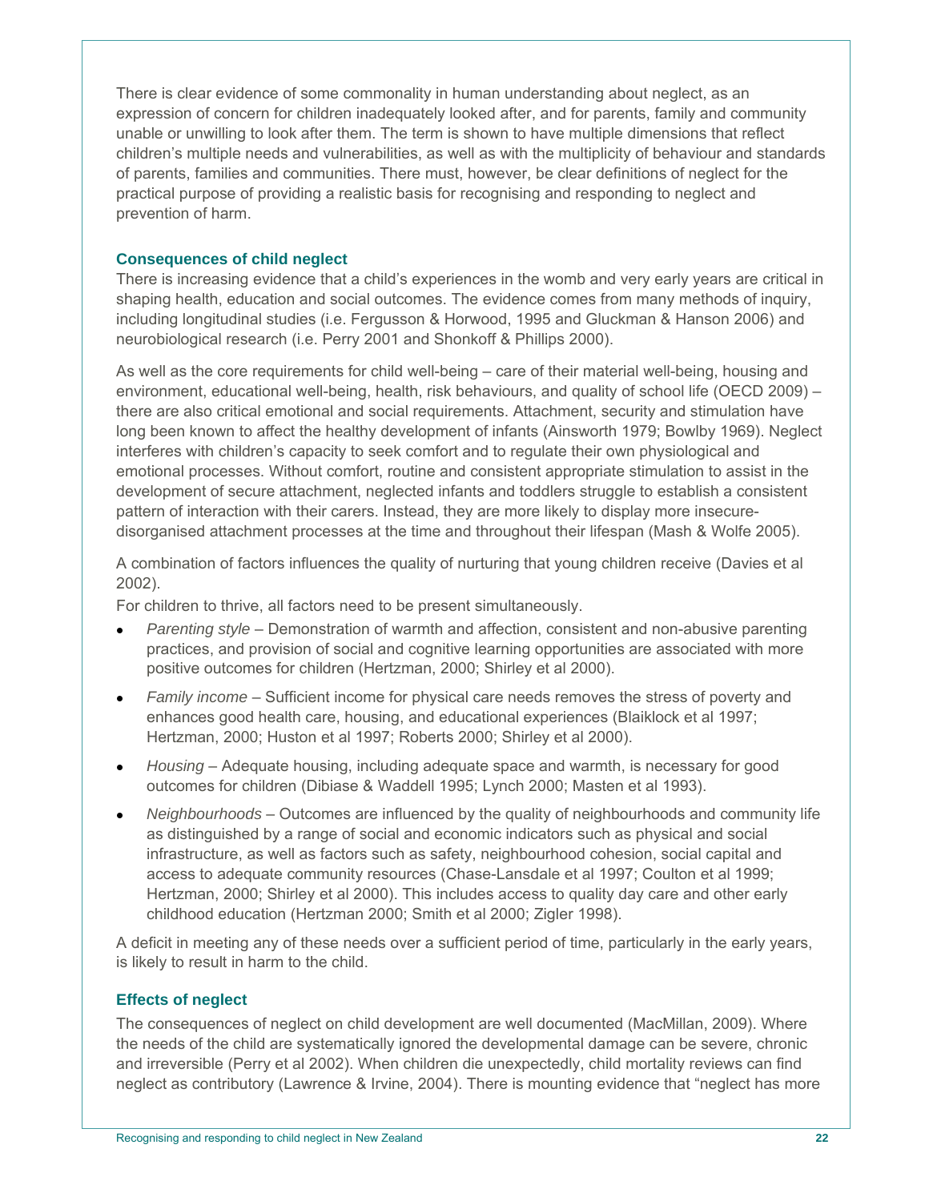There is clear evidence of some commonality in human understanding about neglect, as an expression of concern for children inadequately looked after, and for parents, family and community unable or unwilling to look after them. The term is shown to have multiple dimensions that reflect children's multiple needs and vulnerabilities, as well as with the multiplicity of behaviour and standards of parents, families and communities. There must, however, be clear definitions of neglect for the practical purpose of providing a realistic basis for recognising and responding to neglect and prevention of harm.

### Consequences of child neglect

There is increasing evidence that a child's experiences in the womb and very early years are critical in shaping health, education and social outcomes. The evidence comes from many methods of inquiry, including longitudinal studies (i.e. Fergusson & Horwood, 1995 and Gluckman & Hanson 2006) and neurobiological research (i.e. Perry 2001 and Shonkoff & Phillips 2000).

As well as the core requirements for child well-being – care of their material well-being, housing and environment, educational well-being, health, risk behaviours, and quality of school life (OECD 2009) – there are also critical emotional and social requirements. Attachment, security and stimulation have long been known to affect the healthy development of infants (Ainsworth 1979; Bowlby 1969). Neglect interferes with children's capacity to seek comfort and to regulate their own physiological and emotional processes. Without comfort, routine and consistent appropriate stimulation to assist in the development of secure attachment, neglected infants and toddlers struggle to establish a consistent pattern of interaction with their carers. Instead, they are more likely to display more insecure-disorganised attachment processes at the time and throughout their lifespan (Mash & Wolfe 2005).

A combination of factors influences the quality of nurturing that young children receive (Davies et al 2002).

For children to thrive, all factors need to be present simultaneously.

- *Parenting style* – Demonstration of warmth and affection, consistent and non-abusive parenting practices, and provision of social and cognitive learning opportunities are associated with more positive outcomes for children (Hertzman, 2000; Shirley et al 2000).
- *Family income* – Sufficient income for physical care needs removes the stress of poverty and enhances good health care, housing, and educational experiences (Blaiklock et al 1997; Hertzman, 2000; Huston et al 1997; Roberts 2000; Shirley et al 2000).
- *Housing* – Adequate housing, including adequate space and warmth, is necessary for good outcomes for children (Dibiase & Waddell 1995; Lynch 2000; Masten et al 1993).
- *Neighbourhoods* – Outcomes are influenced by the quality of neighbourhoods and community life as distinguished by a range of social and economic indicators such as physical and social infrastructure, as well as factors such as safety, neighbourhood cohesion, social capital and access to adequate community resources (Chase-Lansdale et al 1997; Coulton et al 1999; Hertzman, 2000; Shirley et al 2000). This includes access to quality day care and other early childhood education (Hertzman 2000; Smith et al 2000; Zigler 1998).

A deficit in meeting any of these needs over a sufficient period of time, particularly in the early years, is likely to result in harm to the child.

### Effects of neglect

The consequences of neglect on child development are well documented (MacMillan, 2009). Where the needs of the child are systematically ignored the developmental damage can be severe, chronic and irreversible (Perry et al 2002). When children die unexpectedly, child mortality reviews can find neglect as contributory (Lawrence & Irvine, 2004). There is mounting evidence that "neglect has more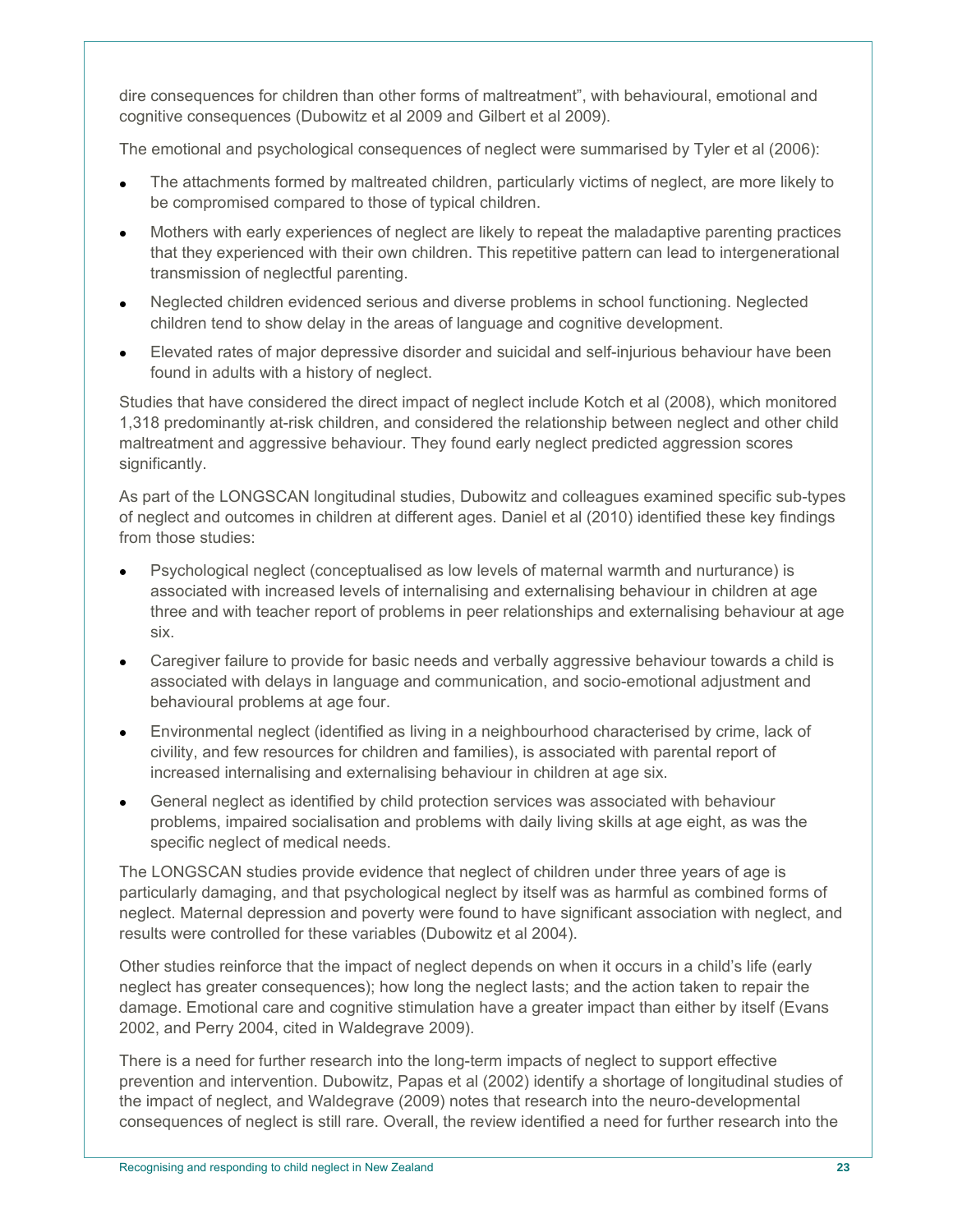dire consequences for children than other forms of maltreatment", with behavioural, emotional and cognitive consequences (Dubowitz et al 2009 and Gilbert et al 2009).

The emotional and psychological consequences of neglect were summarised by Tyler et al (2006):

- The attachments formed by maltreated children, particularly victims of neglect, are more likely to be compromised compared to those of typical children.
- Mothers with early experiences of neglect are likely to repeat the maladaptive parenting practices that they experienced with their own children. This repetitive pattern can lead to intergenerational transmission of neglectful parenting.
- Neglected children evidenced serious and diverse problems in school functioning. Neglected children tend to show delay in the areas of language and cognitive development.
- Elevated rates of major depressive disorder and suicidal and self-injurious behaviour have been found in adults with a history of neglect.

Studies that have considered the direct impact of neglect include Kotch et al (2008), which monitored 1,318 predominantly at-risk children, and considered the relationship between neglect and other child maltreatment and aggressive behaviour. They found early neglect predicted aggression scores significantly.

As part of the LONGSCAN longitudinal studies, Dubowitz and colleagues examined specific sub-types of neglect and outcomes in children at different ages. Daniel et al (2010) identified these key findings from those studies:

- Psychological neglect (conceptualised as low levels of maternal warmth and nurturance) is associated with increased levels of internalising and externalising behaviour in children at age three and with teacher report of problems in peer relationships and externalising behaviour at age six.
- Caregiver failure to provide for basic needs and verbally aggressive behaviour towards a child is associated with delays in language and communication, and socio-emotional adjustment and behavioural problems at age four.
- Environmental neglect (identified as living in a neighbourhood characterised by crime, lack of civility, and few resources for children and families), is associated with parental report of increased internalising and externalising behaviour in children at age six.
- General neglect as identified by child protection services was associated with behaviour problems, impaired socialisation and problems with daily living skills at age eight, as was the specific neglect of medical needs.

The LONGSCAN studies provide evidence that neglect of children under three years of age is particularly damaging, and that psychological neglect by itself was as harmful as combined forms of neglect. Maternal depression and poverty were found to have significant association with neglect, and results were controlled for these variables (Dubowitz et al 2004).

Other studies reinforce that the impact of neglect depends on when it occurs in a child's life (early neglect has greater consequences); how long the neglect lasts; and the action taken to repair the damage. Emotional care and cognitive stimulation have a greater impact than either by itself (Evans 2002, and Perry 2004, cited in Waldegrave 2009).

There is a need for further research into the long-term impacts of neglect to support effective prevention and intervention. Dubowitz, Papas et al (2002) identify a shortage of longitudinal studies of the impact of neglect, and Waldegrave (2009) notes that research into the neuro-developmental consequences of neglect is still rare. Overall, the review identified a need for further research into the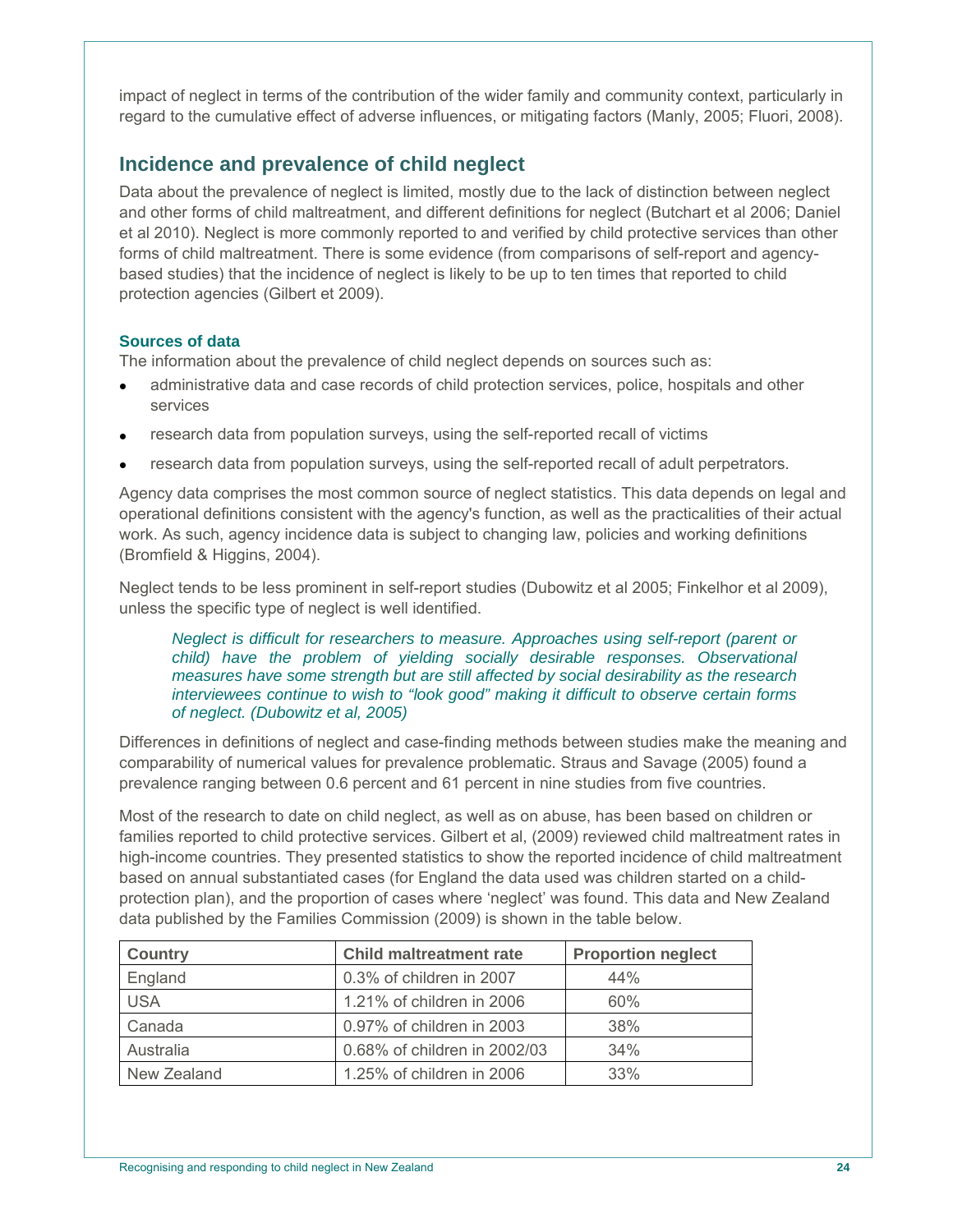impact of neglect in terms of the contribution of the wider family and community context, particularly in regard to the cumulative effect of adverse influences, or mitigating factors (Manly, 2005; Fluori, 2008).

## Incidence and prevalence of child neglect

Data about the prevalence of neglect is limited, mostly due to the lack of distinction between neglect and other forms of child maltreatment, and different definitions for neglect (Butchart et al 2006; Daniel et al 2010). Neglect is more commonly reported to and verified by child protective services than other forms of child maltreatment. There is some evidence (from comparisons of self-report and agency-based studies) that the incidence of neglect is likely to be up to ten times that reported to child protection agencies (Gilbert et 2009).

### Sources of data

The information about the prevalence of child neglect depends on sources such as:

- administrative data and case records of child protection services, police, hospitals and other services
- research data from population surveys, using the self-reported recall of victims
- research data from population surveys, using the self-reported recall of adult perpetrators.

Agency data comprises the most common source of neglect statistics. This data depends on legal and operational definitions consistent with the agency's function, as well as the practicalities of their actual work. As such, agency incidence data is subject to changing law, policies and working definitions (Bromfield & Higgins, 2004).

Neglect tends to be less prominent in self-report studies (Dubowitz et al 2005; Finkelhor et al 2009), unless the specific type of neglect is well identified.

> *Neglect is difficult for researchers to measure. Approaches using self-report (parent or child) have the problem of yielding socially desirable responses. Observational measures have some strength but are still affected by social desirability as the research interviewees continue to wish to "look good" making it difficult to observe certain forms of neglect. (Dubowitz et al, 2005)*

Differences in definitions of neglect and case-finding methods between studies make the meaning and comparability of numerical values for prevalence problematic. Straus and Savage (2005) found a prevalence ranging between 0.6 percent and 61 percent in nine studies from five countries.

Most of the research to date on child neglect, as well as on abuse, has been based on children or families reported to child protective services. Gilbert et al, (2009) reviewed child maltreatment rates in high-income countries. They presented statistics to show the reported incidence of child maltreatment based on annual substantiated cases (for England the data used was children started on a child-protection plan), and the proportion of cases where 'neglect' was found. This data and New Zealand data published by the Families Commission (2009) is shown in the table below.

| Country | Child maltreatment rate | Proportion neglect |
|---|---|---|
| England | 0.3% of children in 2007 | 44% |
| USA | 1.21% of children in 2006 | 60% |
| Canada | 0.97% of children in 2003 | 38% |
| Australia | 0.68% of children in 2002/03 | 34% |
| New Zealand | 1.25% of children in 2006 | 33% |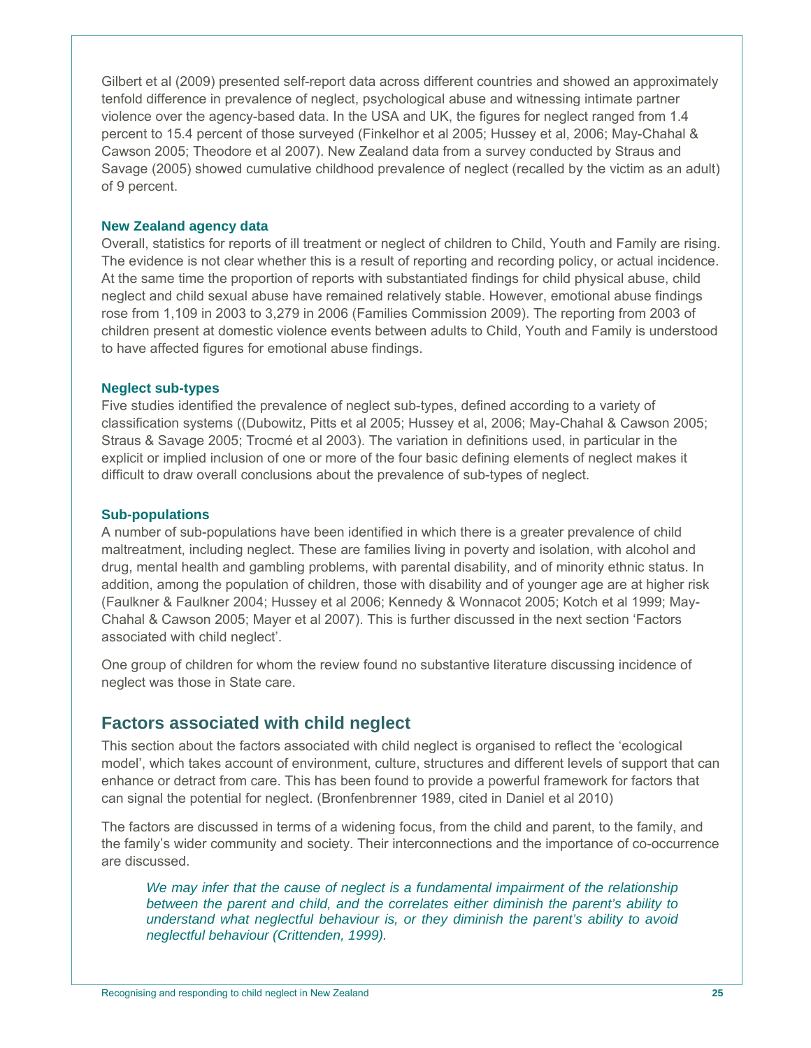Gilbert et al (2009) presented self-report data across different countries and showed an approximately tenfold difference in prevalence of neglect, psychological abuse and witnessing intimate partner violence over the agency-based data. In the USA and UK, the figures for neglect ranged from 1.4 percent to 15.4 percent of those surveyed (Finkelhor et al 2005; Hussey et al, 2006; May-Chahal & Cawson 2005; Theodore et al 2007). New Zealand data from a survey conducted by Straus and Savage (2005) showed cumulative childhood prevalence of neglect (recalled by the victim as an adult) of 9 percent.

### New Zealand agency data

Overall, statistics for reports of ill treatment or neglect of children to Child, Youth and Family are rising. The evidence is not clear whether this is a result of reporting and recording policy, or actual incidence. At the same time the proportion of reports with substantiated findings for child physical abuse, child neglect and child sexual abuse have remained relatively stable. However, emotional abuse findings rose from 1,109 in 2003 to 3,279 in 2006 (Families Commission 2009). The reporting from 2003 of children present at domestic violence events between adults to Child, Youth and Family is understood to have affected figures for emotional abuse findings.

### Neglect sub-types

Five studies identified the prevalence of neglect sub-types, defined according to a variety of classification systems ((Dubowitz, Pitts et al 2005; Hussey et al, 2006; May-Chahal & Cawson 2005; Straus & Savage 2005; Trocmé et al 2003). The variation in definitions used, in particular in the explicit or implied inclusion of one or more of the four basic defining elements of neglect makes it difficult to draw overall conclusions about the prevalence of sub-types of neglect.

### Sub-populations

A number of sub-populations have been identified in which there is a greater prevalence of child maltreatment, including neglect. These are families living in poverty and isolation, with alcohol and drug, mental health and gambling problems, with parental disability, and of minority ethnic status. In addition, among the population of children, those with disability and of younger age are at higher risk (Faulkner & Faulkner 2004; Hussey et al 2006; Kennedy & Wonnacot 2005; Kotch et al 1999; May-Chahal & Cawson 2005; Mayer et al 2007). This is further discussed in the next section 'Factors associated with child neglect'.

One group of children for whom the review found no substantive literature discussing incidence of neglect was those in State care.

## Factors associated with child neglect

This section about the factors associated with child neglect is organised to reflect the 'ecological model', which takes account of environment, culture, structures and different levels of support that can enhance or detract from care. This has been found to provide a powerful framework for factors that can signal the potential for neglect. (Bronfenbrenner 1989, cited in Daniel et al 2010)

The factors are discussed in terms of a widening focus, from the child and parent, to the family, and the family's wider community and society. Their interconnections and the importance of co-occurrence are discussed.

> *We may infer that the cause of neglect is a fundamental impairment of the relationship between the parent and child, and the correlates either diminish the parent's ability to understand what neglectful behaviour is, or they diminish the parent's ability to avoid neglectful behaviour (Crittenden, 1999).*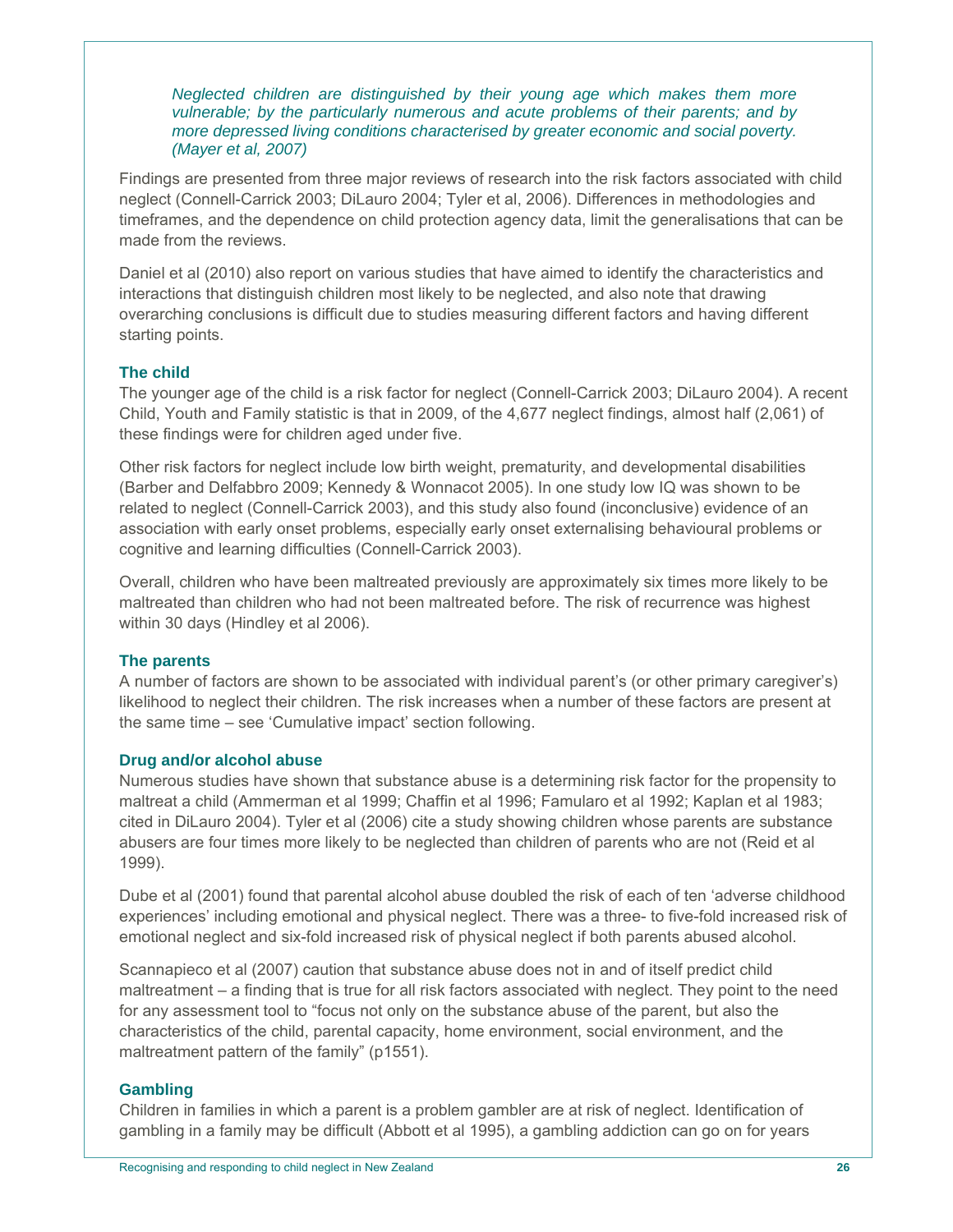*Neglected children are distinguished by their young age which makes them more vulnerable; by the particularly numerous and acute problems of their parents; and by more depressed living conditions characterised by greater economic and social poverty. (Mayer et al, 2007)*

Findings are presented from three major reviews of research into the risk factors associated with child neglect (Connell-Carrick 2003; DiLauro 2004; Tyler et al, 2006). Differences in methodologies and timeframes, and the dependence on child protection agency data, limit the generalisations that can be made from the reviews.

Daniel et al (2010) also report on various studies that have aimed to identify the characteristics and interactions that distinguish children most likely to be neglected, and also note that drawing overarching conclusions is difficult due to studies measuring different factors and having different starting points.

### The child

The younger age of the child is a risk factor for neglect (Connell-Carrick 2003; DiLauro 2004). A recent Child, Youth and Family statistic is that in 2009, of the 4,677 neglect findings, almost half (2,061) of these findings were for children aged under five.

Other risk factors for neglect include low birth weight, prematurity, and developmental disabilities (Barber and Delfabbro 2009; Kennedy & Wonnacot 2005). In one study low IQ was shown to be related to neglect (Connell-Carrick 2003), and this study also found (inconclusive) evidence of an association with early onset problems, especially early onset externalising behavioural problems or cognitive and learning difficulties (Connell-Carrick 2003).

Overall, children who have been maltreated previously are approximately six times more likely to be maltreated than children who had not been maltreated before. The risk of recurrence was highest within 30 days (Hindley et al 2006).

### The parents

A number of factors are shown to be associated with individual parent's (or other primary caregiver's) likelihood to neglect their children. The risk increases when a number of these factors are present at the same time – see 'Cumulative impact' section following.

### Drug and/or alcohol abuse

Numerous studies have shown that substance abuse is a determining risk factor for the propensity to maltreat a child (Ammerman et al 1999; Chaffin et al 1996; Famularo et al 1992; Kaplan et al 1983; cited in DiLauro 2004). Tyler et al (2006) cite a study showing children whose parents are substance abusers are four times more likely to be neglected than children of parents who are not (Reid et al 1999).

Dube et al (2001) found that parental alcohol abuse doubled the risk of each of ten 'adverse childhood experiences' including emotional and physical neglect. There was a three- to five-fold increased risk of emotional neglect and six-fold increased risk of physical neglect if both parents abused alcohol.

Scannapieco et al (2007) caution that substance abuse does not in and of itself predict child maltreatment – a finding that is true for all risk factors associated with neglect. They point to the need for any assessment tool to "focus not only on the substance abuse of the parent, but also the characteristics of the child, parental capacity, home environment, social environment, and the maltreatment pattern of the family" (p1551).

### Gambling

Children in families in which a parent is a problem gambler are at risk of neglect. Identification of gambling in a family may be difficult (Abbott et al 1995), a gambling addiction can go on for years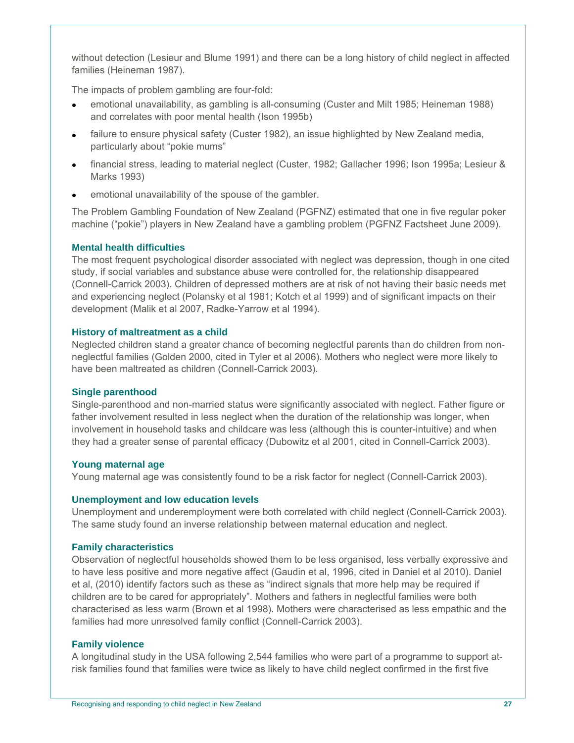without detection (Lesieur and Blume 1991) and there can be a long history of child neglect in affected families (Heineman 1987).

The impacts of problem gambling are four-fold:

- emotional unavailability, as gambling is all-consuming (Custer and Milt 1985; Heineman 1988) and correlates with poor mental health (Ison 1995b)
- failure to ensure physical safety (Custer 1982), an issue highlighted by New Zealand media, particularly about "pokie mums"
- financial stress, leading to material neglect (Custer, 1982; Gallacher 1996; Ison 1995a; Lesieur & Marks 1993)
- emotional unavailability of the spouse of the gambler.

The Problem Gambling Foundation of New Zealand (PGFNZ) estimated that one in five regular poker machine ("pokie") players in New Zealand have a gambling problem (PGFNZ Factsheet June 2009).

### Mental health difficulties

The most frequent psychological disorder associated with neglect was depression, though in one cited study, if social variables and substance abuse were controlled for, the relationship disappeared (Connell-Carrick 2003). Children of depressed mothers are at risk of not having their basic needs met and experiencing neglect (Polansky et al 1981; Kotch et al 1999) and of significant impacts on their development (Malik et al 2007, Radke-Yarrow et al 1994).

### History of maltreatment as a child

Neglected children stand a greater chance of becoming neglectful parents than do children from non-neglectful families (Golden 2000, cited in Tyler et al 2006). Mothers who neglect were more likely to have been maltreated as children (Connell-Carrick 2003).

### Single parenthood

Single-parenthood and non-married status were significantly associated with neglect. Father figure or father involvement resulted in less neglect when the duration of the relationship was longer, when involvement in household tasks and childcare was less (although this is counter-intuitive) and when they had a greater sense of parental efficacy (Dubowitz et al 2001, cited in Connell-Carrick 2003).

### Young maternal age

Young maternal age was consistently found to be a risk factor for neglect (Connell-Carrick 2003).

### Unemployment and low education levels

Unemployment and underemployment were both correlated with child neglect (Connell-Carrick 2003). The same study found an inverse relationship between maternal education and neglect.

### Family characteristics

Observation of neglectful households showed them to be less organised, less verbally expressive and to have less positive and more negative affect (Gaudin et al, 1996, cited in Daniel et al 2010). Daniel et al, (2010) identify factors such as these as "indirect signals that more help may be required if children are to be cared for appropriately". Mothers and fathers in neglectful families were both characterised as less warm (Brown et al 1998). Mothers were characterised as less empathic and the families had more unresolved family conflict (Connell-Carrick 2003).

### Family violence

A longitudinal study in the USA following 2,544 families who were part of a programme to support at-risk families found that families were twice as likely to have child neglect confirmed in the first five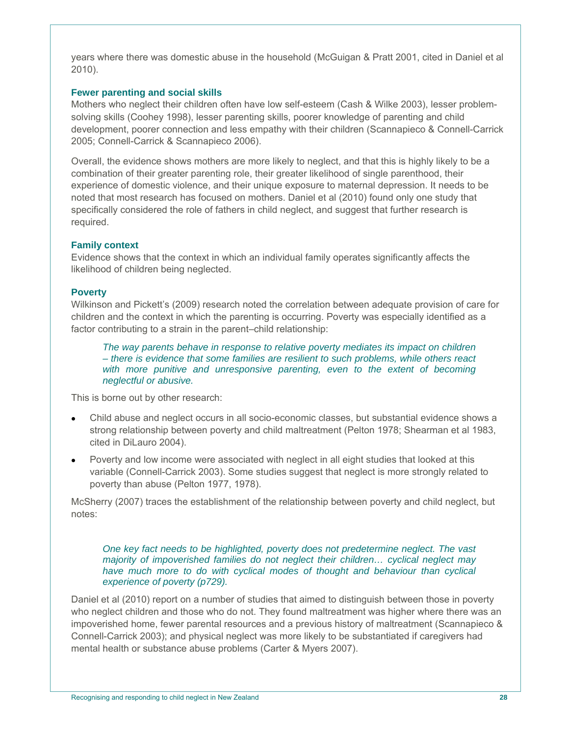years where there was domestic abuse in the household (McGuigan & Pratt 2001, cited in Daniel et al 2010).

### Fewer parenting and social skills

Mothers who neglect their children often have low self-esteem (Cash & Wilke 2003), lesser problem-solving skills (Coohey 1998), lesser parenting skills, poorer knowledge of parenting and child development, poorer connection and less empathy with their children (Scannapieco & Connell-Carrick 2005; Connell-Carrick & Scannapieco 2006).

Overall, the evidence shows mothers are more likely to neglect, and that this is highly likely to be a combination of their greater parenting role, their greater likelihood of single parenthood, their experience of domestic violence, and their unique exposure to maternal depression. It needs to be noted that most research has focused on mothers. Daniel et al (2010) found only one study that specifically considered the role of fathers in child neglect, and suggest that further research is required.

### Family context

Evidence shows that the context in which an individual family operates significantly affects the likelihood of children being neglected.

### Poverty

Wilkinson and Pickett's (2009) research noted the correlation between adequate provision of care for children and the context in which the parenting is occurring. Poverty was especially identified as a factor contributing to a strain in the parent–child relationship:

> *The way parents behave in response to relative poverty mediates its impact on children – there is evidence that some families are resilient to such problems, while others react with more punitive and unresponsive parenting, even to the extent of becoming neglectful or abusive.*

This is borne out by other research:

- Child abuse and neglect occurs in all socio-economic classes, but substantial evidence shows a strong relationship between poverty and child maltreatment (Pelton 1978; Shearman et al 1983, cited in DiLauro 2004).
- Poverty and low income were associated with neglect in all eight studies that looked at this variable (Connell-Carrick 2003). Some studies suggest that neglect is more strongly related to poverty than abuse (Pelton 1977, 1978).

McSherry (2007) traces the establishment of the relationship between poverty and child neglect, but notes:

> *One key fact needs to be highlighted, poverty does not predetermine neglect. The vast majority of impoverished families do not neglect their children… cyclical neglect may have much more to do with cyclical modes of thought and behaviour than cyclical experience of poverty (p729).*

Daniel et al (2010) report on a number of studies that aimed to distinguish between those in poverty who neglect children and those who do not. They found maltreatment was higher where there was an impoverished home, fewer parental resources and a previous history of maltreatment (Scannapieco & Connell-Carrick 2003); and physical neglect was more likely to be substantiated if caregivers had mental health or substance abuse problems (Carter & Myers 2007).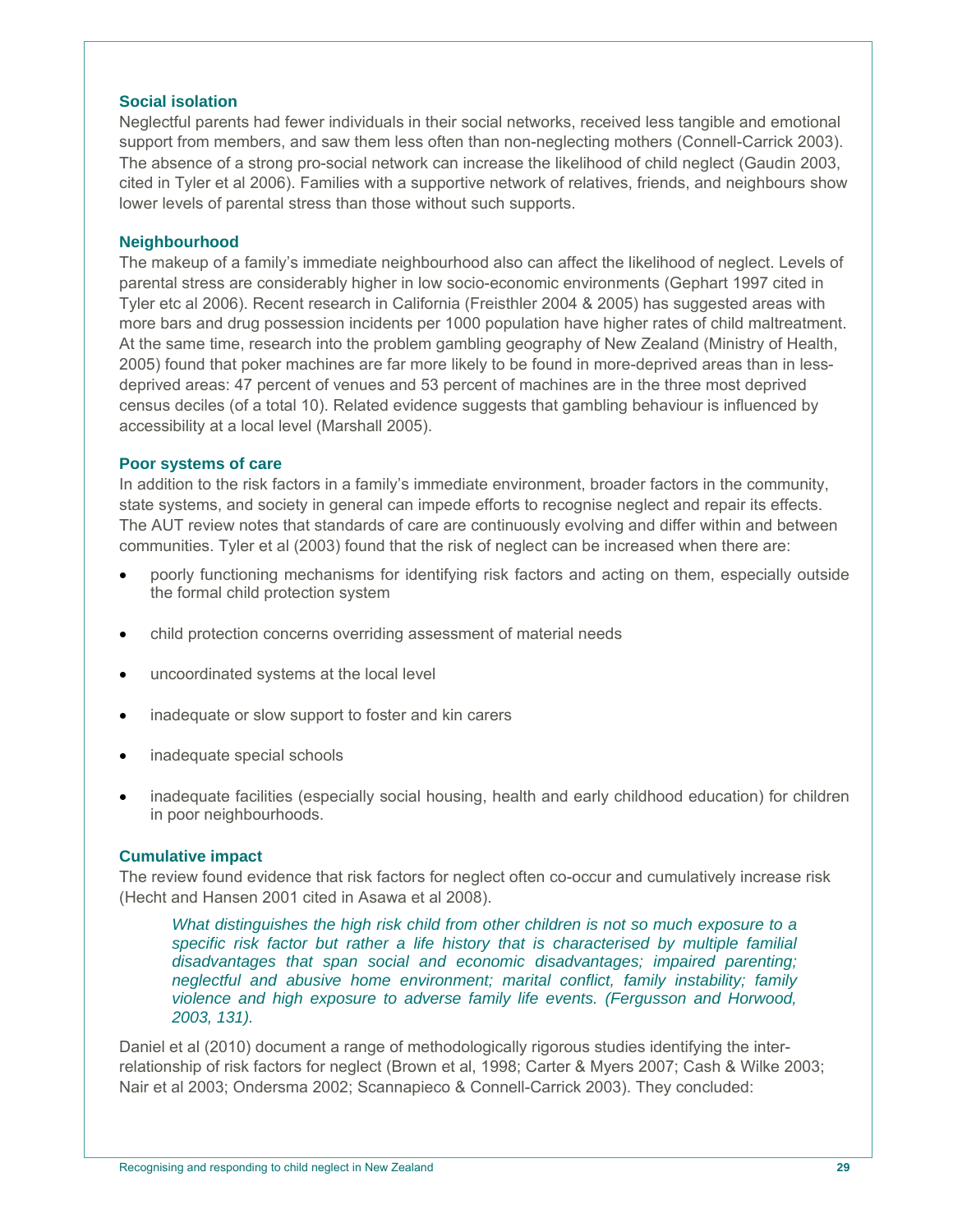### Social isolation

Neglectful parents had fewer individuals in their social networks, received less tangible and emotional support from members, and saw them less often than non-neglecting mothers (Connell-Carrick 2003). The absence of a strong pro-social network can increase the likelihood of child neglect (Gaudin 2003, cited in Tyler et al 2006). Families with a supportive network of relatives, friends, and neighbours show lower levels of parental stress than those without such supports.

### Neighbourhood

The makeup of a family's immediate neighbourhood also can affect the likelihood of neglect. Levels of parental stress are considerably higher in low socio-economic environments (Gephart 1997 cited in Tyler etc al 2006). Recent research in California (Freisthler 2004 & 2005) has suggested areas with more bars and drug possession incidents per 1000 population have higher rates of child maltreatment. At the same time, research into the problem gambling geography of New Zealand (Ministry of Health, 2005) found that poker machines are far more likely to be found in more-deprived areas than in less-deprived areas: 47 percent of venues and 53 percent of machines are in the three most deprived census deciles (of a total 10). Related evidence suggests that gambling behaviour is influenced by accessibility at a local level (Marshall 2005).

### Poor systems of care

In addition to the risk factors in a family's immediate environment, broader factors in the community, state systems, and society in general can impede efforts to recognise neglect and repair its effects. The AUT review notes that standards of care are continuously evolving and differ within and between communities. Tyler et al (2003) found that the risk of neglect can be increased when there are:

- poorly functioning mechanisms for identifying risk factors and acting on them, especially outside the formal child protection system
- child protection concerns overriding assessment of material needs
- uncoordinated systems at the local level
- inadequate or slow support to foster and kin carers
- inadequate special schools
- inadequate facilities (especially social housing, health and early childhood education) for children in poor neighbourhoods.

### Cumulative impact

The review found evidence that risk factors for neglect often co-occur and cumulatively increase risk (Hecht and Hansen 2001 cited in Asawa et al 2008).

> *What distinguishes the high risk child from other children is not so much exposure to a specific risk factor but rather a life history that is characterised by multiple familial disadvantages that span social and economic disadvantages; impaired parenting; neglectful and abusive home environment; marital conflict, family instability; family violence and high exposure to adverse family life events. (Fergusson and Horwood, 2003, 131).*

Daniel et al (2010) document a range of methodologically rigorous studies identifying the inter-relationship of risk factors for neglect (Brown et al, 1998; Carter & Myers 2007; Cash & Wilke 2003; Nair et al 2003; Ondersma 2002; Scannapieco & Connell-Carrick 2003). They concluded: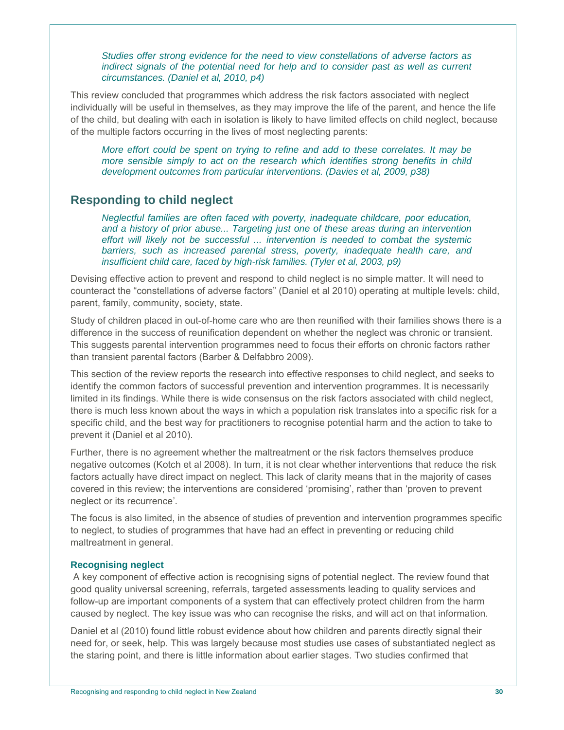*Studies offer strong evidence for the need to view constellations of adverse factors as indirect signals of the potential need for help and to consider past as well as current circumstances. (Daniel et al, 2010, p4)*

This review concluded that programmes which address the risk factors associated with neglect individually will be useful in themselves, as they may improve the life of the parent, and hence the life of the child, but dealing with each in isolation is likely to have limited effects on child neglect, because of the multiple factors occurring in the lives of most neglecting parents:

*More effort could be spent on trying to refine and add to these correlates. It may be more sensible simply to act on the research which identifies strong benefits in child development outcomes from particular interventions. (Davies et al, 2009, p38)*

## Responding to child neglect

*Neglectful families are often faced with poverty, inadequate childcare, poor education, and a history of prior abuse... Targeting just one of these areas during an intervention effort will likely not be successful ... intervention is needed to combat the systemic barriers, such as increased parental stress, poverty, inadequate health care, and insufficient child care, faced by high-risk families. (Tyler et al, 2003, p9)*

Devising effective action to prevent and respond to child neglect is no simple matter. It will need to counteract the "constellations of adverse factors" (Daniel et al 2010) operating at multiple levels: child, parent, family, community, society, state.

Study of children placed in out-of-home care who are then reunified with their families shows there is a difference in the success of reunification dependent on whether the neglect was chronic or transient. This suggests parental intervention programmes need to focus their efforts on chronic factors rather than transient parental factors (Barber & Delfabbro 2009).

This section of the review reports the research into effective responses to child neglect, and seeks to identify the common factors of successful prevention and intervention programmes. It is necessarily limited in its findings. While there is wide consensus on the risk factors associated with child neglect, there is much less known about the ways in which a population risk translates into a specific risk for a specific child, and the best way for practitioners to recognise potential harm and the action to take to prevent it (Daniel et al 2010).

Further, there is no agreement whether the maltreatment or the risk factors themselves produce negative outcomes (Kotch et al 2008). In turn, it is not clear whether interventions that reduce the risk factors actually have direct impact on neglect. This lack of clarity means that in the majority of cases covered in this review; the interventions are considered 'promising', rather than 'proven to prevent neglect or its recurrence'.

The focus is also limited, in the absence of studies of prevention and intervention programmes specific to neglect, to studies of programmes that have had an effect in preventing or reducing child maltreatment in general.

### Recognising neglect

A key component of effective action is recognising signs of potential neglect. The review found that good quality universal screening, referrals, targeted assessments leading to quality services and follow-up are important components of a system that can effectively protect children from the harm caused by neglect. The key issue was who can recognise the risks, and will act on that information.

Daniel et al (2010) found little robust evidence about how children and parents directly signal their need for, or seek, help. This was largely because most studies use cases of substantiated neglect as the staring point, and there is little information about earlier stages. Two studies confirmed that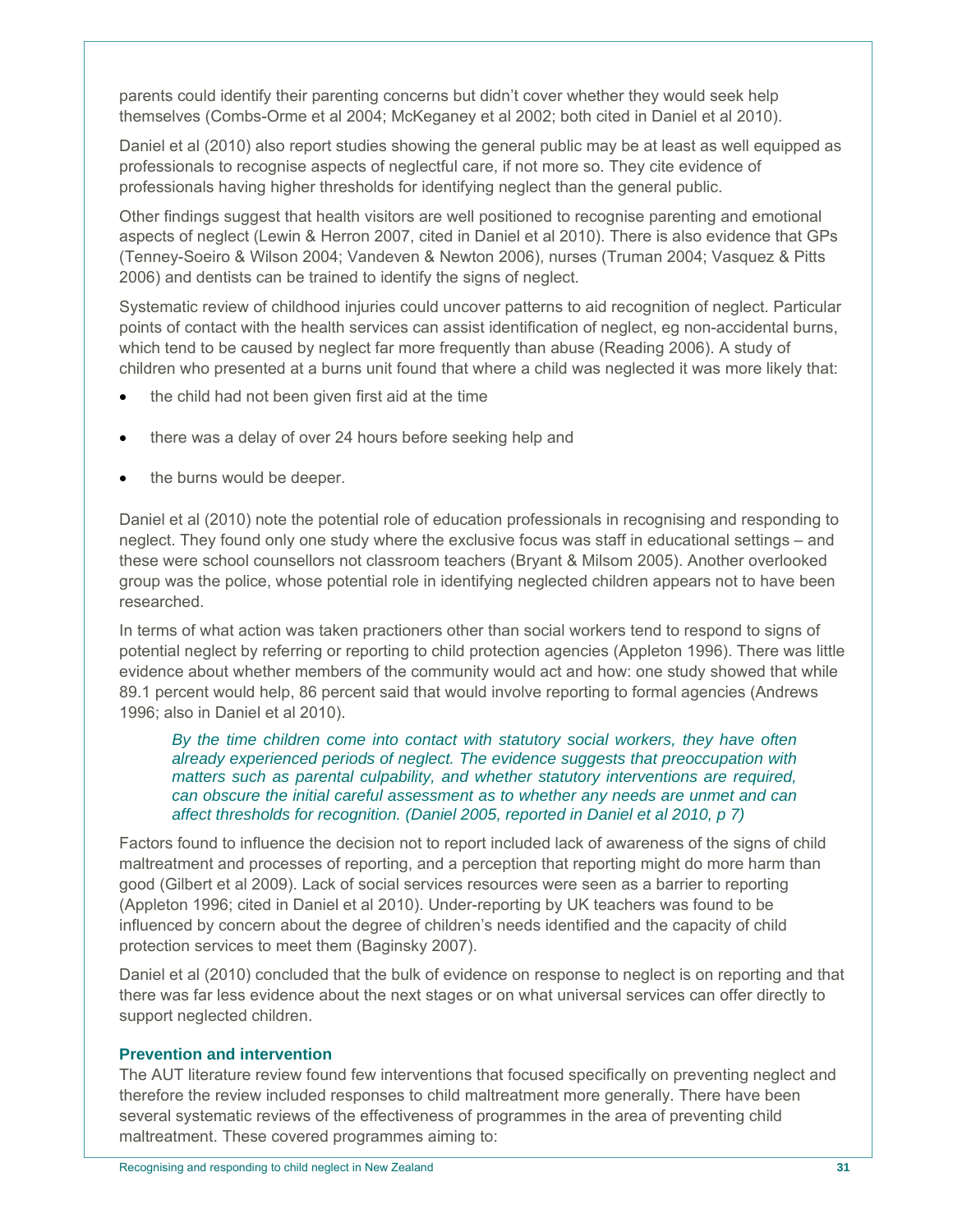parents could identify their parenting concerns but didn't cover whether they would seek help themselves (Combs-Orme et al 2004; McKeganey et al 2002; both cited in Daniel et al 2010).

Daniel et al (2010) also report studies showing the general public may be at least as well equipped as professionals to recognise aspects of neglectful care, if not more so. They cite evidence of professionals having higher thresholds for identifying neglect than the general public.

Other findings suggest that health visitors are well positioned to recognise parenting and emotional aspects of neglect (Lewin & Herron 2007, cited in Daniel et al 2010). There is also evidence that GPs (Tenney-Soeiro & Wilson 2004; Vandeven & Newton 2006), nurses (Truman 2004; Vasquez & Pitts 2006) and dentists can be trained to identify the signs of neglect.

Systematic review of childhood injuries could uncover patterns to aid recognition of neglect. Particular points of contact with the health services can assist identification of neglect, eg non-accidental burns, which tend to be caused by neglect far more frequently than abuse (Reading 2006). A study of children who presented at a burns unit found that where a child was neglected it was more likely that:

- the child had not been given first aid at the time
- there was a delay of over 24 hours before seeking help and
- the burns would be deeper.

Daniel et al (2010) note the potential role of education professionals in recognising and responding to neglect. They found only one study where the exclusive focus was staff in educational settings – and these were school counsellors not classroom teachers (Bryant & Milsom 2005). Another overlooked group was the police, whose potential role in identifying neglected children appears not to have been researched.

In terms of what action was taken practioners other than social workers tend to respond to signs of potential neglect by referring or reporting to child protection agencies (Appleton 1996). There was little evidence about whether members of the community would act and how: one study showed that while 89.1 percent would help, 86 percent said that would involve reporting to formal agencies (Andrews 1996; also in Daniel et al 2010).

> *By the time children come into contact with statutory social workers, they have often already experienced periods of neglect. The evidence suggests that preoccupation with matters such as parental culpability, and whether statutory interventions are required, can obscure the initial careful assessment as to whether any needs are unmet and can affect thresholds for recognition. (Daniel 2005, reported in Daniel et al 2010, p 7)*

Factors found to influence the decision not to report included lack of awareness of the signs of child maltreatment and processes of reporting, and a perception that reporting might do more harm than good (Gilbert et al 2009). Lack of social services resources were seen as a barrier to reporting (Appleton 1996; cited in Daniel et al 2010). Under-reporting by UK teachers was found to be influenced by concern about the degree of children's needs identified and the capacity of child protection services to meet them (Baginsky 2007).

Daniel et al (2010) concluded that the bulk of evidence on response to neglect is on reporting and that there was far less evidence about the next stages or on what universal services can offer directly to support neglected children.

### Prevention and intervention

The AUT literature review found few interventions that focused specifically on preventing neglect and therefore the review included responses to child maltreatment more generally. There have been several systematic reviews of the effectiveness of programmes in the area of preventing child maltreatment. These covered programmes aiming to: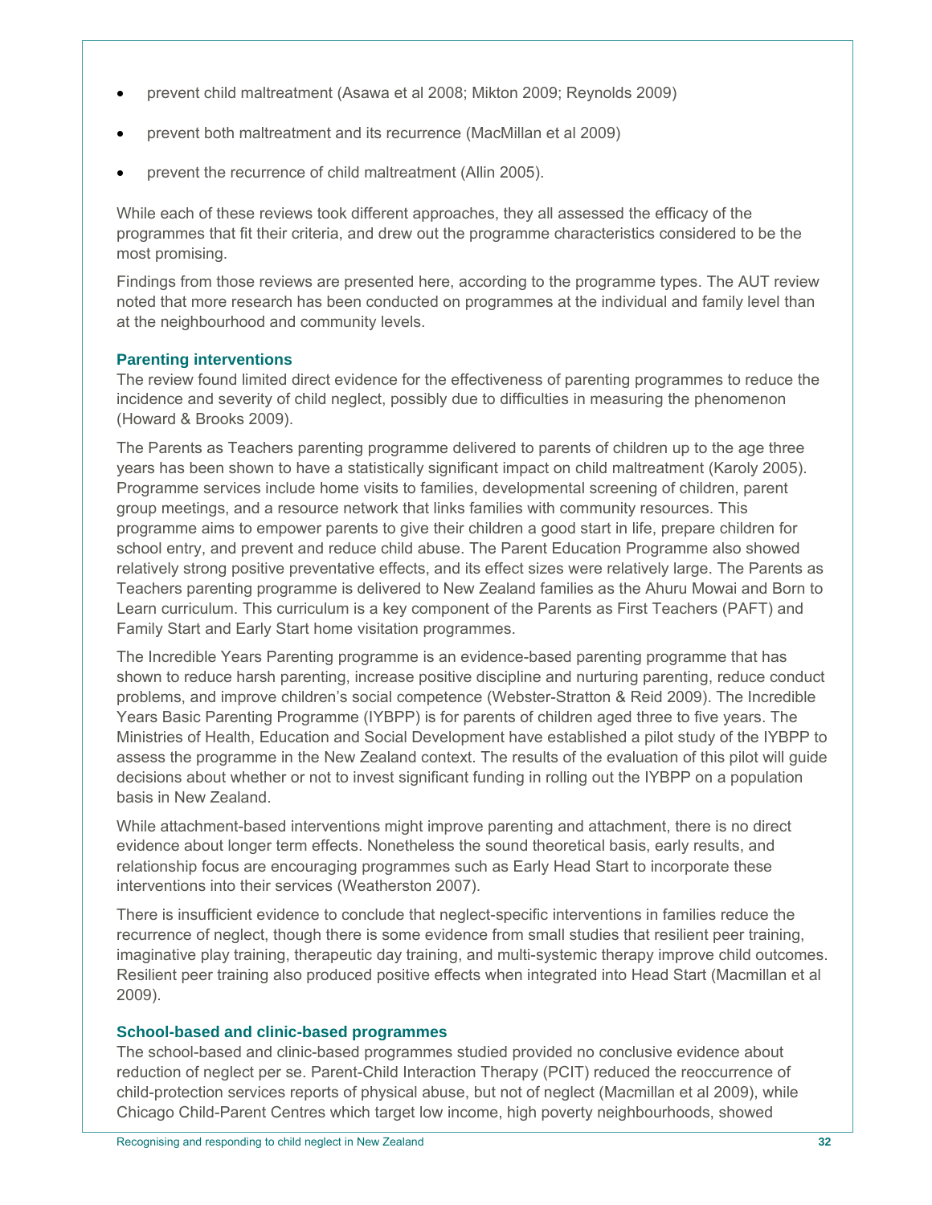- prevent child maltreatment (Asawa et al 2008; Mikton 2009; Reynolds 2009)
- prevent both maltreatment and its recurrence (MacMillan et al 2009)
- prevent the recurrence of child maltreatment (Allin 2005).

While each of these reviews took different approaches, they all assessed the efficacy of the programmes that fit their criteria, and drew out the programme characteristics considered to be the most promising.

Findings from those reviews are presented here, according to the programme types. The AUT review noted that more research has been conducted on programmes at the individual and family level than at the neighbourhood and community levels.

### Parenting interventions

The review found limited direct evidence for the effectiveness of parenting programmes to reduce the incidence and severity of child neglect, possibly due to difficulties in measuring the phenomenon (Howard & Brooks 2009).

The Parents as Teachers parenting programme delivered to parents of children up to the age three years has been shown to have a statistically significant impact on child maltreatment (Karoly 2005). Programme services include home visits to families, developmental screening of children, parent group meetings, and a resource network that links families with community resources. This programme aims to empower parents to give their children a good start in life, prepare children for school entry, and prevent and reduce child abuse. The Parent Education Programme also showed relatively strong positive preventative effects, and its effect sizes were relatively large. The Parents as Teachers parenting programme is delivered to New Zealand families as the Ahuru Mowai and Born to Learn curriculum. This curriculum is a key component of the Parents as First Teachers (PAFT) and Family Start and Early Start home visitation programmes.

The Incredible Years Parenting programme is an evidence-based parenting programme that has shown to reduce harsh parenting, increase positive discipline and nurturing parenting, reduce conduct problems, and improve children's social competence (Webster-Stratton & Reid 2009). The Incredible Years Basic Parenting Programme (IYBPP) is for parents of children aged three to five years. The Ministries of Health, Education and Social Development have established a pilot study of the IYBPP to assess the programme in the New Zealand context. The results of the evaluation of this pilot will guide decisions about whether or not to invest significant funding in rolling out the IYBPP on a population basis in New Zealand.

While attachment-based interventions might improve parenting and attachment, there is no direct evidence about longer term effects. Nonetheless the sound theoretical basis, early results, and relationship focus are encouraging programmes such as Early Head Start to incorporate these interventions into their services (Weatherston 2007).

There is insufficient evidence to conclude that neglect-specific interventions in families reduce the recurrence of neglect, though there is some evidence from small studies that resilient peer training, imaginative play training, therapeutic day training, and multi-systemic therapy improve child outcomes. Resilient peer training also produced positive effects when integrated into Head Start (Macmillan et al 2009).

### School-based and clinic-based programmes

The school-based and clinic-based programmes studied provided no conclusive evidence about reduction of neglect per se. Parent-Child Interaction Therapy (PCIT) reduced the reoccurrence of child-protection services reports of physical abuse, but not of neglect (Macmillan et al 2009), while Chicago Child-Parent Centres which target low income, high poverty neighbourhoods, showed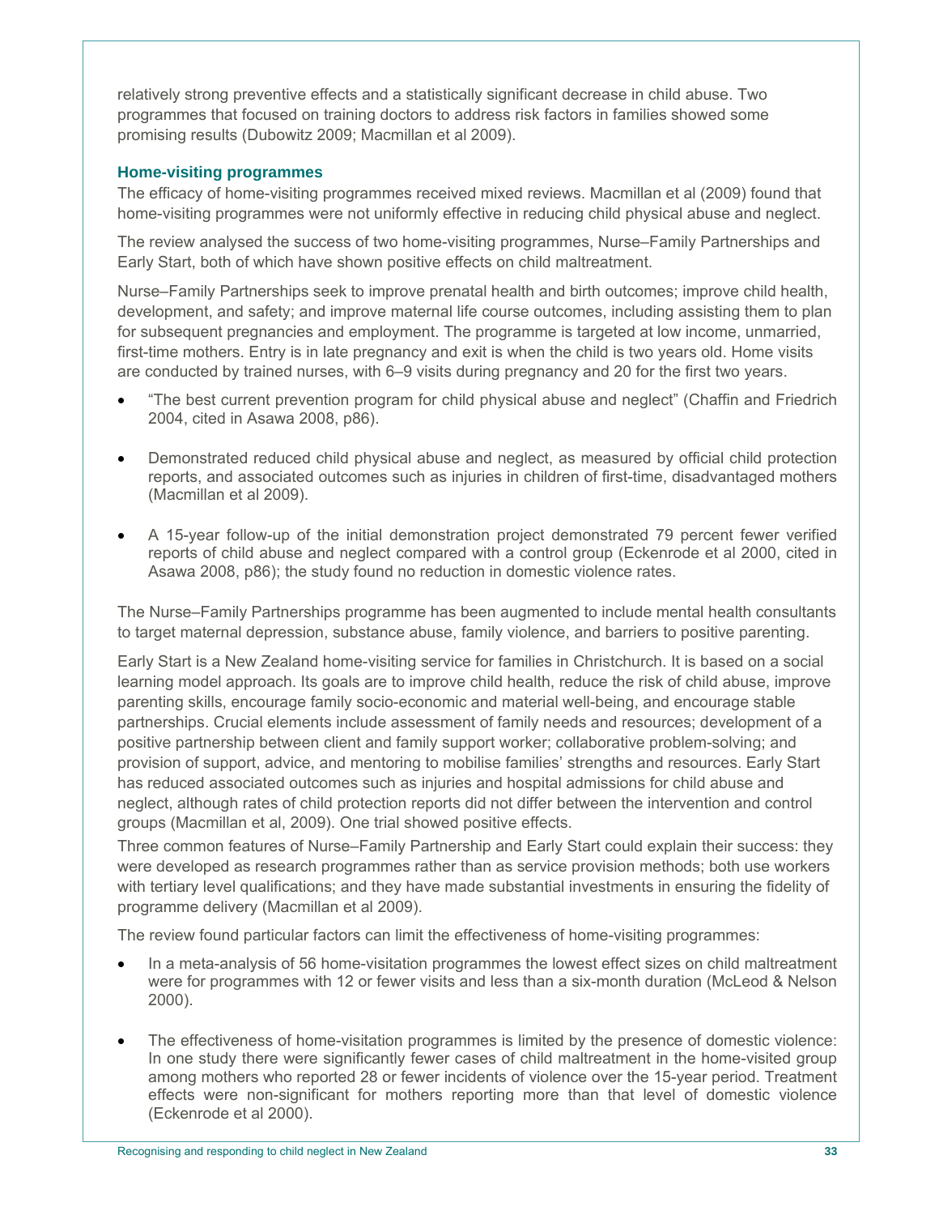relatively strong preventive effects and a statistically significant decrease in child abuse. Two programmes that focused on training doctors to address risk factors in families showed some promising results (Dubowitz 2009; Macmillan et al 2009).

### Home-visiting programmes

The efficacy of home-visiting programmes received mixed reviews. Macmillan et al (2009) found that home-visiting programmes were not uniformly effective in reducing child physical abuse and neglect.

The review analysed the success of two home-visiting programmes, Nurse–Family Partnerships and Early Start, both of which have shown positive effects on child maltreatment.

Nurse–Family Partnerships seek to improve prenatal health and birth outcomes; improve child health, development, and safety; and improve maternal life course outcomes, including assisting them to plan for subsequent pregnancies and employment. The programme is targeted at low income, unmarried, first-time mothers. Entry is in late pregnancy and exit is when the child is two years old. Home visits are conducted by trained nurses, with 6–9 visits during pregnancy and 20 for the first two years.

- "The best current prevention program for child physical abuse and neglect" (Chaffin and Friedrich 2004, cited in Asawa 2008, p86).
- Demonstrated reduced child physical abuse and neglect, as measured by official child protection reports, and associated outcomes such as injuries in children of first-time, disadvantaged mothers (Macmillan et al 2009).
- A 15-year follow-up of the initial demonstration project demonstrated 79 percent fewer verified reports of child abuse and neglect compared with a control group (Eckenrode et al 2000, cited in Asawa 2008, p86); the study found no reduction in domestic violence rates.

The Nurse–Family Partnerships programme has been augmented to include mental health consultants to target maternal depression, substance abuse, family violence, and barriers to positive parenting.

Early Start is a New Zealand home-visiting service for families in Christchurch. It is based on a social learning model approach. Its goals are to improve child health, reduce the risk of child abuse, improve parenting skills, encourage family socio-economic and material well-being, and encourage stable partnerships. Crucial elements include assessment of family needs and resources; development of a positive partnership between client and family support worker; collaborative problem-solving; and provision of support, advice, and mentoring to mobilise families' strengths and resources. Early Start has reduced associated outcomes such as injuries and hospital admissions for child abuse and neglect, although rates of child protection reports did not differ between the intervention and control groups (Macmillan et al, 2009). One trial showed positive effects.

Three common features of Nurse–Family Partnership and Early Start could explain their success: they were developed as research programmes rather than as service provision methods; both use workers with tertiary level qualifications; and they have made substantial investments in ensuring the fidelity of programme delivery (Macmillan et al 2009).

The review found particular factors can limit the effectiveness of home-visiting programmes:

- In a meta-analysis of 56 home-visitation programmes the lowest effect sizes on child maltreatment were for programmes with 12 or fewer visits and less than a six-month duration (McLeod & Nelson 2000).
- The effectiveness of home-visitation programmes is limited by the presence of domestic violence: In one study there were significantly fewer cases of child maltreatment in the home-visited group among mothers who reported 28 or fewer incidents of violence over the 15-year period. Treatment effects were non-significant for mothers reporting more than that level of domestic violence (Eckenrode et al 2000).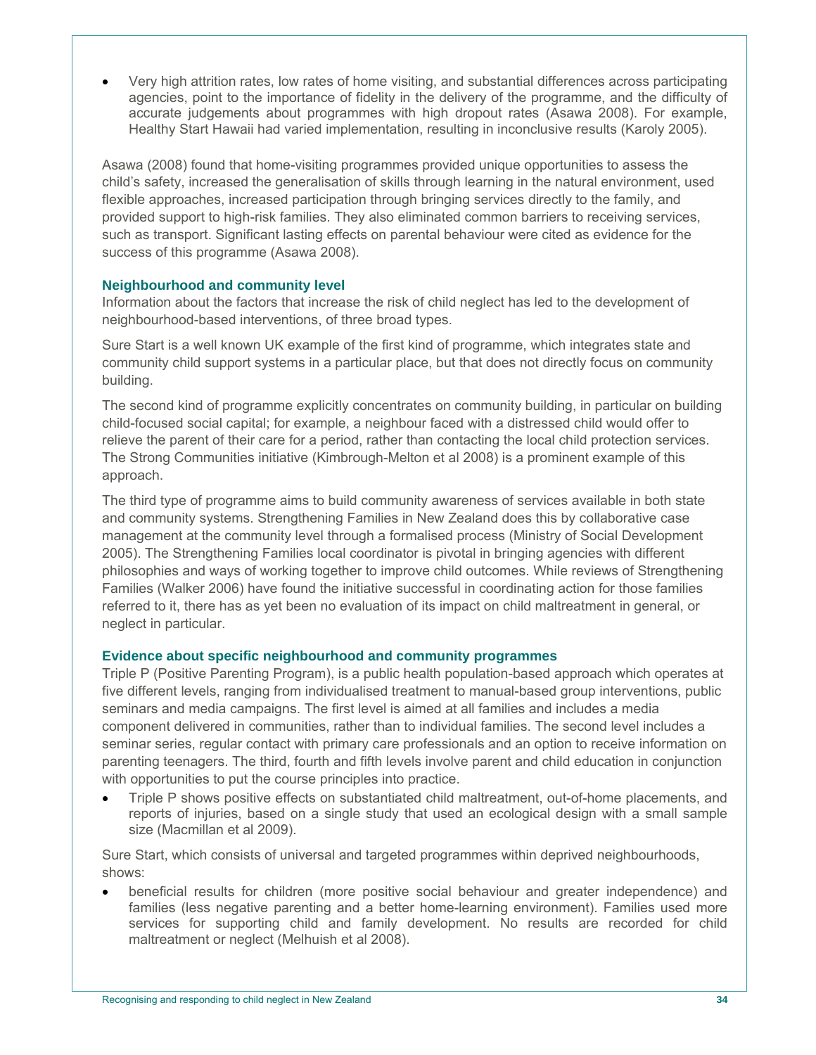- Very high attrition rates, low rates of home visiting, and substantial differences across participating agencies, point to the importance of fidelity in the delivery of the programme, and the difficulty of accurate judgements about programmes with high dropout rates (Asawa 2008). For example, Healthy Start Hawaii had varied implementation, resulting in inconclusive results (Karoly 2005).

Asawa (2008) found that home-visiting programmes provided unique opportunities to assess the child's safety, increased the generalisation of skills through learning in the natural environment, used flexible approaches, increased participation through bringing services directly to the family, and provided support to high-risk families. They also eliminated common barriers to receiving services, such as transport. Significant lasting effects on parental behaviour were cited as evidence for the success of this programme (Asawa 2008).

### Neighbourhood and community level

Information about the factors that increase the risk of child neglect has led to the development of neighbourhood-based interventions, of three broad types.

Sure Start is a well known UK example of the first kind of programme, which integrates state and community child support systems in a particular place, but that does not directly focus on community building.

The second kind of programme explicitly concentrates on community building, in particular on building child-focused social capital; for example, a neighbour faced with a distressed child would offer to relieve the parent of their care for a period, rather than contacting the local child protection services. The Strong Communities initiative (Kimbrough-Melton et al 2008) is a prominent example of this approach.

The third type of programme aims to build community awareness of services available in both state and community systems. Strengthening Families in New Zealand does this by collaborative case management at the community level through a formalised process (Ministry of Social Development 2005). The Strengthening Families local coordinator is pivotal in bringing agencies with different philosophies and ways of working together to improve child outcomes. While reviews of Strengthening Families (Walker 2006) have found the initiative successful in coordinating action for those families referred to it, there has as yet been no evaluation of its impact on child maltreatment in general, or neglect in particular.

### Evidence about specific neighbourhood and community programmes

Triple P (Positive Parenting Program), is a public health population-based approach which operates at five different levels, ranging from individualised treatment to manual-based group interventions, public seminars and media campaigns. The first level is aimed at all families and includes a media component delivered in communities, rather than to individual families. The second level includes a seminar series, regular contact with primary care professionals and an option to receive information on parenting teenagers. The third, fourth and fifth levels involve parent and child education in conjunction with opportunities to put the course principles into practice.

- Triple P shows positive effects on substantiated child maltreatment, out-of-home placements, and reports of injuries, based on a single study that used an ecological design with a small sample size (Macmillan et al 2009).

Sure Start, which consists of universal and targeted programmes within deprived neighbourhoods, shows:

- beneficial results for children (more positive social behaviour and greater independence) and families (less negative parenting and a better home-learning environment). Families used more services for supporting child and family development. No results are recorded for child maltreatment or neglect (Melhuish et al 2008).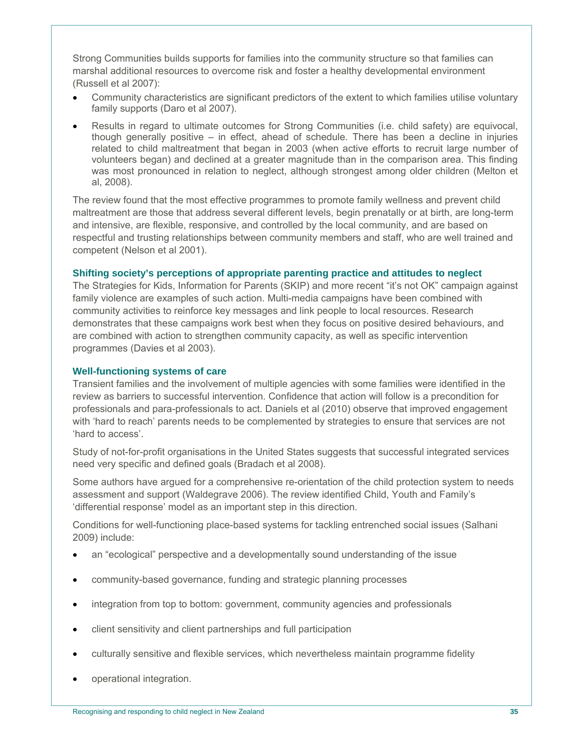Strong Communities builds supports for families into the community structure so that families can marshal additional resources to overcome risk and foster a healthy developmental environment (Russell et al 2007):

- Community characteristics are significant predictors of the extent to which families utilise voluntary family supports (Daro et al 2007).
- Results in regard to ultimate outcomes for Strong Communities (i.e. child safety) are equivocal, though generally positive – in effect, ahead of schedule. There has been a decline in injuries related to child maltreatment that began in 2003 (when active efforts to recruit large number of volunteers began) and declined at a greater magnitude than in the comparison area. This finding was most pronounced in relation to neglect, although strongest among older children (Melton et al, 2008).

The review found that the most effective programmes to promote family wellness and prevent child maltreatment are those that address several different levels, begin prenatally or at birth, are long-term and intensive, are flexible, responsive, and controlled by the local community, and are based on respectful and trusting relationships between community members and staff, who are well trained and competent (Nelson et al 2001).

### Shifting society's perceptions of appropriate parenting practice and attitudes to neglect

The Strategies for Kids, Information for Parents (SKIP) and more recent "it's not OK" campaign against family violence are examples of such action. Multi-media campaigns have been combined with community activities to reinforce key messages and link people to local resources. Research demonstrates that these campaigns work best when they focus on positive desired behaviours, and are combined with action to strengthen community capacity, as well as specific intervention programmes (Davies et al 2003).

### Well-functioning systems of care

Transient families and the involvement of multiple agencies with some families were identified in the review as barriers to successful intervention. Confidence that action will follow is a precondition for professionals and para-professionals to act. Daniels et al (2010) observe that improved engagement with 'hard to reach' parents needs to be complemented by strategies to ensure that services are not 'hard to access'.

Study of not-for-profit organisations in the United States suggests that successful integrated services need very specific and defined goals (Bradach et al 2008).

Some authors have argued for a comprehensive re-orientation of the child protection system to needs assessment and support (Waldegrave 2006). The review identified Child, Youth and Family's 'differential response' model as an important step in this direction.

Conditions for well-functioning place-based systems for tackling entrenched social issues (Salhani 2009) include:

- an "ecological" perspective and a developmentally sound understanding of the issue
- community-based governance, funding and strategic planning processes
- integration from top to bottom: government, community agencies and professionals
- client sensitivity and client partnerships and full participation
- culturally sensitive and flexible services, which nevertheless maintain programme fidelity
- operational integration.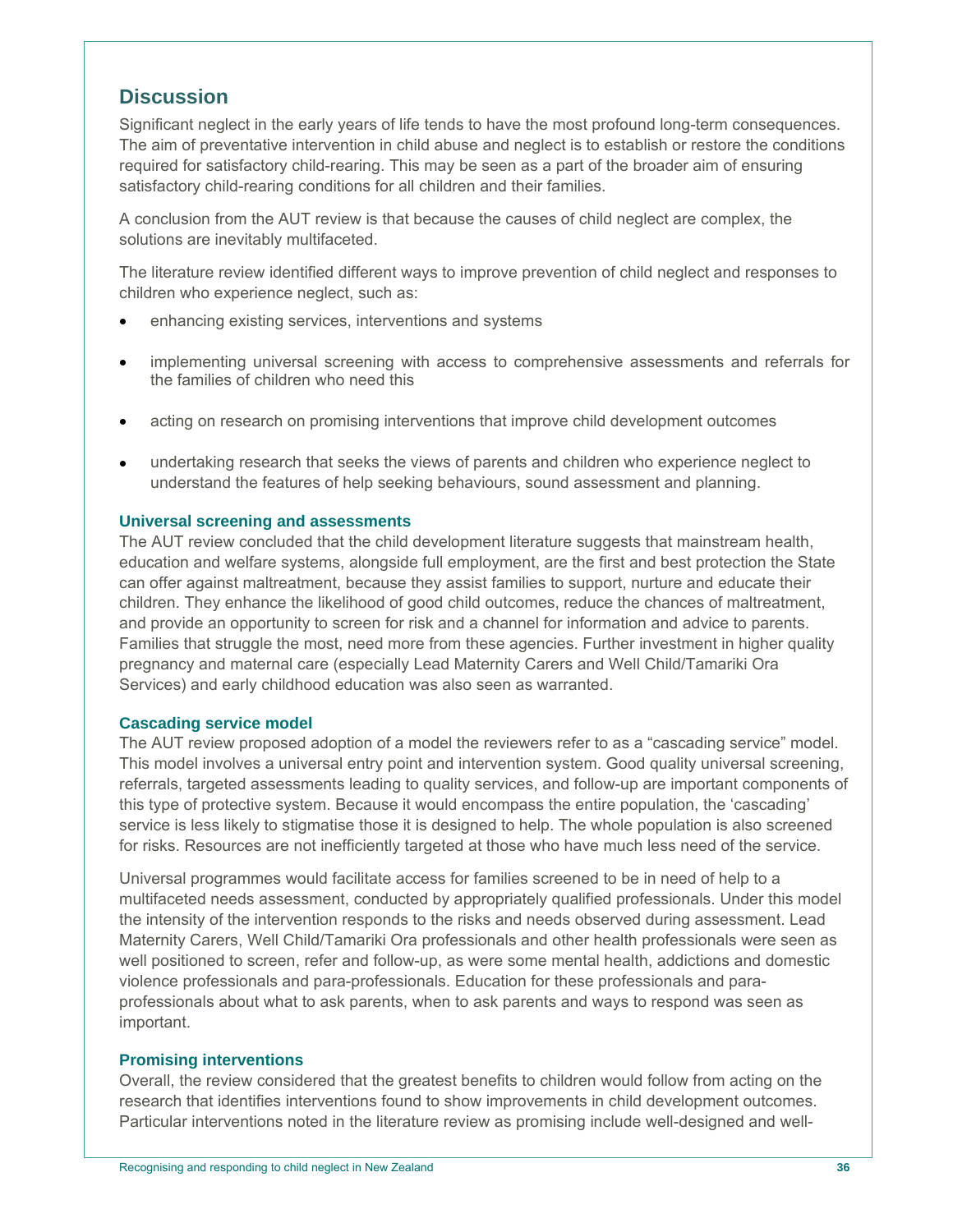## Discussion

Significant neglect in the early years of life tends to have the most profound long-term consequences. The aim of preventative intervention in child abuse and neglect is to establish or restore the conditions required for satisfactory child-rearing. This may be seen as a part of the broader aim of ensuring satisfactory child-rearing conditions for all children and their families.

A conclusion from the AUT review is that because the causes of child neglect are complex, the solutions are inevitably multifaceted.

The literature review identified different ways to improve prevention of child neglect and responses to children who experience neglect, such as:

- enhancing existing services, interventions and systems
- implementing universal screening with access to comprehensive assessments and referrals for the families of children who need this
- acting on research on promising interventions that improve child development outcomes
- undertaking research that seeks the views of parents and children who experience neglect to understand the features of help seeking behaviours, sound assessment and planning.

### Universal screening and assessments

The AUT review concluded that the child development literature suggests that mainstream health, education and welfare systems, alongside full employment, are the first and best protection the State can offer against maltreatment, because they assist families to support, nurture and educate their children. They enhance the likelihood of good child outcomes, reduce the chances of maltreatment, and provide an opportunity to screen for risk and a channel for information and advice to parents. Families that struggle the most, need more from these agencies. Further investment in higher quality pregnancy and maternal care (especially Lead Maternity Carers and Well Child/Tamariki Ora Services) and early childhood education was also seen as warranted.

### Cascading service model

The AUT review proposed adoption of a model the reviewers refer to as a “cascading service” model. This model involves a universal entry point and intervention system. Good quality universal screening, referrals, targeted assessments leading to quality services, and follow-up are important components of this type of protective system. Because it would encompass the entire population, the ‘cascading’ service is less likely to stigmatise those it is designed to help. The whole population is also screened for risks. Resources are not inefficiently targeted at those who have much less need of the service.

Universal programmes would facilitate access for families screened to be in need of help to a multifaceted needs assessment, conducted by appropriately qualified professionals. Under this model the intensity of the intervention responds to the risks and needs observed during assessment. Lead Maternity Carers, Well Child/Tamariki Ora professionals and other health professionals were seen as well positioned to screen, refer and follow-up, as were some mental health, addictions and domestic violence professionals and para-professionals. Education for these professionals and para-professionals about what to ask parents, when to ask parents and ways to respond was seen as important.

### Promising interventions

Overall, the review considered that the greatest benefits to children would follow from acting on the research that identifies interventions found to show improvements in child development outcomes. Particular interventions noted in the literature review as promising include well-designed and well-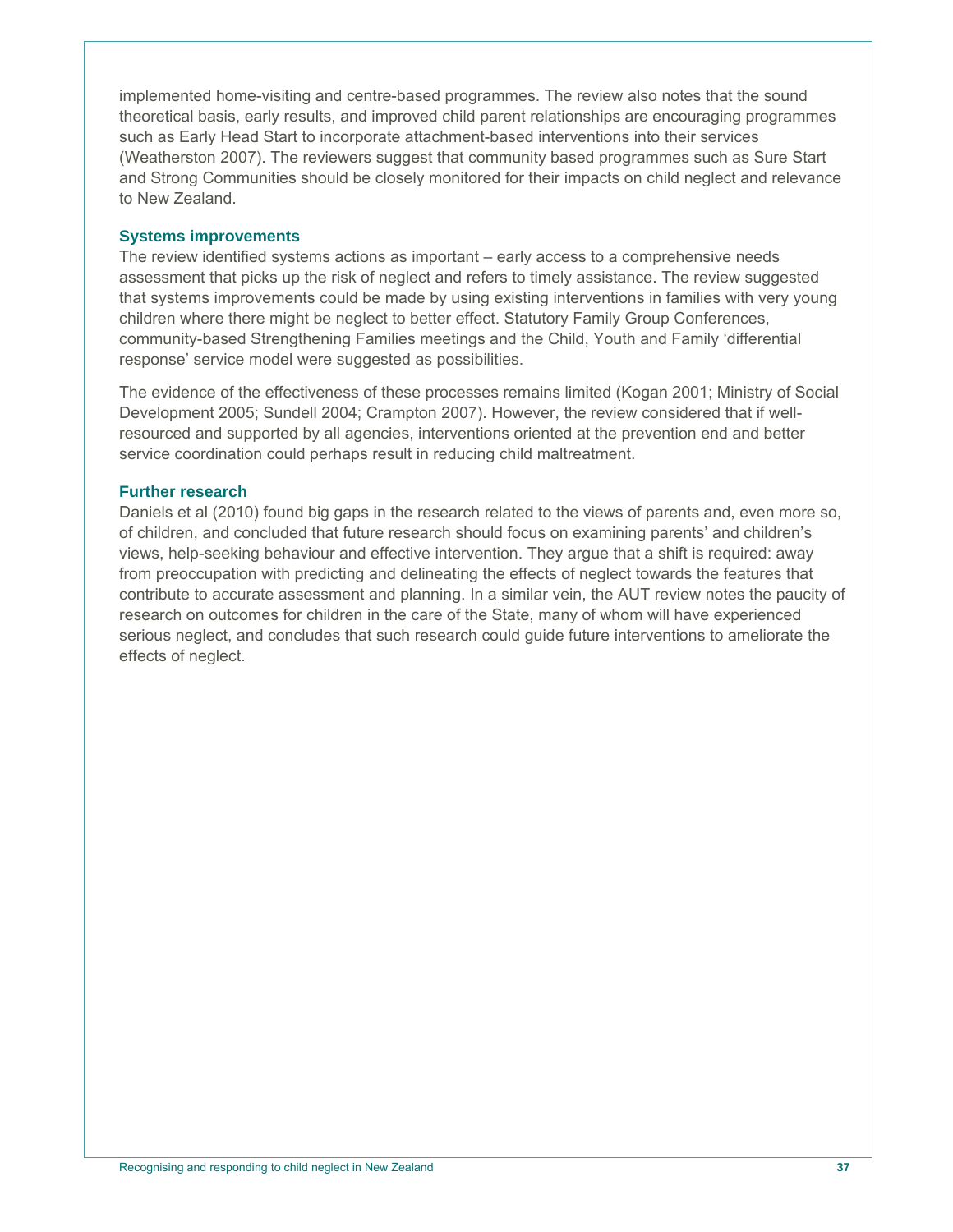implemented home-visiting and centre-based programmes. The review also notes that the sound theoretical basis, early results, and improved child parent relationships are encouraging programmes such as Early Head Start to incorporate attachment-based interventions into their services (Weatherston 2007). The reviewers suggest that community based programmes such as Sure Start and Strong Communities should be closely monitored for their impacts on child neglect and relevance to New Zealand.

### Systems improvements

The review identified systems actions as important – early access to a comprehensive needs assessment that picks up the risk of neglect and refers to timely assistance. The review suggested that systems improvements could be made by using existing interventions in families with very young children where there might be neglect to better effect. Statutory Family Group Conferences, community-based Strengthening Families meetings and the Child, Youth and Family 'differential response' service model were suggested as possibilities.

The evidence of the effectiveness of these processes remains limited (Kogan 2001; Ministry of Social Development 2005; Sundell 2004; Crampton 2007). However, the review considered that if well-resourced and supported by all agencies, interventions oriented at the prevention end and better service coordination could perhaps result in reducing child maltreatment.

### Further research

Daniels et al (2010) found big gaps in the research related to the views of parents and, even more so, of children, and concluded that future research should focus on examining parents' and children's views, help-seeking behaviour and effective intervention. They argue that a shift is required: away from preoccupation with predicting and delineating the effects of neglect towards the features that contribute to accurate assessment and planning. In a similar vein, the AUT review notes the paucity of research on outcomes for children in the care of the State, many of whom will have experienced serious neglect, and concludes that such research could guide future interventions to ameliorate the effects of neglect.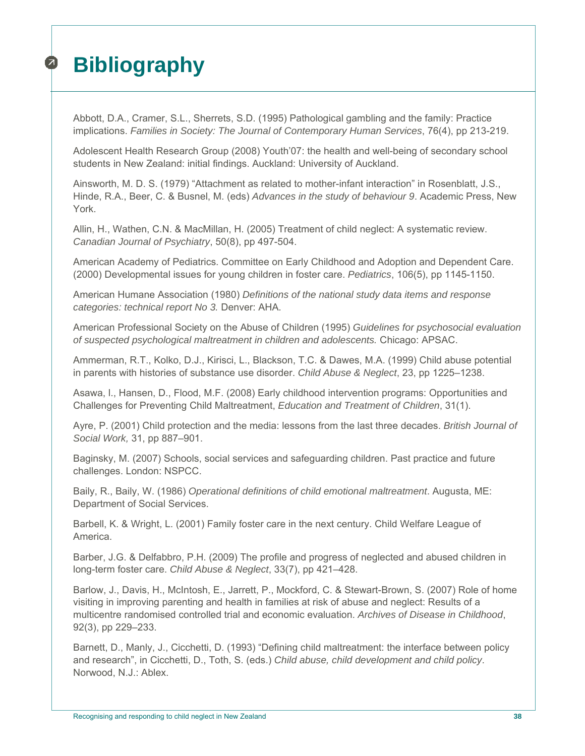# Bibliography

Abbott, D.A., Cramer, S.L., Sherrets, S.D. (1995) Pathological gambling and the family: Practice implications. *Families in Society: The Journal of Contemporary Human Services*, 76(4), pp 213-219.

Adolescent Health Research Group (2008) Youth'07: the health and well-being of secondary school students in New Zealand: initial findings. Auckland: University of Auckland.

Ainsworth, M. D. S. (1979) "Attachment as related to mother-infant interaction" in Rosenblatt, J.S., Hinde, R.A., Beer, C. & Busnel, M. (eds) *Advances in the study of behaviour 9*. Academic Press, New York.

Allin, H., Wathen, C.N. & MacMillan, H. (2005) Treatment of child neglect: A systematic review. *Canadian Journal of Psychiatry*, 50(8), pp 497-504.

American Academy of Pediatrics. Committee on Early Childhood and Adoption and Dependent Care. (2000) Developmental issues for young children in foster care. *Pediatrics*, 106(5), pp 1145-1150.

American Humane Association (1980) *Definitions of the national study data items and response categories: technical report No 3.* Denver: AHA.

American Professional Society on the Abuse of Children (1995) *Guidelines for psychosocial evaluation of suspected psychological maltreatment in children and adolescents.* Chicago: APSAC.

Ammerman, R.T., Kolko, D.J., Kirisci, L., Blackson, T.C. & Dawes, M.A. (1999) Child abuse potential in parents with histories of substance use disorder. *Child Abuse & Neglect*, 23, pp 1225–1238.

Asawa, l., Hansen, D., Flood, M.F. (2008) Early childhood intervention programs: Opportunities and Challenges for Preventing Child Maltreatment, *Education and Treatment of Children*, 31(1).

Ayre, P. (2001) Child protection and the media: lessons from the last three decades. *British Journal of Social Work,* 31, pp 887–901.

Baginsky, M. (2007) Schools, social services and safeguarding children. Past practice and future challenges. London: NSPCC.

Baily, R., Baily, W. (1986) *Operational definitions of child emotional maltreatment*. Augusta, ME: Department of Social Services.

Barbell, K. & Wright, L. (2001) Family foster care in the next century. Child Welfare League of America.

Barber, J.G. & Delfabbro, P.H. (2009) The profile and progress of neglected and abused children in long-term foster care. *Child Abuse & Neglect*, 33(7), pp 421–428.

Barlow, J., Davis, H., McIntosh, E., Jarrett, P., Mockford, C. & Stewart-Brown, S. (2007) Role of home visiting in improving parenting and health in families at risk of abuse and neglect: Results of a multicentre randomised controlled trial and economic evaluation. *Archives of Disease in Childhood*, 92(3), pp 229–233.

Barnett, D., Manly, J., Cicchetti, D. (1993) "Defining child maltreatment: the interface between policy and research", in Cicchetti, D., Toth, S. (eds.) *Child abuse, child development and child policy*. Norwood, N.J.: Ablex.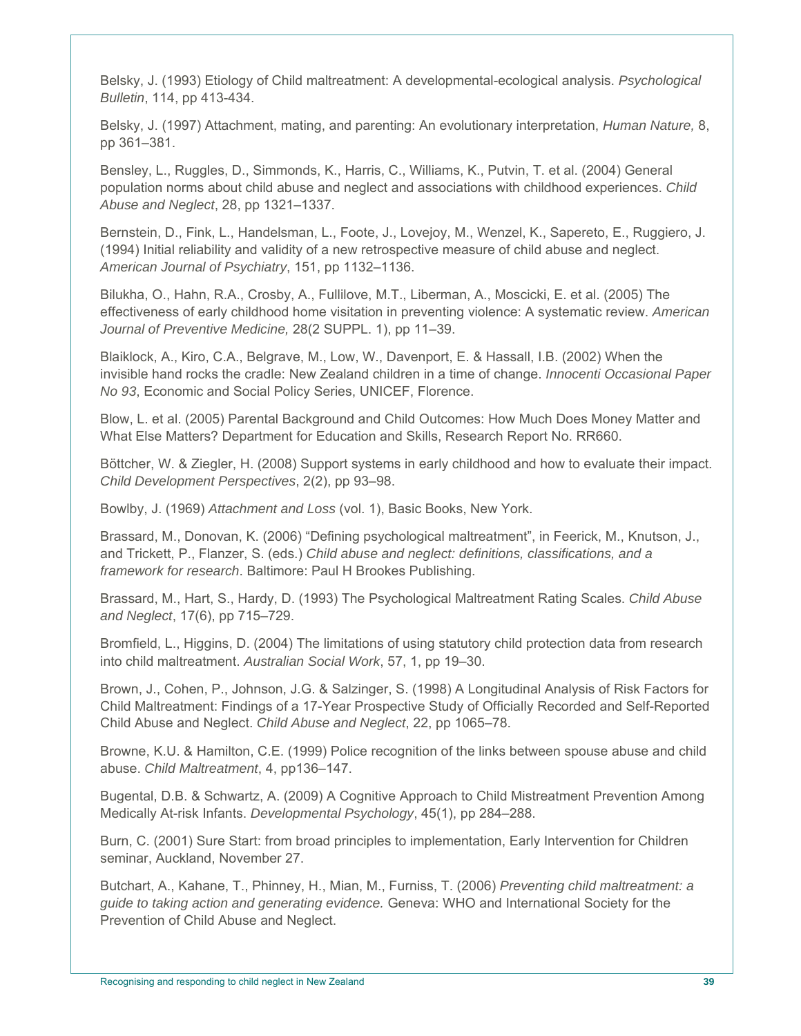Belsky, J. (1993) Etiology of Child maltreatment: A developmental-ecological analysis. *Psychological Bulletin*, 114, pp 413-434.

Belsky, J. (1997) Attachment, mating, and parenting: An evolutionary interpretation, *Human Nature,* 8, pp 361–381.

Bensley, L., Ruggles, D., Simmonds, K., Harris, C., Williams, K., Putvin, T. et al. (2004) General population norms about child abuse and neglect and associations with childhood experiences. *Child Abuse and Neglect*, 28, pp 1321–1337.

Bernstein, D., Fink, L., Handelsman, L., Foote, J., Lovejoy, M., Wenzel, K., Sapereto, E., Ruggiero, J. (1994) Initial reliability and validity of a new retrospective measure of child abuse and neglect. *American Journal of Psychiatry*, 151, pp 1132–1136.

Bilukha, O., Hahn, R.A., Crosby, A., Fullilove, M.T., Liberman, A., Moscicki, E. et al. (2005) The effectiveness of early childhood home visitation in preventing violence: A systematic review. *American Journal of Preventive Medicine,* 28(2 SUPPL. 1), pp 11–39.

Blaiklock, A., Kiro, C.A., Belgrave, M., Low, W., Davenport, E. & Hassall, I.B. (2002) When the invisible hand rocks the cradle: New Zealand children in a time of change. *Innocenti Occasional Paper No 93*, Economic and Social Policy Series, UNICEF, Florence.

Blow, L. et al. (2005) Parental Background and Child Outcomes: How Much Does Money Matter and What Else Matters? Department for Education and Skills, Research Report No. RR660.

Böttcher, W. & Ziegler, H. (2008) Support systems in early childhood and how to evaluate their impact. *Child Development Perspectives*, 2(2), pp 93–98.

Bowlby, J. (1969) *Attachment and Loss* (vol. 1), Basic Books, New York.

Brassard, M., Donovan, K. (2006) "Defining psychological maltreatment", in Feerick, M., Knutson, J., and Trickett, P., Flanzer, S. (eds.) *Child abuse and neglect: definitions, classifications, and a framework for research*. Baltimore: Paul H Brookes Publishing.

Brassard, M., Hart, S., Hardy, D. (1993) The Psychological Maltreatment Rating Scales. *Child Abuse and Neglect*, 17(6), pp 715–729.

Bromfield, L., Higgins, D. (2004) The limitations of using statutory child protection data from research into child maltreatment. *Australian Social Work*, 57, 1, pp 19–30.

Brown, J., Cohen, P., Johnson, J.G. & Salzinger, S. (1998) A Longitudinal Analysis of Risk Factors for Child Maltreatment: Findings of a 17-Year Prospective Study of Officially Recorded and Self-Reported Child Abuse and Neglect. *Child Abuse and Neglect*, 22, pp 1065–78.

Browne, K.U. & Hamilton, C.E. (1999) Police recognition of the links between spouse abuse and child abuse. *Child Maltreatment*, 4, pp136–147.

Bugental, D.B. & Schwartz, A. (2009) A Cognitive Approach to Child Mistreatment Prevention Among Medically At-risk Infants. *Developmental Psychology*, 45(1), pp 284–288.

Burn, C. (2001) Sure Start: from broad principles to implementation, Early Intervention for Children seminar, Auckland, November 27.

Butchart, A., Kahane, T., Phinney, H., Mian, M., Furniss, T. (2006) *Preventing child maltreatment: a guide to taking action and generating evidence.* Geneva: WHO and International Society for the Prevention of Child Abuse and Neglect.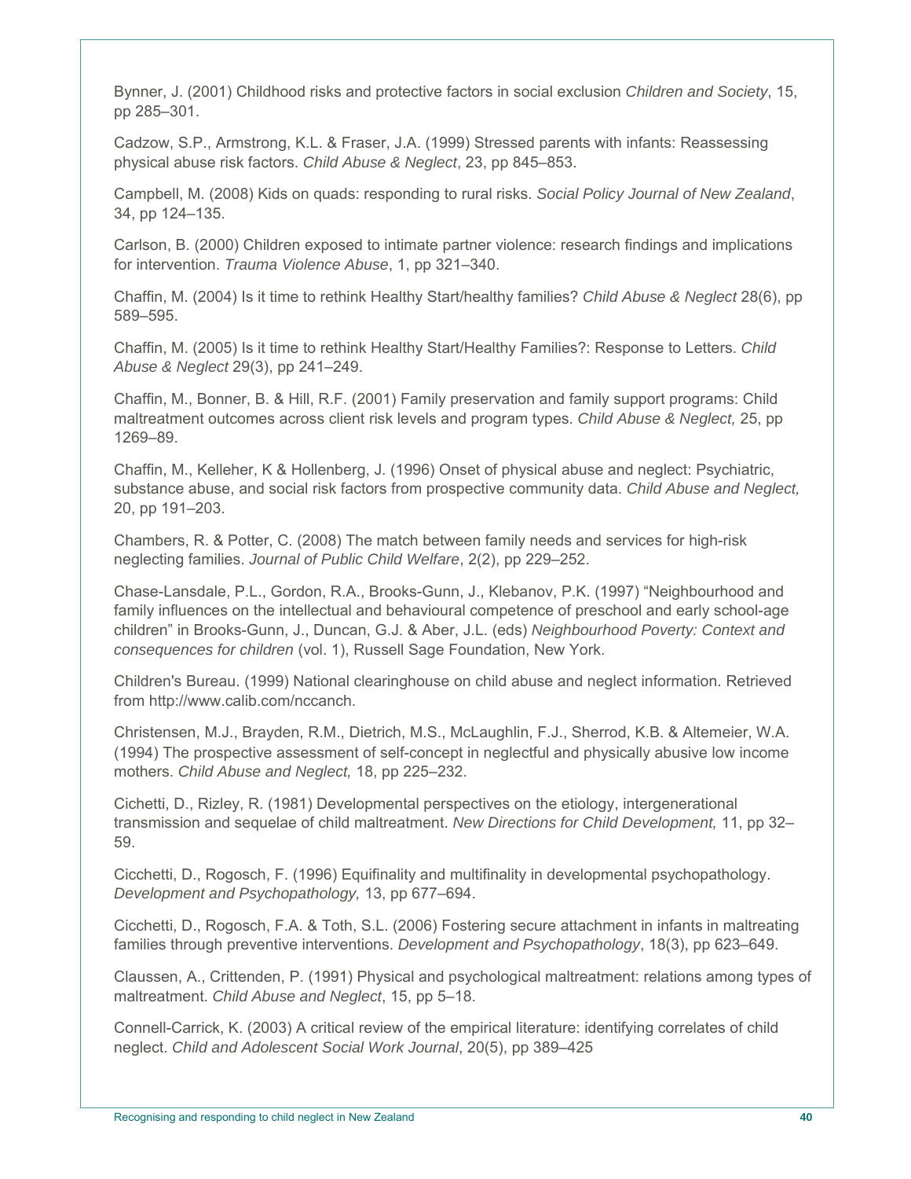Bynner, J. (2001) Childhood risks and protective factors in social exclusion *Children and Society*, 15, pp 285–301.

Cadzow, S.P., Armstrong, K.L. & Fraser, J.A. (1999) Stressed parents with infants: Reassessing physical abuse risk factors. *Child Abuse & Neglect*, 23, pp 845–853.

Campbell, M. (2008) Kids on quads: responding to rural risks. *Social Policy Journal of New Zealand*, 34, pp 124–135.

Carlson, B. (2000) Children exposed to intimate partner violence: research findings and implications for intervention. *Trauma Violence Abuse*, 1, pp 321–340.

Chaffin, M. (2004) Is it time to rethink Healthy Start/healthy families? *Child Abuse & Neglect* 28(6), pp 589–595.

Chaffin, M. (2005) Is it time to rethink Healthy Start/Healthy Families?: Response to Letters. *Child Abuse & Neglect* 29(3), pp 241–249.

Chaffin, M., Bonner, B. & Hill, R.F. (2001) Family preservation and family support programs: Child maltreatment outcomes across client risk levels and program types. *Child Abuse & Neglect,* 25, pp 1269–89.

Chaffin, M., Kelleher, K & Hollenberg, J. (1996) Onset of physical abuse and neglect: Psychiatric, substance abuse, and social risk factors from prospective community data. *Child Abuse and Neglect,* 20, pp 191–203.

Chambers, R. & Potter, C. (2008) The match between family needs and services for high-risk neglecting families. *Journal of Public Child Welfare*, 2(2), pp 229–252.

Chase-Lansdale, P.L., Gordon, R.A., Brooks-Gunn, J., Klebanov, P.K. (1997) "Neighbourhood and family influences on the intellectual and behavioural competence of preschool and early school-age children" in Brooks-Gunn, J., Duncan, G.J. & Aber, J.L. (eds) *Neighbourhood Poverty: Context and consequences for children* (vol. 1), Russell Sage Foundation, New York.

Children's Bureau. (1999) National clearinghouse on child abuse and neglect information. Retrieved from http://www.calib.com/nccanch.

Christensen, M.J., Brayden, R.M., Dietrich, M.S., McLaughlin, F.J., Sherrod, K.B. & Altemeier, W.A. (1994) The prospective assessment of self-concept in neglectful and physically abusive low income mothers. *Child Abuse and Neglect,* 18, pp 225–232.

Cichetti, D., Rizley, R. (1981) Developmental perspectives on the etiology, intergenerational transmission and sequelae of child maltreatment. *New Directions for Child Development,* 11, pp 32–59.

Cicchetti, D., Rogosch, F. (1996) Equifinality and multifinality in developmental psychopathology. *Development and Psychopathology,* 13, pp 677–694.

Cicchetti, D., Rogosch, F.A. & Toth, S.L. (2006) Fostering secure attachment in infants in maltreating families through preventive interventions. *Development and Psychopathology*, 18(3), pp 623–649.

Claussen, A., Crittenden, P. (1991) Physical and psychological maltreatment: relations among types of maltreatment. *Child Abuse and Neglect*, 15, pp 5–18.

Connell-Carrick, K. (2003) A critical review of the empirical literature: identifying correlates of child neglect. *Child and Adolescent Social Work Journal*, 20(5), pp 389–425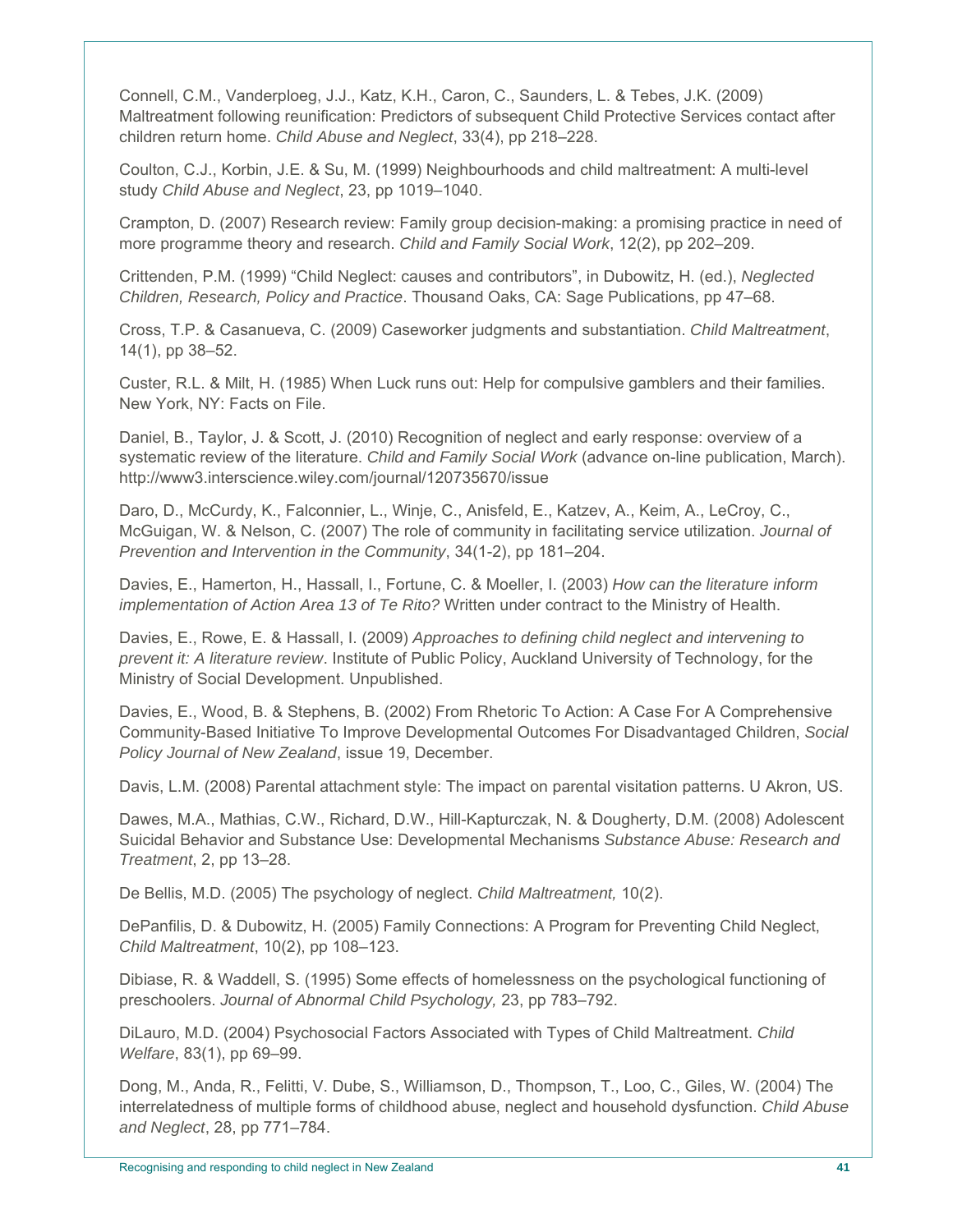Connell, C.M., Vanderploeg, J.J., Katz, K.H., Caron, C., Saunders, L. & Tebes, J.K. (2009) Maltreatment following reunification: Predictors of subsequent Child Protective Services contact after children return home. *Child Abuse and Neglect*, 33(4), pp 218–228.

Coulton, C.J., Korbin, J.E. & Su, M. (1999) Neighbourhoods and child maltreatment: A multi-level study *Child Abuse and Neglect*, 23, pp 1019–1040.

Crampton, D. (2007) Research review: Family group decision-making: a promising practice in need of more programme theory and research. *Child and Family Social Work*, 12(2), pp 202–209.

Crittenden, P.M. (1999) "Child Neglect: causes and contributors", in Dubowitz, H. (ed.), *Neglected Children, Research, Policy and Practice*. Thousand Oaks, CA: Sage Publications, pp 47–68.

Cross, T.P. & Casanueva, C. (2009) Caseworker judgments and substantiation. *Child Maltreatment*, 14(1), pp 38–52.

Custer, R.L. & Milt, H. (1985) When Luck runs out: Help for compulsive gamblers and their families. New York, NY: Facts on File.

Daniel, B., Taylor, J. & Scott, J. (2010) Recognition of neglect and early response: overview of a systematic review of the literature. *Child and Family Social Work* (advance on-line publication, March). http://www3.interscience.wiley.com/journal/120735670/issue

Daro, D., McCurdy, K., Falconnier, L., Winje, C., Anisfeld, E., Katzev, A., Keim, A., LeCroy, C., McGuigan, W. & Nelson, C. (2007) The role of community in facilitating service utilization. *Journal of Prevention and Intervention in the Community*, 34(1-2), pp 181–204.

Davies, E., Hamerton, H., Hassall, I., Fortune, C. & Moeller, I. (2003) *How can the literature inform implementation of Action Area 13 of Te Rito?* Written under contract to the Ministry of Health.

Davies, E., Rowe, E. & Hassall, I. (2009) *Approaches to defining child neglect and intervening to prevent it: A literature review*. Institute of Public Policy, Auckland University of Technology, for the Ministry of Social Development. Unpublished.

Davies, E., Wood, B. & Stephens, B. (2002) From Rhetoric To Action: A Case For A Comprehensive Community-Based Initiative To Improve Developmental Outcomes For Disadvantaged Children, *Social Policy Journal of New Zealand*, issue 19, December.

Davis, L.M. (2008) Parental attachment style: The impact on parental visitation patterns. U Akron, US.

Dawes, M.A., Mathias, C.W., Richard, D.W., Hill-Kapturczak, N. & Dougherty, D.M. (2008) Adolescent Suicidal Behavior and Substance Use: Developmental Mechanisms *Substance Abuse: Research and Treatment*, 2, pp 13–28.

De Bellis, M.D. (2005) The psychology of neglect. *Child Maltreatment,* 10(2).

DePanfilis, D. & Dubowitz, H. (2005) Family Connections: A Program for Preventing Child Neglect, *Child Maltreatment*, 10(2), pp 108–123.

Dibiase, R. & Waddell, S. (1995) Some effects of homelessness on the psychological functioning of preschoolers. *Journal of Abnormal Child Psychology,* 23, pp 783–792.

DiLauro, M.D. (2004) Psychosocial Factors Associated with Types of Child Maltreatment. *Child Welfare*, 83(1), pp 69–99.

Dong, M., Anda, R., Felitti, V. Dube, S., Williamson, D., Thompson, T., Loo, C., Giles, W. (2004) The interrelatedness of multiple forms of childhood abuse, neglect and household dysfunction. *Child Abuse and Neglect*, 28, pp 771–784.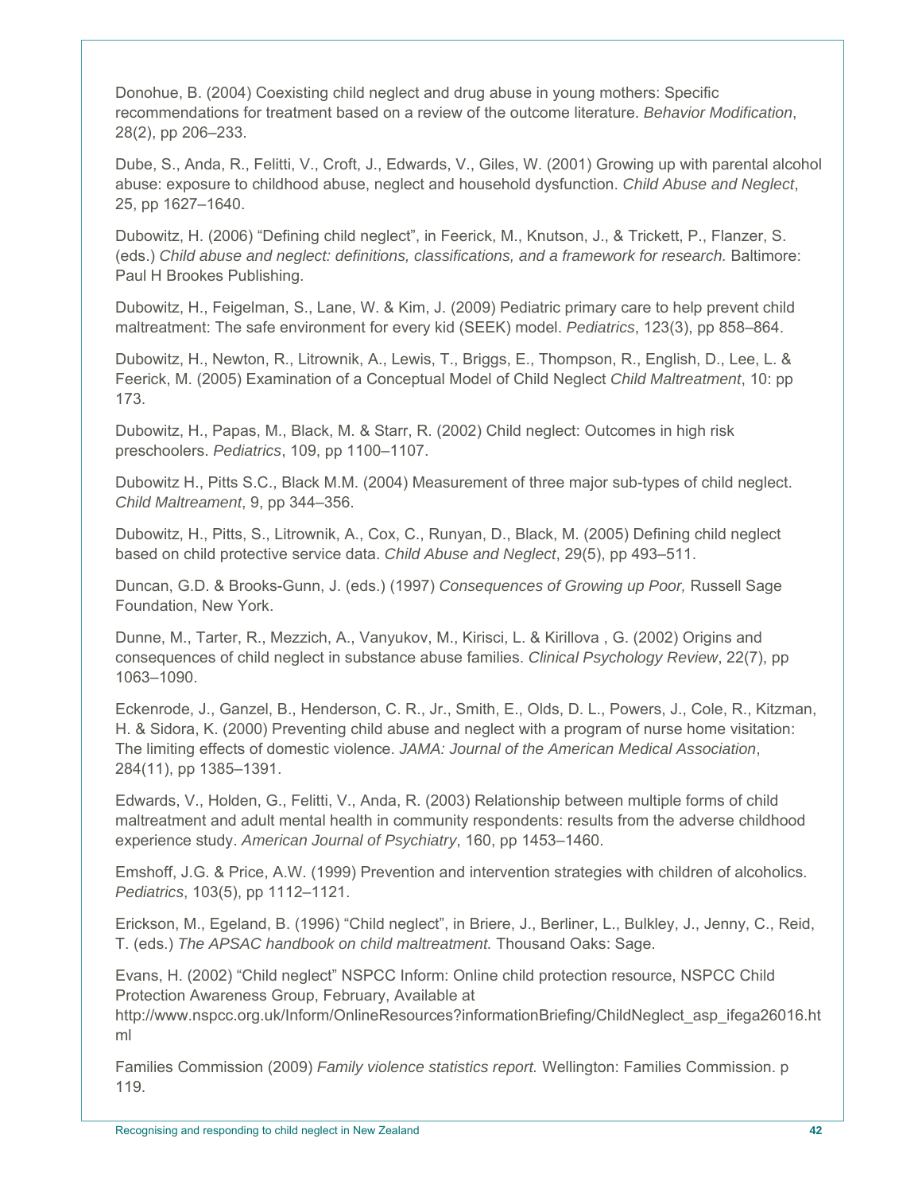Donohue, B. (2004) Coexisting child neglect and drug abuse in young mothers: Specific recommendations for treatment based on a review of the outcome literature. *Behavior Modification*, 28(2), pp 206–233.

Dube, S., Anda, R., Felitti, V., Croft, J., Edwards, V., Giles, W. (2001) Growing up with parental alcohol abuse: exposure to childhood abuse, neglect and household dysfunction. *Child Abuse and Neglect*, 25, pp 1627–1640.

Dubowitz, H. (2006) "Defining child neglect", in Feerick, M., Knutson, J., & Trickett, P., Flanzer, S. (eds.) *Child abuse and neglect: definitions, classifications, and a framework for research.* Baltimore: Paul H Brookes Publishing.

Dubowitz, H., Feigelman, S., Lane, W. & Kim, J. (2009) Pediatric primary care to help prevent child maltreatment: The safe environment for every kid (SEEK) model. *Pediatrics*, 123(3), pp 858–864.

Dubowitz, H., Newton, R., Litrownik, A., Lewis, T., Briggs, E., Thompson, R., English, D., Lee, L. & Feerick, M. (2005) Examination of a Conceptual Model of Child Neglect *Child Maltreatment*, 10: pp 173.

Dubowitz, H., Papas, M., Black, M. & Starr, R. (2002) Child neglect: Outcomes in high risk preschoolers. *Pediatrics*, 109, pp 1100–1107.

Dubowitz H., Pitts S.C., Black M.M. (2004) Measurement of three major sub-types of child neglect. *Child Maltreament*, 9, pp 344–356.

Dubowitz, H., Pitts, S., Litrownik, A., Cox, C., Runyan, D., Black, M. (2005) Defining child neglect based on child protective service data. *Child Abuse and Neglect*, 29(5), pp 493–511.

Duncan, G.D. & Brooks-Gunn, J. (eds.) (1997) *Consequences of Growing up Poor,* Russell Sage Foundation, New York.

Dunne, M., Tarter, R., Mezzich, A., Vanyukov, M., Kirisci, L. & Kirillova , G. (2002) Origins and consequences of child neglect in substance abuse families. *Clinical Psychology Review*, 22(7), pp 1063–1090.

Eckenrode, J., Ganzel, B., Henderson, C. R., Jr., Smith, E., Olds, D. L., Powers, J., Cole, R., Kitzman, H. & Sidora, K. (2000) Preventing child abuse and neglect with a program of nurse home visitation: The limiting effects of domestic violence. *JAMA: Journal of the American Medical Association*, 284(11), pp 1385–1391.

Edwards, V., Holden, G., Felitti, V., Anda, R. (2003) Relationship between multiple forms of child maltreatment and adult mental health in community respondents: results from the adverse childhood experience study. *American Journal of Psychiatry*, 160, pp 1453–1460.

Emshoff, J.G. & Price, A.W. (1999) Prevention and intervention strategies with children of alcoholics. *Pediatrics*, 103(5), pp 1112–1121.

Erickson, M., Egeland, B. (1996) "Child neglect", in Briere, J., Berliner, L., Bulkley, J., Jenny, C., Reid, T. (eds.) *The APSAC handbook on child maltreatment.* Thousand Oaks: Sage.

Evans, H. (2002) "Child neglect" NSPCC Inform: Online child protection resource, NSPCC Child Protection Awareness Group, February, Available at http://www.nspcc.org.uk/Inform/OnlineResources?informationBriefing/ChildNeglect_asp_ifega26016.html

Families Commission (2009) *Family violence statistics report.* Wellington: Families Commission. p 119.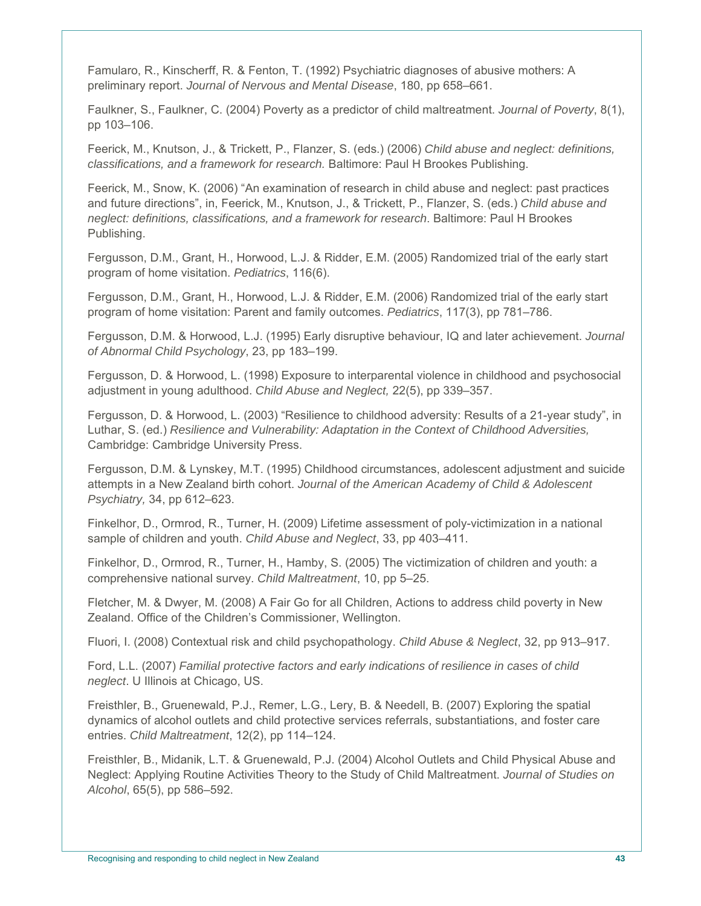Famularo, R., Kinscherff, R. & Fenton, T. (1992) Psychiatric diagnoses of abusive mothers: A preliminary report. *Journal of Nervous and Mental Disease*, 180, pp 658–661.

Faulkner, S., Faulkner, C. (2004) Poverty as a predictor of child maltreatment. *Journal of Poverty*, 8(1), pp 103–106.

Feerick, M., Knutson, J., & Trickett, P., Flanzer, S. (eds.) (2006) *Child abuse and neglect: definitions, classifications, and a framework for research.* Baltimore: Paul H Brookes Publishing.

Feerick, M., Snow, K. (2006) "An examination of research in child abuse and neglect: past practices and future directions", in, Feerick, M., Knutson, J., & Trickett, P., Flanzer, S. (eds.) *Child abuse and neglect: definitions, classifications, and a framework for research*. Baltimore: Paul H Brookes Publishing.

Fergusson, D.M., Grant, H., Horwood, L.J. & Ridder, E.M. (2005) Randomized trial of the early start program of home visitation. *Pediatrics*, 116(6).

Fergusson, D.M., Grant, H., Horwood, L.J. & Ridder, E.M. (2006) Randomized trial of the early start program of home visitation: Parent and family outcomes. *Pediatrics*, 117(3), pp 781–786.

Fergusson, D.M. & Horwood, L.J. (1995) Early disruptive behaviour, IQ and later achievement. *Journal of Abnormal Child Psychology*, 23, pp 183–199.

Fergusson, D. & Horwood, L. (1998) Exposure to interparental violence in childhood and psychosocial adjustment in young adulthood. *Child Abuse and Neglect,* 22(5), pp 339–357.

Fergusson, D. & Horwood, L. (2003) "Resilience to childhood adversity: Results of a 21-year study", in Luthar, S. (ed.) *Resilience and Vulnerability: Adaptation in the Context of Childhood Adversities,* Cambridge: Cambridge University Press.

Fergusson, D.M. & Lynskey, M.T. (1995) Childhood circumstances, adolescent adjustment and suicide attempts in a New Zealand birth cohort. *Journal of the American Academy of Child & Adolescent Psychiatry,* 34, pp 612–623.

Finkelhor, D., Ormrod, R., Turner, H. (2009) Lifetime assessment of poly-victimization in a national sample of children and youth. *Child Abuse and Neglect*, 33, pp 403–411.

Finkelhor, D., Ormrod, R., Turner, H., Hamby, S. (2005) The victimization of children and youth: a comprehensive national survey. *Child Maltreatment*, 10, pp 5–25.

Fletcher, M. & Dwyer, M. (2008) A Fair Go for all Children, Actions to address child poverty in New Zealand. Office of the Children's Commissioner, Wellington.

Fluori, I. (2008) Contextual risk and child psychopathology. *Child Abuse & Neglect*, 32, pp 913–917.

Ford, L.L. (2007) *Familial protective factors and early indications of resilience in cases of child neglect*. U Illinois at Chicago, US.

Freisthler, B., Gruenewald, P.J., Remer, L.G., Lery, B. & Needell, B. (2007) Exploring the spatial dynamics of alcohol outlets and child protective services referrals, substantiations, and foster care entries. *Child Maltreatment*, 12(2), pp 114–124.

Freisthler, B., Midanik, L.T. & Gruenewald, P.J. (2004) Alcohol Outlets and Child Physical Abuse and Neglect: Applying Routine Activities Theory to the Study of Child Maltreatment. *Journal of Studies on Alcohol*, 65(5), pp 586–592.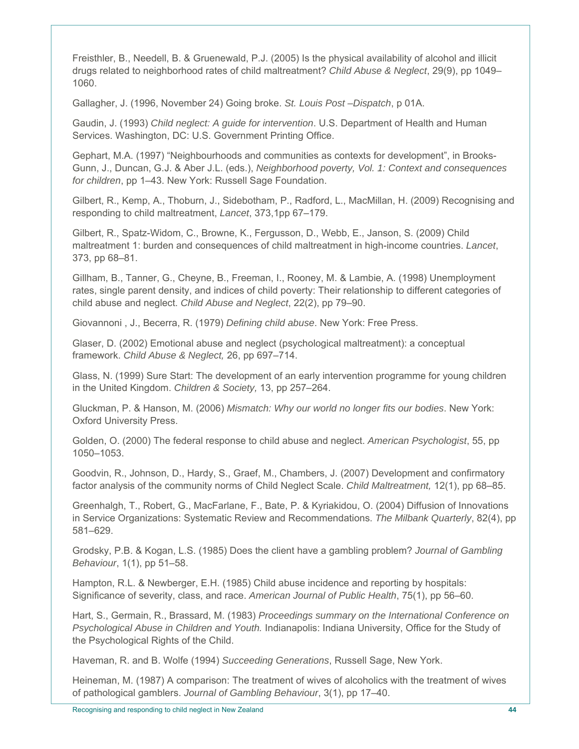Freisthler, B., Needell, B. & Gruenewald, P.J. (2005) Is the physical availability of alcohol and illicit drugs related to neighborhood rates of child maltreatment? *Child Abuse & Neglect*, 29(9), pp 1049–1060.

Gallagher, J. (1996, November 24) Going broke. *St. Louis Post –Dispatch*, p 01A.

Gaudin, J. (1993) *Child neglect: A guide for intervention*. U.S. Department of Health and Human Services. Washington, DC: U.S. Government Printing Office.

Gephart, M.A. (1997) "Neighbourhoods and communities as contexts for development", in Brooks-Gunn, J., Duncan, G.J. & Aber J.L. (eds.), *Neighborhood poverty, Vol. 1: Context and consequences for children*, pp 1–43. New York: Russell Sage Foundation.

Gilbert, R., Kemp, A., Thoburn, J., Sidebotham, P., Radford, L., MacMillan, H. (2009) Recognising and responding to child maltreatment, *Lancet*, 373,1pp 67–179.

Gilbert, R., Spatz-Widom, C., Browne, K., Fergusson, D., Webb, E., Janson, S. (2009) Child maltreatment 1: burden and consequences of child maltreatment in high-income countries. *Lancet*, 373, pp 68–81.

Gillham, B., Tanner, G., Cheyne, B., Freeman, I., Rooney, M. & Lambie, A. (1998) Unemployment rates, single parent density, and indices of child poverty: Their relationship to different categories of child abuse and neglect. *Child Abuse and Neglect*, 22(2), pp 79–90.

Giovannoni , J., Becerra, R. (1979) *Defining child abuse*. New York: Free Press.

Glaser, D. (2002) Emotional abuse and neglect (psychological maltreatment): a conceptual framework. *Child Abuse & Neglect,* 26, pp 697–714.

Glass, N. (1999) Sure Start: The development of an early intervention programme for young children in the United Kingdom. *Children & Society,* 13, pp 257–264.

Gluckman, P. & Hanson, M. (2006) *Mismatch: Why our world no longer fits our bodies*. New York: Oxford University Press.

Golden, O. (2000) The federal response to child abuse and neglect. *American Psychologist*, 55, pp 1050–1053.

Goodvin, R., Johnson, D., Hardy, S., Graef, M., Chambers, J. (2007) Development and confirmatory factor analysis of the community norms of Child Neglect Scale. *Child Maltreatment,* 12(1), pp 68–85.

Greenhalgh, T., Robert, G., MacFarlane, F., Bate, P. & Kyriakidou, O. (2004) Diffusion of Innovations in Service Organizations: Systematic Review and Recommendations. *The Milbank Quarterly*, 82(4), pp 581–629.

Grodsky, P.B. & Kogan, L.S. (1985) Does the client have a gambling problem? *Journal of Gambling Behaviour*, 1(1), pp 51–58.

Hampton, R.L. & Newberger, E.H. (1985) Child abuse incidence and reporting by hospitals: Significance of severity, class, and race. *American Journal of Public Health*, 75(1), pp 56–60.

Hart, S., Germain, R., Brassard, M. (1983) *Proceedings summary on the International Conference on Psychological Abuse in Children and Youth.* Indianapolis: Indiana University, Office for the Study of the Psychological Rights of the Child.

Haveman, R. and B. Wolfe (1994) *Succeeding Generations*, Russell Sage, New York.

Heineman, M. (1987) A comparison: The treatment of wives of alcoholics with the treatment of wives of pathological gamblers. *Journal of Gambling Behaviour*, 3(1), pp 17–40.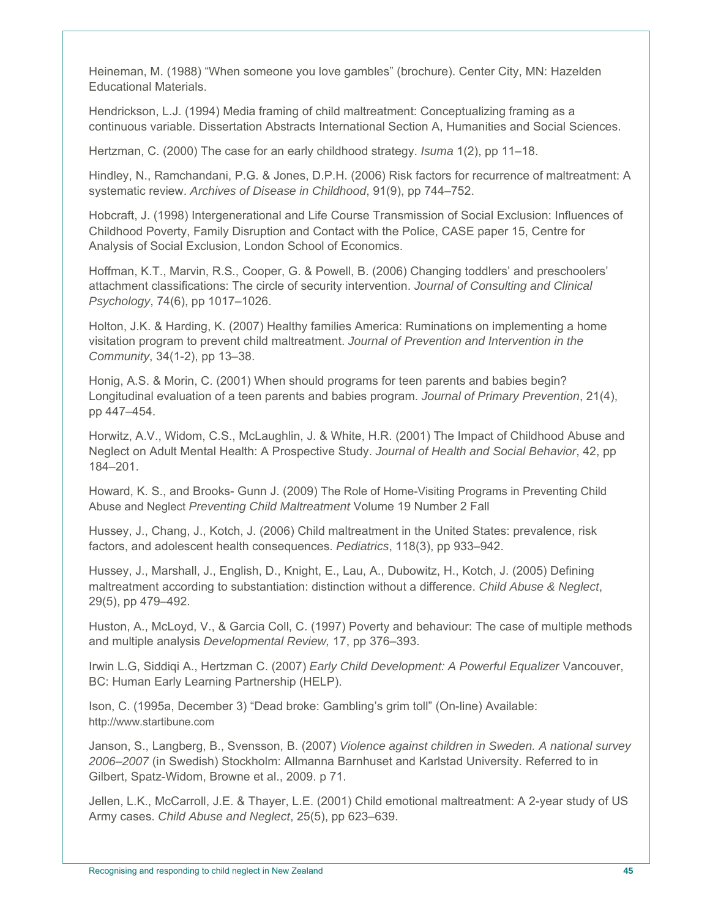Heineman, M. (1988) “When someone you love gambles” (brochure). Center City, MN: Hazelden Educational Materials.

Hendrickson, L.J. (1994) Media framing of child maltreatment: Conceptualizing framing as a continuous variable. Dissertation Abstracts International Section A, Humanities and Social Sciences.

Hertzman, C. (2000) The case for an early childhood strategy. *Isuma* 1(2), pp 11–18.

Hindley, N., Ramchandani, P.G. & Jones, D.P.H. (2006) Risk factors for recurrence of maltreatment: A systematic review. *Archives of Disease in Childhood*, 91(9), pp 744–752.

Hobcraft, J. (1998) Intergenerational and Life Course Transmission of Social Exclusion: Influences of Childhood Poverty, Family Disruption and Contact with the Police, CASE paper 15, Centre for Analysis of Social Exclusion, London School of Economics.

Hoffman, K.T., Marvin, R.S., Cooper, G. & Powell, B. (2006) Changing toddlers' and preschoolers' attachment classifications: The circle of security intervention. *Journal of Consulting and Clinical Psychology*, 74(6), pp 1017–1026.

Holton, J.K. & Harding, K. (2007) Healthy families America: Ruminations on implementing a home visitation program to prevent child maltreatment. *Journal of Prevention and Intervention in the Community*, 34(1-2), pp 13–38.

Honig, A.S. & Morin, C. (2001) When should programs for teen parents and babies begin? Longitudinal evaluation of a teen parents and babies program. *Journal of Primary Prevention*, 21(4), pp 447–454.

Horwitz, A.V., Widom, C.S., McLaughlin, J. & White, H.R. (2001) The Impact of Childhood Abuse and Neglect on Adult Mental Health: A Prospective Study. *Journal of Health and Social Behavior*, 42, pp 184–201.

Howard, K. S., and Brooks- Gunn J. (2009) The Role of Home-Visiting Programs in Preventing Child Abuse and Neglect *Preventing Child Maltreatment* Volume 19 Number 2 Fall

Hussey, J., Chang, J., Kotch, J. (2006) Child maltreatment in the United States: prevalence, risk factors, and adolescent health consequences. *Pediatrics*, 118(3), pp 933–942.

Hussey, J., Marshall, J., English, D., Knight, E., Lau, A., Dubowitz, H., Kotch, J. (2005) Defining maltreatment according to substantiation: distinction without a difference. *Child Abuse & Neglect*, 29(5), pp 479–492.

Huston, A., McLoyd, V., & Garcia Coll, C. (1997) Poverty and behaviour: The case of multiple methods and multiple analysis *Developmental Review,* 17, pp 376–393.

Irwin L.G, Siddiqi A., Hertzman C. (2007) *Early Child Development: A Powerful Equalizer* Vancouver, BC: Human Early Learning Partnership (HELP).

Ison, C. (1995a, December 3) “Dead broke: Gambling's grim toll” (On-line) Available: http://www.startibune.com

Janson, S., Langberg, B., Svensson, B. (2007) *Violence against children in Sweden. A national survey 2006–2007* (in Swedish) Stockholm: Allmanna Barnhuset and Karlstad University. Referred to in Gilbert, Spatz-Widom, Browne et al., 2009. p 71.

Jellen, L.K., McCarroll, J.E. & Thayer, L.E. (2001) Child emotional maltreatment: A 2-year study of US Army cases. *Child Abuse and Neglect*, 25(5), pp 623–639.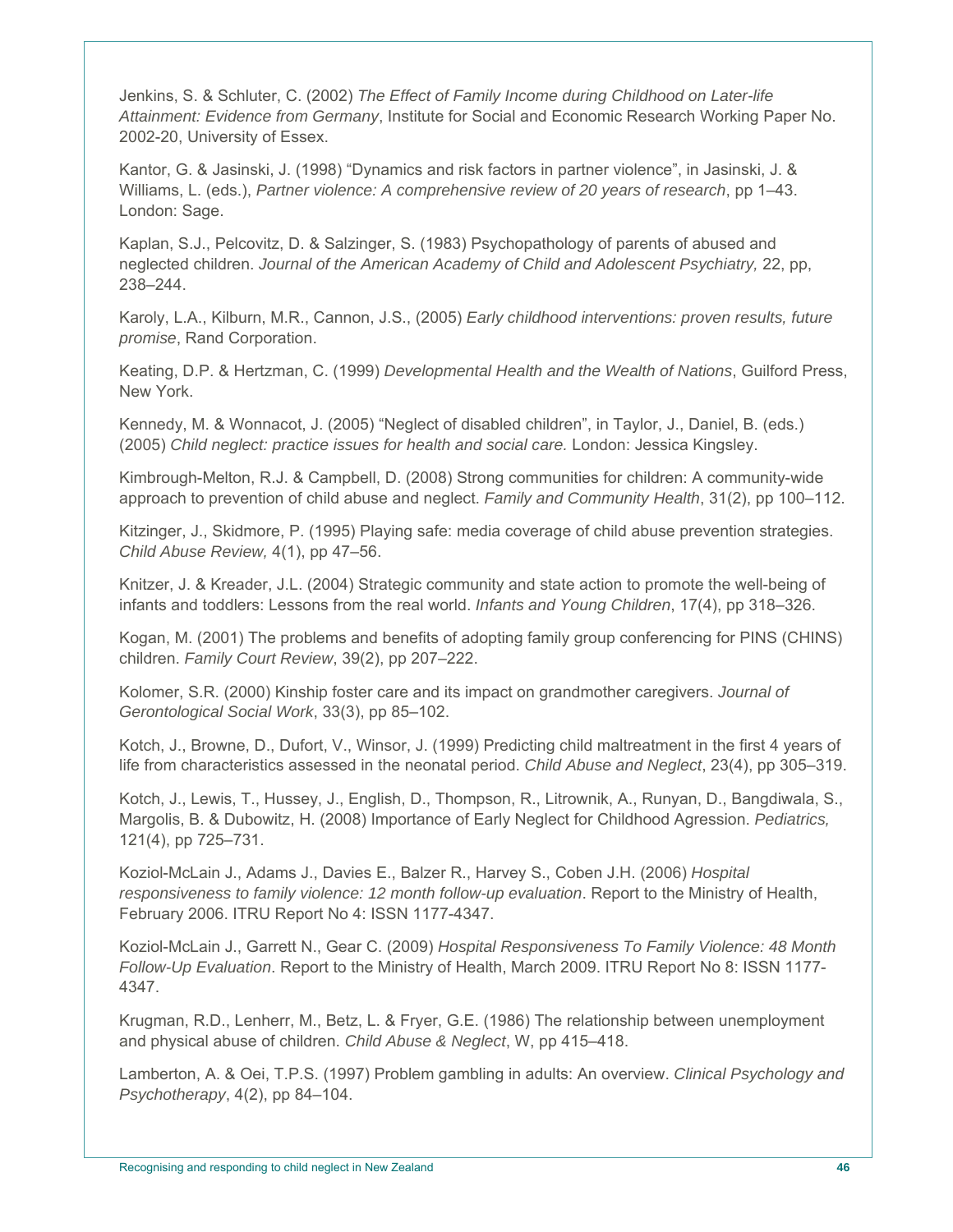Jenkins, S. & Schluter, C. (2002) *The Effect of Family Income during Childhood on Later-life Attainment: Evidence from Germany*, Institute for Social and Economic Research Working Paper No. 2002-20, University of Essex.

Kantor, G. & Jasinski, J. (1998) "Dynamics and risk factors in partner violence", in Jasinski, J. & Williams, L. (eds.), *Partner violence: A comprehensive review of 20 years of research*, pp 1–43. London: Sage.

Kaplan, S.J., Pelcovitz, D. & Salzinger, S. (1983) Psychopathology of parents of abused and neglected children. *Journal of the American Academy of Child and Adolescent Psychiatry,* 22, pp, 238–244.

Karoly, L.A., Kilburn, M.R., Cannon, J.S., (2005) *Early childhood interventions: proven results, future promise*, Rand Corporation.

Keating, D.P. & Hertzman, C. (1999) *Developmental Health and the Wealth of Nations*, Guilford Press, New York.

Kennedy, M. & Wonnacot, J. (2005) "Neglect of disabled children", in Taylor, J., Daniel, B. (eds.) (2005) *Child neglect: practice issues for health and social care.* London: Jessica Kingsley.

Kimbrough-Melton, R.J. & Campbell, D. (2008) Strong communities for children: A community-wide approach to prevention of child abuse and neglect. *Family and Community Health*, 31(2), pp 100–112.

Kitzinger, J., Skidmore, P. (1995) Playing safe: media coverage of child abuse prevention strategies. *Child Abuse Review,* 4(1), pp 47–56.

Knitzer, J. & Kreader, J.L. (2004) Strategic community and state action to promote the well-being of infants and toddlers: Lessons from the real world. *Infants and Young Children*, 17(4), pp 318–326.

Kogan, M. (2001) The problems and benefits of adopting family group conferencing for PINS (CHINS) children. *Family Court Review*, 39(2), pp 207–222.

Kolomer, S.R. (2000) Kinship foster care and its impact on grandmother caregivers. *Journal of Gerontological Social Work*, 33(3), pp 85–102.

Kotch, J., Browne, D., Dufort, V., Winsor, J. (1999) Predicting child maltreatment in the first 4 years of life from characteristics assessed in the neonatal period. *Child Abuse and Neglect*, 23(4), pp 305–319.

Kotch, J., Lewis, T., Hussey, J., English, D., Thompson, R., Litrownik, A., Runyan, D., Bangdiwala, S., Margolis, B. & Dubowitz, H. (2008) Importance of Early Neglect for Childhood Agression. *Pediatrics,* 121(4), pp 725–731.

Koziol-McLain J., Adams J., Davies E., Balzer R., Harvey S., Coben J.H. (2006) *Hospital responsiveness to family violence: 12 month follow-up evaluation*. Report to the Ministry of Health, February 2006. ITRU Report No 4: ISSN 1177-4347.

Koziol-McLain J., Garrett N., Gear C. (2009) *Hospital Responsiveness To Family Violence: 48 Month Follow-Up Evaluation*. Report to the Ministry of Health, March 2009. ITRU Report No 8: ISSN 1177-4347.

Krugman, R.D., Lenherr, M., Betz, L. & Fryer, G.E. (1986) The relationship between unemployment and physical abuse of children. *Child Abuse & Neglect*, W, pp 415–418.

Lamberton, A. & Oei, T.P.S. (1997) Problem gambling in adults: An overview. *Clinical Psychology and Psychotherapy*, 4(2), pp 84–104.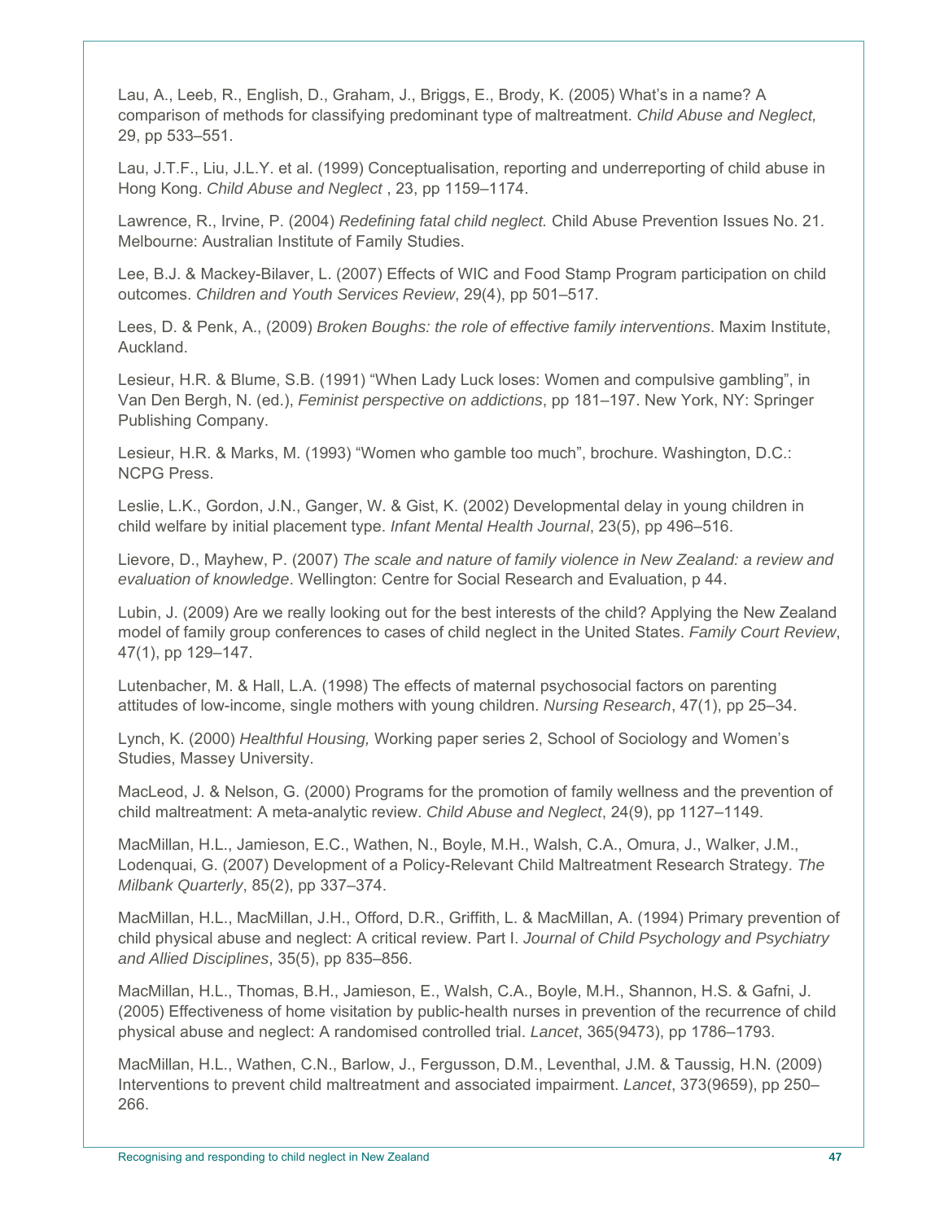Lau, A., Leeb, R., English, D., Graham, J., Briggs, E., Brody, K. (2005) What's in a name? A comparison of methods for classifying predominant type of maltreatment. *Child Abuse and Neglect,* 29, pp 533–551.

Lau, J.T.F., Liu, J.L.Y. et al. (1999) Conceptualisation, reporting and underreporting of child abuse in Hong Kong. *Child Abuse and Neglect* , 23, pp 1159–1174.

Lawrence, R., Irvine, P. (2004) *Redefining fatal child neglect.* Child Abuse Prevention Issues No. 21. Melbourne: Australian Institute of Family Studies.

Lee, B.J. & Mackey-Bilaver, L. (2007) Effects of WIC and Food Stamp Program participation on child outcomes. *Children and Youth Services Review*, 29(4), pp 501–517.

Lees, D. & Penk, A., (2009) *Broken Boughs: the role of effective family interventions*. Maxim Institute, Auckland.

Lesieur, H.R. & Blume, S.B. (1991) "When Lady Luck loses: Women and compulsive gambling", in Van Den Bergh, N. (ed.), *Feminist perspective on addictions*, pp 181–197. New York, NY: Springer Publishing Company.

Lesieur, H.R. & Marks, M. (1993) "Women who gamble too much", brochure. Washington, D.C.: NCPG Press.

Leslie, L.K., Gordon, J.N., Ganger, W. & Gist, K. (2002) Developmental delay in young children in child welfare by initial placement type. *Infant Mental Health Journal*, 23(5), pp 496–516.

Lievore, D., Mayhew, P. (2007) *The scale and nature of family violence in New Zealand: a review and evaluation of knowledge*. Wellington: Centre for Social Research and Evaluation, p 44.

Lubin, J. (2009) Are we really looking out for the best interests of the child? Applying the New Zealand model of family group conferences to cases of child neglect in the United States. *Family Court Review*, 47(1), pp 129–147.

Lutenbacher, M. & Hall, L.A. (1998) The effects of maternal psychosocial factors on parenting attitudes of low-income, single mothers with young children. *Nursing Research*, 47(1), pp 25–34.

Lynch, K. (2000) *Healthful Housing,* Working paper series 2, School of Sociology and Women's Studies, Massey University.

MacLeod, J. & Nelson, G. (2000) Programs for the promotion of family wellness and the prevention of child maltreatment: A meta-analytic review. *Child Abuse and Neglect*, 24(9), pp 1127–1149.

MacMillan, H.L., Jamieson, E.C., Wathen, N., Boyle, M.H., Walsh, C.A., Omura, J., Walker, J.M., Lodenquai, G. (2007) Development of a Policy-Relevant Child Maltreatment Research Strategy. *The Milbank Quarterly*, 85(2), pp 337–374.

MacMillan, H.L., MacMillan, J.H., Offord, D.R., Griffith, L. & MacMillan, A. (1994) Primary prevention of child physical abuse and neglect: A critical review. Part I. *Journal of Child Psychology and Psychiatry and Allied Disciplines*, 35(5), pp 835–856.

MacMillan, H.L., Thomas, B.H., Jamieson, E., Walsh, C.A., Boyle, M.H., Shannon, H.S. & Gafni, J. (2005) Effectiveness of home visitation by public-health nurses in prevention of the recurrence of child physical abuse and neglect: A randomised controlled trial. *Lancet*, 365(9473), pp 1786–1793.

MacMillan, H.L., Wathen, C.N., Barlow, J., Fergusson, D.M., Leventhal, J.M. & Taussig, H.N. (2009) Interventions to prevent child maltreatment and associated impairment. *Lancet*, 373(9659), pp 250–266.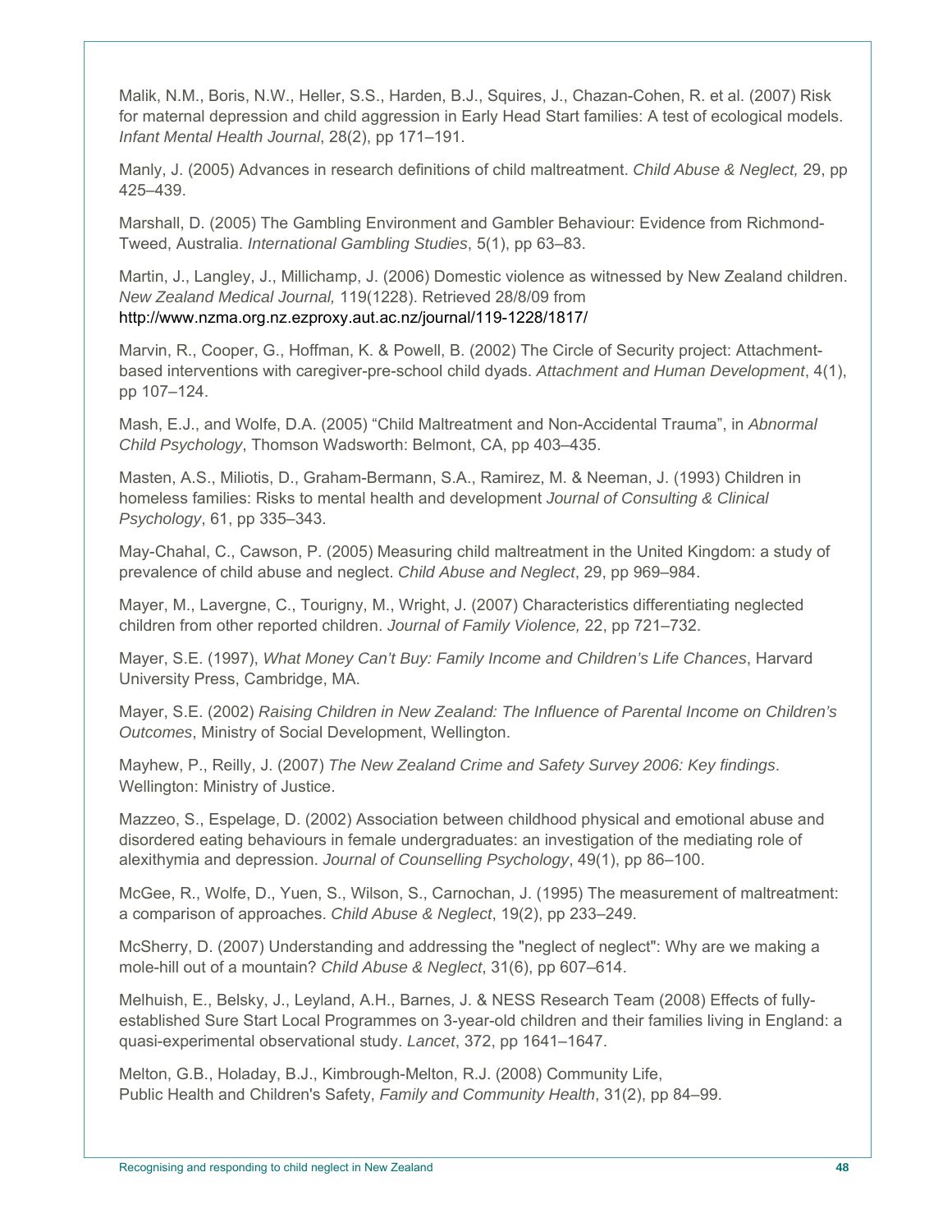Malik, N.M., Boris, N.W., Heller, S.S., Harden, B.J., Squires, J., Chazan-Cohen, R. et al. (2007) Risk for maternal depression and child aggression in Early Head Start families: A test of ecological models. *Infant Mental Health Journal*, 28(2), pp 171–191.

Manly, J. (2005) Advances in research definitions of child maltreatment. *Child Abuse & Neglect,* 29, pp 425–439.

Marshall, D. (2005) The Gambling Environment and Gambler Behaviour: Evidence from Richmond-Tweed, Australia. *International Gambling Studies*, 5(1), pp 63–83.

Martin, J., Langley, J., Millichamp, J. (2006) Domestic violence as witnessed by New Zealand children. *New Zealand Medical Journal,* 119(1228). Retrieved 28/8/09 from http://www.nzma.org.nz.ezproxy.aut.ac.nz/journal/119-1228/1817/

Marvin, R., Cooper, G., Hoffman, K. & Powell, B. (2002) The Circle of Security project: Attachment-based interventions with caregiver-pre-school child dyads. *Attachment and Human Development*, 4(1), pp 107–124.

Mash, E.J., and Wolfe, D.A. (2005) "Child Maltreatment and Non-Accidental Trauma", in *Abnormal Child Psychology*, Thomson Wadsworth: Belmont, CA, pp 403–435.

Masten, A.S., Miliotis, D., Graham-Bermann, S.A., Ramirez, M. & Neeman, J. (1993) Children in homeless families: Risks to mental health and development *Journal of Consulting & Clinical Psychology*, 61, pp 335–343.

May-Chahal, C., Cawson, P. (2005) Measuring child maltreatment in the United Kingdom: a study of prevalence of child abuse and neglect. *Child Abuse and Neglect*, 29, pp 969–984.

Mayer, M., Lavergne, C., Tourigny, M., Wright, J. (2007) Characteristics differentiating neglected children from other reported children. *Journal of Family Violence,* 22, pp 721–732.

Mayer, S.E. (1997), *What Money Can't Buy: Family Income and Children's Life Chances*, Harvard University Press, Cambridge, MA.

Mayer, S.E. (2002) *Raising Children in New Zealand: The Influence of Parental Income on Children's Outcomes*, Ministry of Social Development, Wellington.

Mayhew, P., Reilly, J. (2007) *The New Zealand Crime and Safety Survey 2006: Key findings*. Wellington: Ministry of Justice.

Mazzeo, S., Espelage, D. (2002) Association between childhood physical and emotional abuse and disordered eating behaviours in female undergraduates: an investigation of the mediating role of alexithymia and depression. *Journal of Counselling Psychology*, 49(1), pp 86–100.

McGee, R., Wolfe, D., Yuen, S., Wilson, S., Carnochan, J. (1995) The measurement of maltreatment: a comparison of approaches. *Child Abuse & Neglect*, 19(2), pp 233–249.

McSherry, D. (2007) Understanding and addressing the "neglect of neglect": Why are we making a mole-hill out of a mountain? *Child Abuse & Neglect*, 31(6), pp 607–614.

Melhuish, E., Belsky, J., Leyland, A.H., Barnes, J. & NESS Research Team (2008) Effects of fully-established Sure Start Local Programmes on 3-year-old children and their families living in England: a quasi-experimental observational study. *Lancet*, 372, pp 1641–1647.

Melton, G.B., Holaday, B.J., Kimbrough-Melton, R.J. (2008) Community Life, Public Health and Children's Safety, *Family and Community Health*, 31(2), pp 84–99.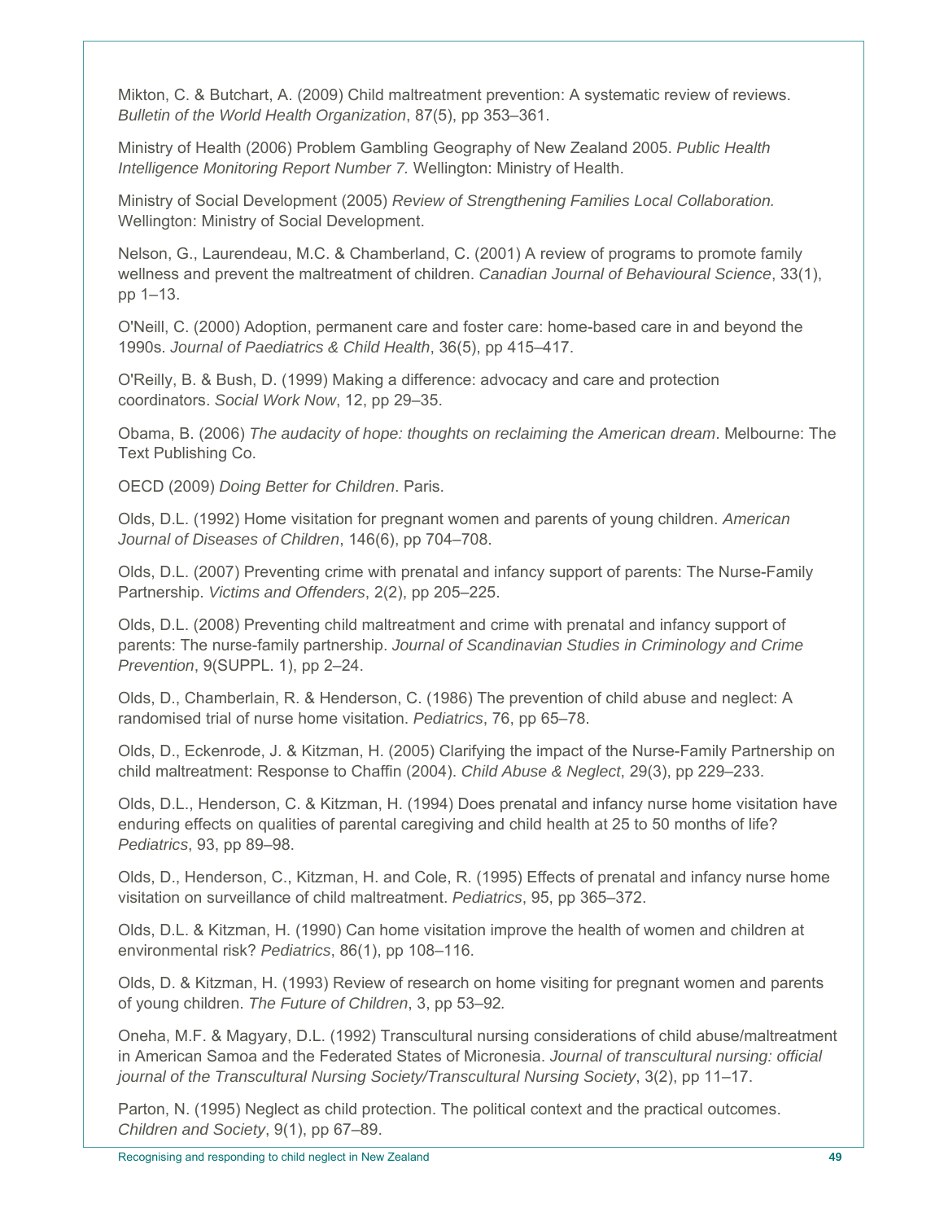Mikton, C. & Butchart, A. (2009) Child maltreatment prevention: A systematic review of reviews. *Bulletin of the World Health Organization*, 87(5), pp 353–361.

Ministry of Health (2006) Problem Gambling Geography of New Zealand 2005. *Public Health Intelligence Monitoring Report Number 7.* Wellington: Ministry of Health.

Ministry of Social Development (2005) *Review of Strengthening Families Local Collaboration.* Wellington: Ministry of Social Development.

Nelson, G., Laurendeau, M.C. & Chamberland, C. (2001) A review of programs to promote family wellness and prevent the maltreatment of children. *Canadian Journal of Behavioural Science*, 33(1), pp 1–13.

O'Neill, C. (2000) Adoption, permanent care and foster care: home-based care in and beyond the 1990s. *Journal of Paediatrics & Child Health*, 36(5), pp 415–417.

O'Reilly, B. & Bush, D. (1999) Making a difference: advocacy and care and protection coordinators. *Social Work Now*, 12, pp 29–35.

Obama, B. (2006) *The audacity of hope: thoughts on reclaiming the American dream*. Melbourne: The Text Publishing Co.

OECD (2009) *Doing Better for Children*. Paris.

Olds, D.L. (1992) Home visitation for pregnant women and parents of young children. *American Journal of Diseases of Children*, 146(6), pp 704–708.

Olds, D.L. (2007) Preventing crime with prenatal and infancy support of parents: The Nurse-Family Partnership. *Victims and Offenders*, 2(2), pp 205–225.

Olds, D.L. (2008) Preventing child maltreatment and crime with prenatal and infancy support of parents: The nurse-family partnership. *Journal of Scandinavian Studies in Criminology and Crime Prevention*, 9(SUPPL. 1), pp 2–24.

Olds, D., Chamberlain, R. & Henderson, C. (1986) The prevention of child abuse and neglect: A randomised trial of nurse home visitation. *Pediatrics*, 76, pp 65–78.

Olds, D., Eckenrode, J. & Kitzman, H. (2005) Clarifying the impact of the Nurse-Family Partnership on child maltreatment: Response to Chaffin (2004). *Child Abuse & Neglect*, 29(3), pp 229–233.

Olds, D.L., Henderson, C. & Kitzman, H. (1994) Does prenatal and infancy nurse home visitation have enduring effects on qualities of parental caregiving and child health at 25 to 50 months of life? *Pediatrics*, 93, pp 89–98.

Olds, D., Henderson, C., Kitzman, H. and Cole, R. (1995) Effects of prenatal and infancy nurse home visitation on surveillance of child maltreatment. *Pediatrics*, 95, pp 365–372.

Olds, D.L. & Kitzman, H. (1990) Can home visitation improve the health of women and children at environmental risk? *Pediatrics*, 86(1), pp 108–116.

Olds, D. & Kitzman, H. (1993) Review of research on home visiting for pregnant women and parents of young children. *The Future of Children*, 3, pp 53–92.

Oneha, M.F. & Magyary, D.L. (1992) Transcultural nursing considerations of child abuse/maltreatment in American Samoa and the Federated States of Micronesia. *Journal of transcultural nursing: official journal of the Transcultural Nursing Society/Transcultural Nursing Society*, 3(2), pp 11–17.

Parton, N. (1995) Neglect as child protection. The political context and the practical outcomes. *Children and Society*, 9(1), pp 67–89.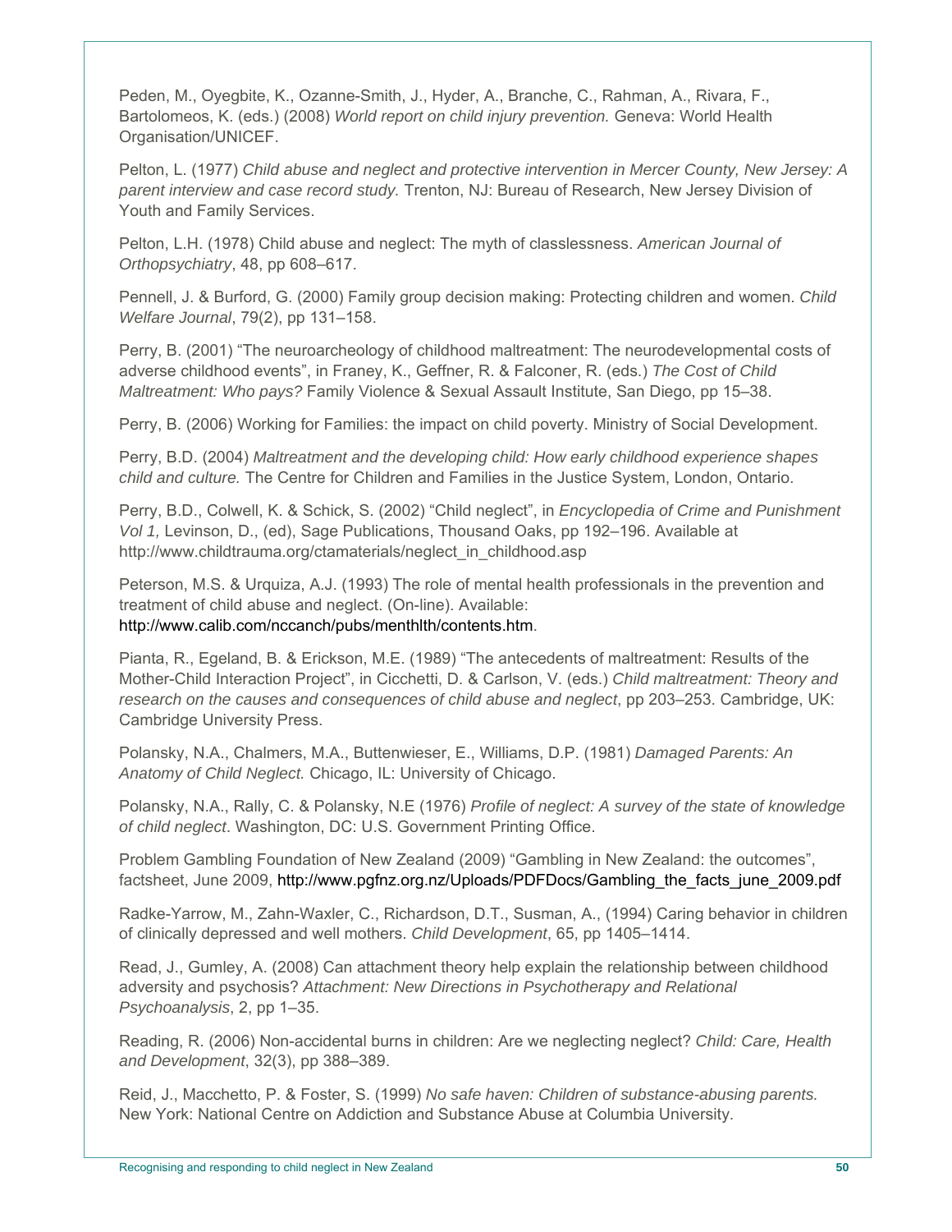Peden, M., Oyegbite, K., Ozanne-Smith, J., Hyder, A., Branche, C., Rahman, A., Rivara, F., Bartolomeos, K. (eds.) (2008) *World report on child injury prevention.* Geneva: World Health Organisation/UNICEF.

Pelton, L. (1977) *Child abuse and neglect and protective intervention in Mercer County, New Jersey: A parent interview and case record study.* Trenton, NJ: Bureau of Research, New Jersey Division of Youth and Family Services.

Pelton, L.H. (1978) Child abuse and neglect: The myth of classlessness. *American Journal of Orthopsychiatry*, 48, pp 608–617.

Pennell, J. & Burford, G. (2000) Family group decision making: Protecting children and women. *Child Welfare Journal*, 79(2), pp 131–158.

Perry, B. (2001) "The neuroarcheology of childhood maltreatment: The neurodevelopmental costs of adverse childhood events", in Franey, K., Geffner, R. & Falconer, R. (eds.) *The Cost of Child Maltreatment: Who pays?* Family Violence & Sexual Assault Institute, San Diego, pp 15–38.

Perry, B. (2006) Working for Families: the impact on child poverty. Ministry of Social Development.

Perry, B.D. (2004) *Maltreatment and the developing child: How early childhood experience shapes child and culture.* The Centre for Children and Families in the Justice System, London, Ontario.

Perry, B.D., Colwell, K. & Schick, S. (2002) "Child neglect", in *Encyclopedia of Crime and Punishment Vol 1,* Levinson, D., (ed), Sage Publications, Thousand Oaks, pp 192–196. Available at http://www.childtrauma.org/ctamaterials/neglect_in_childhood.asp

Peterson, M.S. & Urquiza, A.J. (1993) The role of mental health professionals in the prevention and treatment of child abuse and neglect. (On-line). Available: http://www.calib.com/nccanch/pubs/menthlth/contents.htm.

Pianta, R., Egeland, B. & Erickson, M.E. (1989) "The antecedents of maltreatment: Results of the Mother-Child Interaction Project", in Cicchetti, D. & Carlson, V. (eds.) *Child maltreatment: Theory and research on the causes and consequences of child abuse and neglect*, pp 203–253. Cambridge, UK: Cambridge University Press.

Polansky, N.A., Chalmers, M.A., Buttenwieser, E., Williams, D.P. (1981) *Damaged Parents: An Anatomy of Child Neglect.* Chicago, IL: University of Chicago.

Polansky, N.A., Rally, C. & Polansky, N.E (1976) *Profile of neglect: A survey of the state of knowledge of child neglect*. Washington, DC: U.S. Government Printing Office.

Problem Gambling Foundation of New Zealand (2009) "Gambling in New Zealand: the outcomes", factsheet, June 2009, http://www.pgfnz.org.nz/Uploads/PDFDocs/Gambling_the_facts_june_2009.pdf

Radke-Yarrow, M., Zahn-Waxler, C., Richardson, D.T., Susman, A., (1994) Caring behavior in children of clinically depressed and well mothers. *Child Development*, 65, pp 1405–1414.

Read, J., Gumley, A. (2008) Can attachment theory help explain the relationship between childhood adversity and psychosis? *Attachment: New Directions in Psychotherapy and Relational Psychoanalysis*, 2, pp 1–35.

Reading, R. (2006) Non-accidental burns in children: Are we neglecting neglect? *Child: Care, Health and Development*, 32(3), pp 388–389.

Reid, J., Macchetto, P. & Foster, S. (1999) *No safe haven: Children of substance-abusing parents.* New York: National Centre on Addiction and Substance Abuse at Columbia University.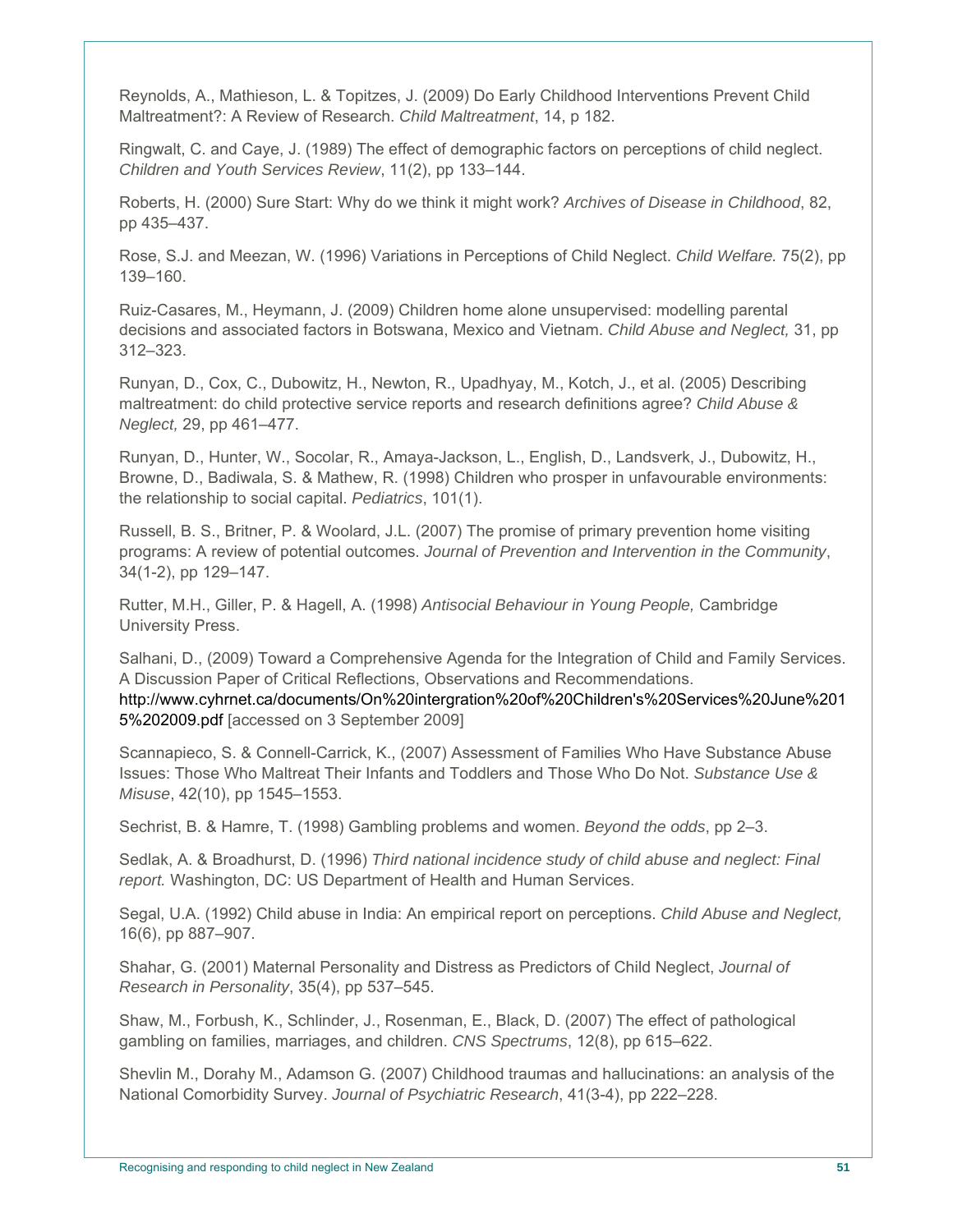Reynolds, A., Mathieson, L. & Topitzes, J. (2009) Do Early Childhood Interventions Prevent Child Maltreatment?: A Review of Research. *Child Maltreatment*, 14, p 182.

Ringwalt, C. and Caye, J. (1989) The effect of demographic factors on perceptions of child neglect. *Children and Youth Services Review*, 11(2), pp 133–144.

Roberts, H. (2000) Sure Start: Why do we think it might work? *Archives of Disease in Childhood*, 82, pp 435–437.

Rose, S.J. and Meezan, W. (1996) Variations in Perceptions of Child Neglect. *Child Welfare.* 75(2), pp 139–160.

Ruiz-Casares, M., Heymann, J. (2009) Children home alone unsupervised: modelling parental decisions and associated factors in Botswana, Mexico and Vietnam. *Child Abuse and Neglect,* 31, pp 312–323.

Runyan, D., Cox, C., Dubowitz, H., Newton, R., Upadhyay, M., Kotch, J., et al. (2005) Describing maltreatment: do child protective service reports and research definitions agree? *Child Abuse & Neglect,* 29, pp 461–477.

Runyan, D., Hunter, W., Socolar, R., Amaya-Jackson, L., English, D., Landsverk, J., Dubowitz, H., Browne, D., Badiwala, S. & Mathew, R. (1998) Children who prosper in unfavourable environments: the relationship to social capital. *Pediatrics*, 101(1).

Russell, B. S., Britner, P. & Woolard, J.L. (2007) The promise of primary prevention home visiting programs: A review of potential outcomes. *Journal of Prevention and Intervention in the Community*, 34(1-2), pp 129–147.

Rutter, M.H., Giller, P. & Hagell, A. (1998) *Antisocial Behaviour in Young People,* Cambridge University Press.

Salhani, D., (2009) Toward a Comprehensive Agenda for the Integration of Child and Family Services. A Discussion Paper of Critical Reflections, Observations and Recommendations. http://www.cyhrnet.ca/documents/On%20intergration%20of%20Children's%20Services%20June%2015%202009.pdf [accessed on 3 September 2009]

Scannapieco, S. & Connell-Carrick, K., (2007) Assessment of Families Who Have Substance Abuse Issues: Those Who Maltreat Their Infants and Toddlers and Those Who Do Not. *Substance Use & Misuse*, 42(10), pp 1545–1553.

Sechrist, B. & Hamre, T. (1998) Gambling problems and women. *Beyond the odds*, pp 2–3.

Sedlak, A. & Broadhurst, D. (1996) *Third national incidence study of child abuse and neglect: Final report.* Washington, DC: US Department of Health and Human Services.

Segal, U.A. (1992) Child abuse in India: An empirical report on perceptions. *Child Abuse and Neglect,* 16(6), pp 887–907.

Shahar, G. (2001) Maternal Personality and Distress as Predictors of Child Neglect, *Journal of Research in Personality*, 35(4), pp 537–545.

Shaw, M., Forbush, K., Schlinder, J., Rosenman, E., Black, D. (2007) The effect of pathological gambling on families, marriages, and children. *CNS Spectrums*, 12(8), pp 615–622.

Shevlin M., Dorahy M., Adamson G. (2007) Childhood traumas and hallucinations: an analysis of the National Comorbidity Survey. *Journal of Psychiatric Research*, 41(3-4), pp 222–228.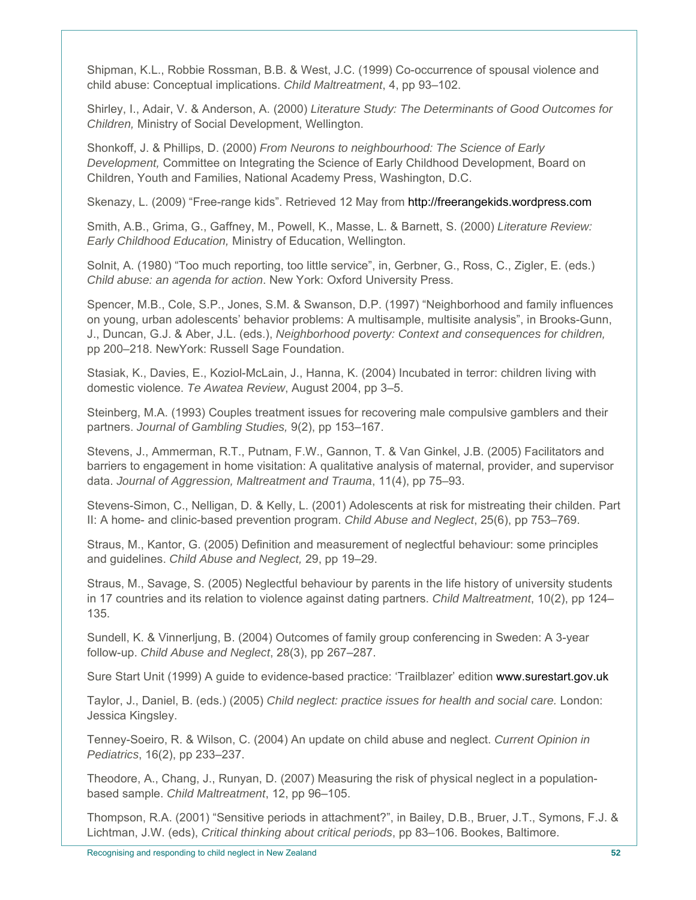Shipman, K.L., Robbie Rossman, B.B. & West, J.C. (1999) Co-occurrence of spousal violence and child abuse: Conceptual implications. *Child Maltreatment*, 4, pp 93–102.

Shirley, I., Adair, V. & Anderson, A. (2000) *Literature Study: The Determinants of Good Outcomes for Children,* Ministry of Social Development, Wellington.

Shonkoff, J. & Phillips, D. (2000) *From Neurons to neighbourhood: The Science of Early Development,* Committee on Integrating the Science of Early Childhood Development, Board on Children, Youth and Families, National Academy Press, Washington, D.C.

Skenazy, L. (2009) "Free-range kids". Retrieved 12 May from http://freerangekids.wordpress.com

Smith, A.B., Grima, G., Gaffney, M., Powell, K., Masse, L. & Barnett, S. (2000) *Literature Review: Early Childhood Education,* Ministry of Education, Wellington.

Solnit, A. (1980) "Too much reporting, too little service", in, Gerbner, G., Ross, C., Zigler, E. (eds.) *Child abuse: an agenda for action*. New York: Oxford University Press.

Spencer, M.B., Cole, S.P., Jones, S.M. & Swanson, D.P. (1997) "Neighborhood and family influences on young, urban adolescents' behavior problems: A multisample, multisite analysis", in Brooks-Gunn, J., Duncan, G.J. & Aber, J.L. (eds.), *Neighborhood poverty: Context and consequences for children,* pp 200–218. NewYork: Russell Sage Foundation.

Stasiak, K., Davies, E., Koziol-McLain, J., Hanna, K. (2004) Incubated in terror: children living with domestic violence. *Te Awatea Review*, August 2004, pp 3–5.

Steinberg, M.A. (1993) Couples treatment issues for recovering male compulsive gamblers and their partners. *Journal of Gambling Studies,* 9(2), pp 153–167.

Stevens, J., Ammerman, R.T., Putnam, F.W., Gannon, T. & Van Ginkel, J.B. (2005) Facilitators and barriers to engagement in home visitation: A qualitative analysis of maternal, provider, and supervisor data. *Journal of Aggression, Maltreatment and Trauma*, 11(4), pp 75–93.

Stevens-Simon, C., Nelligan, D. & Kelly, L. (2001) Adolescents at risk for mistreating their childen. Part II: A home- and clinic-based prevention program. *Child Abuse and Neglect*, 25(6), pp 753–769.

Straus, M., Kantor, G. (2005) Definition and measurement of neglectful behaviour: some principles and guidelines. *Child Abuse and Neglect,* 29, pp 19–29.

Straus, M., Savage, S. (2005) Neglectful behaviour by parents in the life history of university students in 17 countries and its relation to violence against dating partners. *Child Maltreatment*, 10(2), pp 124–135.

Sundell, K. & Vinnerljung, B. (2004) Outcomes of family group conferencing in Sweden: A 3-year follow-up. *Child Abuse and Neglect*, 28(3), pp 267–287.

Sure Start Unit (1999) A guide to evidence-based practice: 'Trailblazer' edition www.surestart.gov.uk

Taylor, J., Daniel, B. (eds.) (2005) *Child neglect: practice issues for health and social care.* London: Jessica Kingsley.

Tenney-Soeiro, R. & Wilson, C. (2004) An update on child abuse and neglect. *Current Opinion in Pediatrics*, 16(2), pp 233–237.

Theodore, A., Chang, J., Runyan, D. (2007) Measuring the risk of physical neglect in a population-based sample. *Child Maltreatment*, 12, pp 96–105.

Thompson, R.A. (2001) "Sensitive periods in attachment?", in Bailey, D.B., Bruer, J.T., Symons, F.J. & Lichtman, J.W. (eds), *Critical thinking about critical periods*, pp 83–106. Bookes, Baltimore.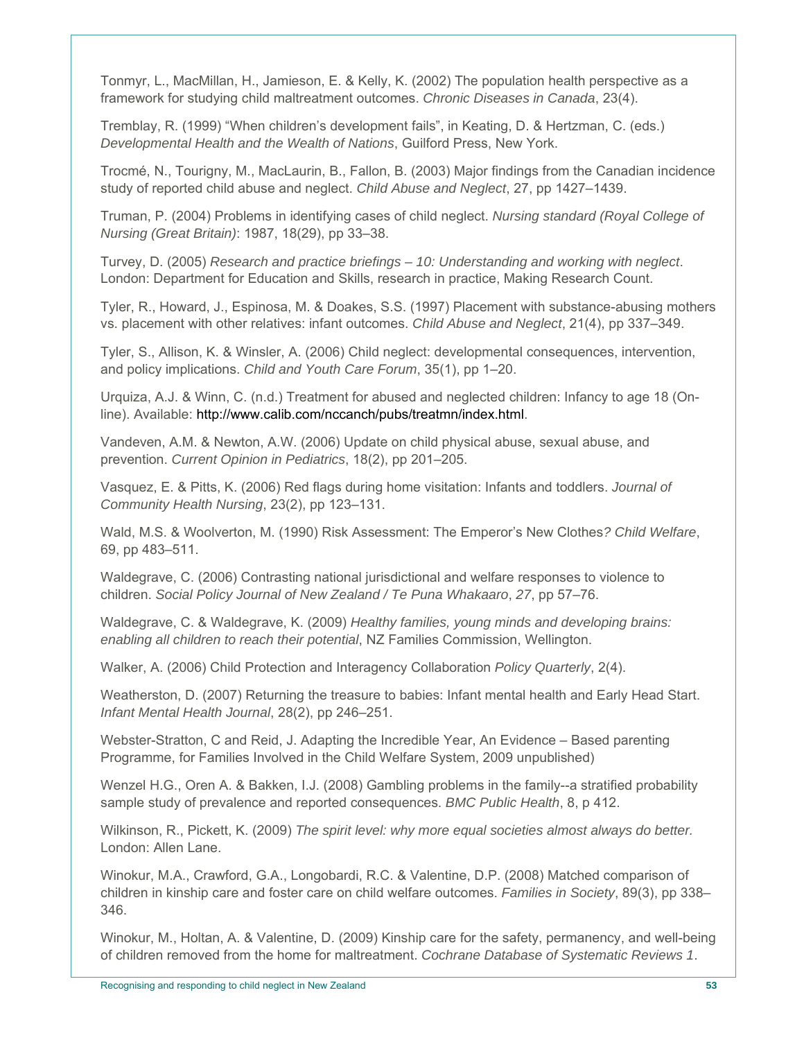Tonmyr, L., MacMillan, H., Jamieson, E. & Kelly, K. (2002) The population health perspective as a framework for studying child maltreatment outcomes. *Chronic Diseases in Canada*, 23(4).

Tremblay, R. (1999) "When children's development fails", in Keating, D. & Hertzman, C. (eds.) *Developmental Health and the Wealth of Nations*, Guilford Press, New York.

Trocmé, N., Tourigny, M., MacLaurin, B., Fallon, B. (2003) Major findings from the Canadian incidence study of reported child abuse and neglect. *Child Abuse and Neglect*, 27, pp 1427–1439.

Truman, P. (2004) Problems in identifying cases of child neglect. *Nursing standard (Royal College of Nursing (Great Britain)*: 1987, 18(29), pp 33–38.

Turvey, D. (2005) *Research and practice briefings – 10: Understanding and working with neglect*. London: Department for Education and Skills, research in practice, Making Research Count.

Tyler, R., Howard, J., Espinosa, M. & Doakes, S.S. (1997) Placement with substance-abusing mothers vs. placement with other relatives: infant outcomes. *Child Abuse and Neglect*, 21(4), pp 337–349.

Tyler, S., Allison, K. & Winsler, A. (2006) Child neglect: developmental consequences, intervention, and policy implications. *Child and Youth Care Forum*, 35(1), pp 1–20.

Urquiza, A.J. & Winn, C. (n.d.) Treatment for abused and neglected children: Infancy to age 18 (On-line). Available: http://www.calib.com/nccanch/pubs/treatmn/index.html.

Vandeven, A.M. & Newton, A.W. (2006) Update on child physical abuse, sexual abuse, and prevention. *Current Opinion in Pediatrics*, 18(2), pp 201–205.

Vasquez, E. & Pitts, K. (2006) Red flags during home visitation: Infants and toddlers. *Journal of Community Health Nursing*, 23(2), pp 123–131.

Wald, M.S. & Woolverton, M. (1990) Risk Assessment: The Emperor's New Clothes*? Child Welfare*, 69, pp 483–511.

Waldegrave, C. (2006) Contrasting national jurisdictional and welfare responses to violence to children. *Social Policy Journal of New Zealand / Te Puna Whakaaro*, *27*, pp 57–76.

Waldegrave, C. & Waldegrave, K. (2009) *Healthy families, young minds and developing brains: enabling all children to reach their potential*, NZ Families Commission, Wellington.

Walker, A. (2006) Child Protection and Interagency Collaboration *Policy Quarterly*, 2(4).

Weatherston, D. (2007) Returning the treasure to babies: Infant mental health and Early Head Start. *Infant Mental Health Journal*, 28(2), pp 246–251.

Webster-Stratton, C and Reid, J. Adapting the Incredible Year, An Evidence – Based parenting Programme, for Families Involved in the Child Welfare System, 2009 unpublished)

Wenzel H.G., Oren A. & Bakken, I.J. (2008) Gambling problems in the family--a stratified probability sample study of prevalence and reported consequences. *BMC Public Health*, 8, p 412.

Wilkinson, R., Pickett, K. (2009) *The spirit level: why more equal societies almost always do better.* London: Allen Lane.

Winokur, M.A., Crawford, G.A., Longobardi, R.C. & Valentine, D.P. (2008) Matched comparison of children in kinship care and foster care on child welfare outcomes. *Families in Society*, 89(3), pp 338–346.

Winokur, M., Holtan, A. & Valentine, D. (2009) Kinship care for the safety, permanency, and well-being of children removed from the home for maltreatment. *Cochrane Database of Systematic Reviews 1*.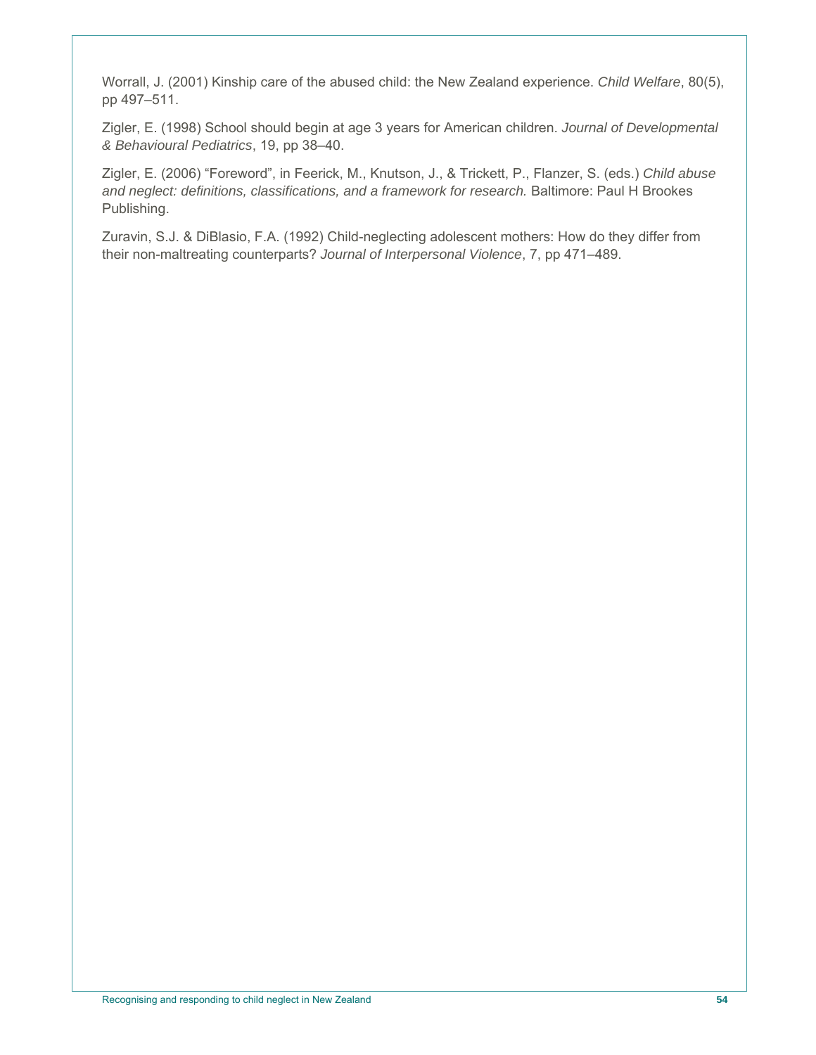Worrall, J. (2001) Kinship care of the abused child: the New Zealand experience. *Child Welfare*, 80(5), pp 497–511.

Zigler, E. (1998) School should begin at age 3 years for American children. *Journal of Developmental & Behavioural Pediatrics*, 19, pp 38–40.

Zigler, E. (2006) "Foreword", in Feerick, M., Knutson, J., & Trickett, P., Flanzer, S. (eds.) *Child abuse and neglect: definitions, classifications, and a framework for research.* Baltimore: Paul H Brookes Publishing.

Zuravin, S.J. & DiBlasio, F.A. (1992) Child-neglecting adolescent mothers: How do they differ from their non-maltreating counterparts? *Journal of Interpersonal Violence*, 7, pp 471–489.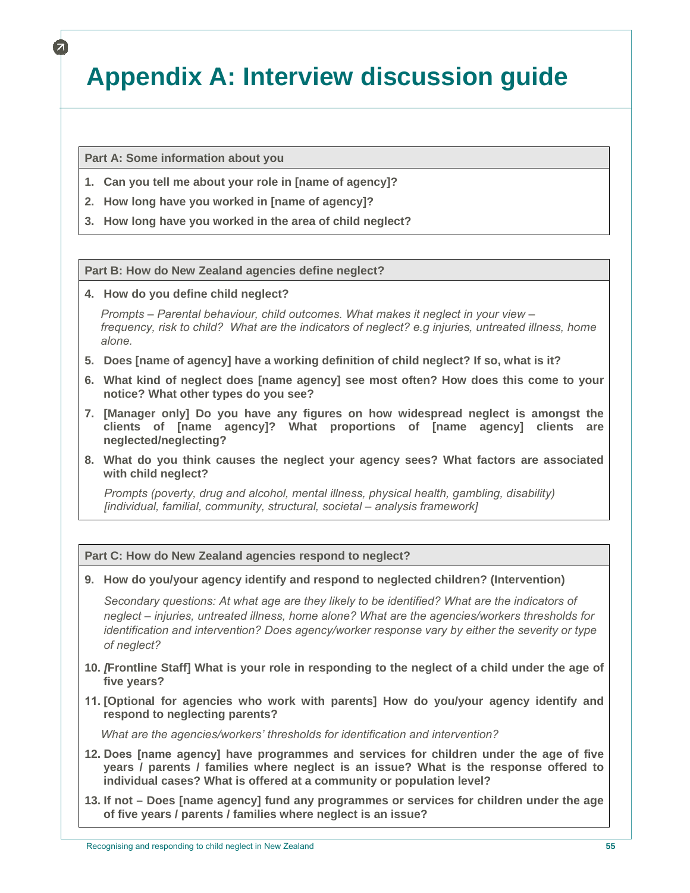# Appendix A: Interview discussion guide

**Part A: Some information about you**

1. **Can you tell me about your role in [name of agency]?**
2. **How long have you worked in [name of agency]?**
3. **How long have you worked in the area of child neglect?**

**Part B: How do New Zealand agencies define neglect?**

4. **How do you define child neglect?**

   *Prompts – Parental behaviour, child outcomes. What makes it neglect in your view – frequency, risk to child? What are the indicators of neglect? e.g injuries, untreated illness, home alone.*

5. **Does [name of agency] have a working definition of child neglect? If so, what is it?**
6. **What kind of neglect does [name agency] see most often? How does this come to your notice? What other types do you see?**
7. **[Manager only] Do you have any figures on how widespread neglect is amongst the clients of [name agency]? What proportions of [name agency] clients are neglected/neglecting?**
8. **What do you think causes the neglect your agency sees? What factors are associated with child neglect?**

   *Prompts (poverty, drug and alcohol, mental illness, physical health, gambling, disability) [individual, familial, community, structural, societal – analysis framework]*

**Part C: How do New Zealand agencies respond to neglect?**

9. **How do you/your agency identify and respond to neglected children? (Intervention)**

   *Secondary questions: At what age are they likely to be identified? What are the indicators of neglect – injuries, untreated illness, home alone? What are the agencies/workers thresholds for identification and intervention? Does agency/worker response vary by either the severity or type of neglect?*

10. **[Frontline Staff] What is your role in responding to the neglect of a child under the age of five years?**
11. **[Optional for agencies who work with parents] How do you/your agency identify and respond to neglecting parents?**

    *What are the agencies/workers' thresholds for identification and intervention?*

12. **Does [name agency] have programmes and services for children under the age of five years / parents / families where neglect is an issue? What is the response offered to individual cases? What is offered at a community or population level?**
13. **If not – Does [name agency] fund any programmes or services for children under the age of five years / parents / families where neglect is an issue?**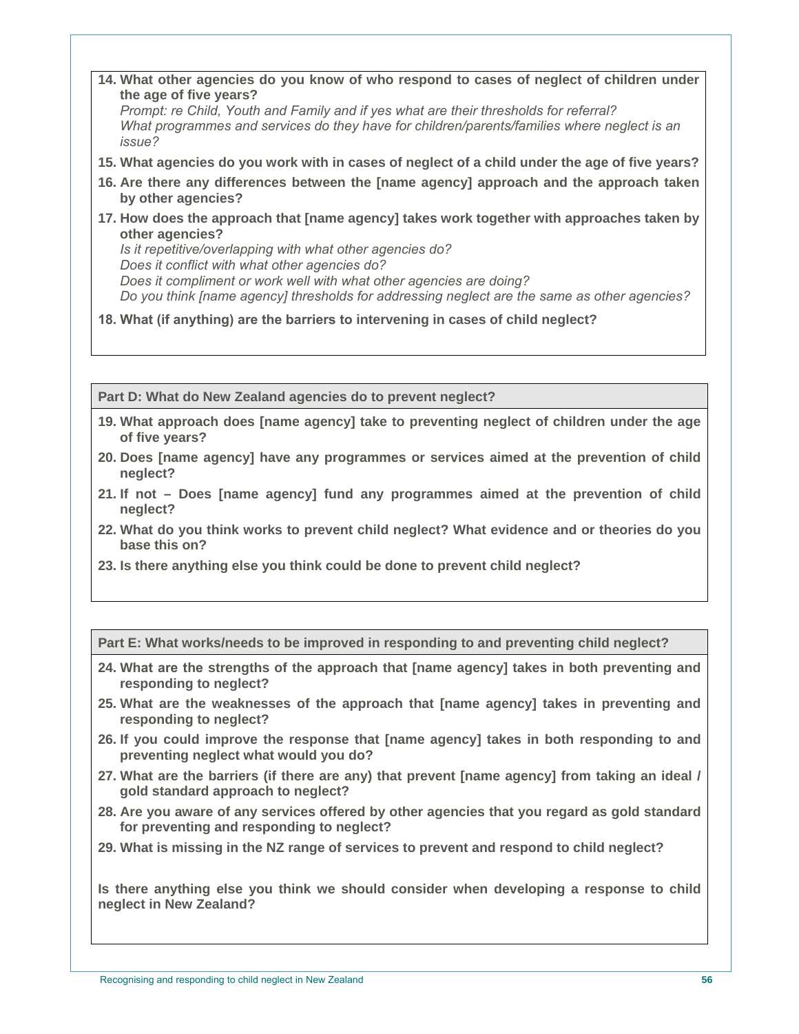14. **What other agencies do you know of who respond to cases of neglect of children under the age of five years?**
    *Prompt: re Child, Youth and Family and if yes what are their thresholds for referral?*
    *What programmes and services do they have for children/parents/families where neglect is an issue?*
15. **What agencies do you work with in cases of neglect of a child under the age of five years?**
16. **Are there any differences between the [name agency] approach and the approach taken by other agencies?**
17. **How does the approach that [name agency] takes work together with approaches taken by other agencies?**
    *Is it repetitive/overlapping with what other agencies do?*
    *Does it conflict with what other agencies do?*
    *Does it compliment or work well with what other agencies are doing?*
    *Do you think [name agency] thresholds for addressing neglect are the same as other agencies?*
18. **What (if anything) are the barriers to intervening in cases of child neglect?**

**Part D: What do New Zealand agencies do to prevent neglect?**

19. **What approach does [name agency] take to preventing neglect of children under the age of five years?**
20. **Does [name agency] have any programmes or services aimed at the prevention of child neglect?**
21. **If not – Does [name agency] fund any programmes aimed at the prevention of child neglect?**
22. **What do you think works to prevent child neglect? What evidence and or theories do you base this on?**
23. **Is there anything else you think could be done to prevent child neglect?**

**Part E: What works/needs to be improved in responding to and preventing child neglect?**

24. **What are the strengths of the approach that [name agency] takes in both preventing and responding to neglect?**
25. **What are the weaknesses of the approach that [name agency] takes in preventing and responding to neglect?**
26. **If you could improve the response that [name agency] takes in both responding to and preventing neglect what would you do?**
27. **What are the barriers (if there are any) that prevent [name agency] from taking an ideal / gold standard approach to neglect?**
28. **Are you aware of any services offered by other agencies that you regard as gold standard for preventing and responding to neglect?**
29. **What is missing in the NZ range of services to prevent and respond to child neglect?**

**Is there anything else you think we should consider when developing a response to child neglect in New Zealand?**